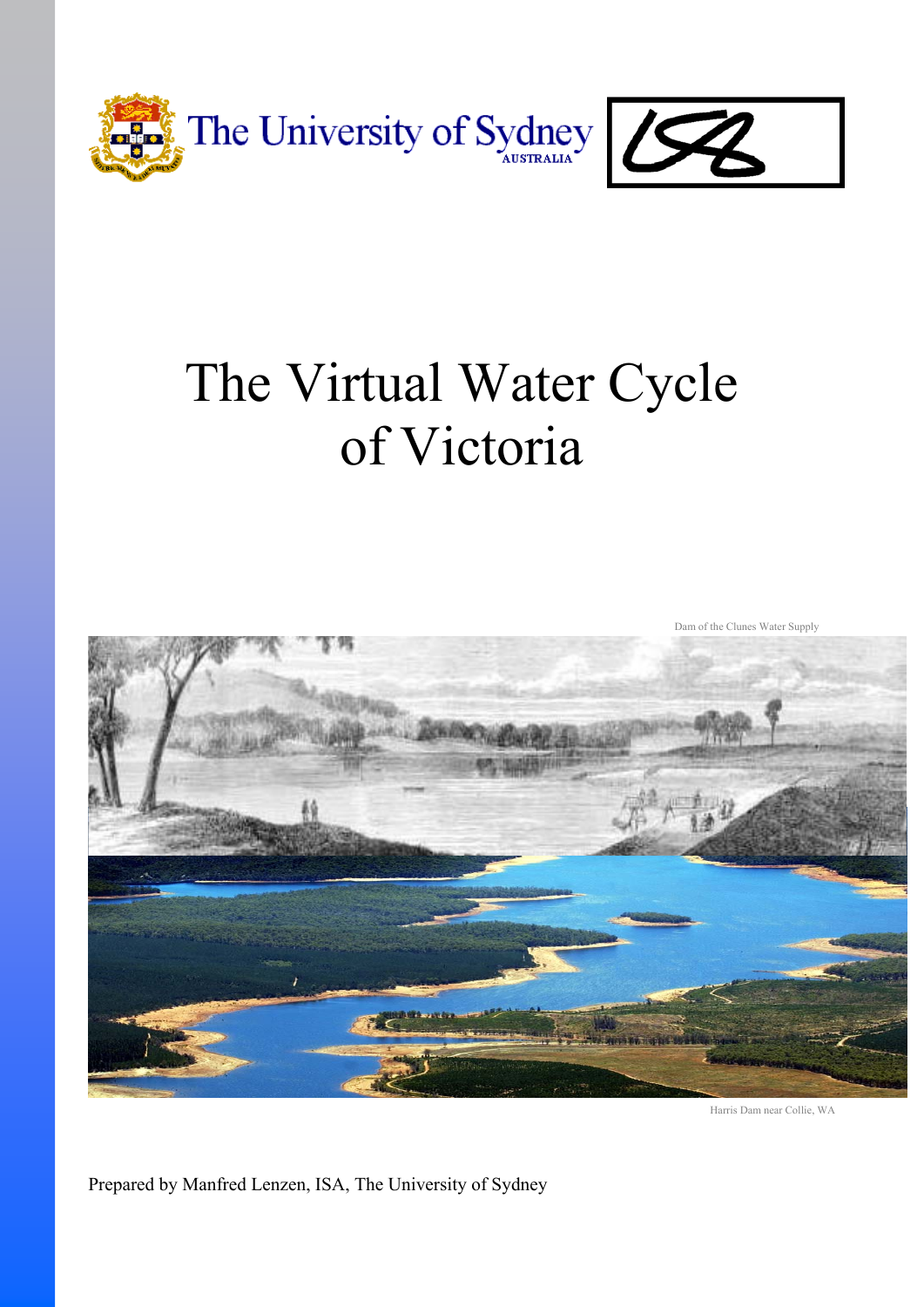The University of Sydney
AUSTRALIA

# The Virtual Water Cycle of Victoria

Dam of the Clunes Water Supply

Harris Dam near Collie, WA

Prepared by Manfred Lenzen, ISA, The University of Sydney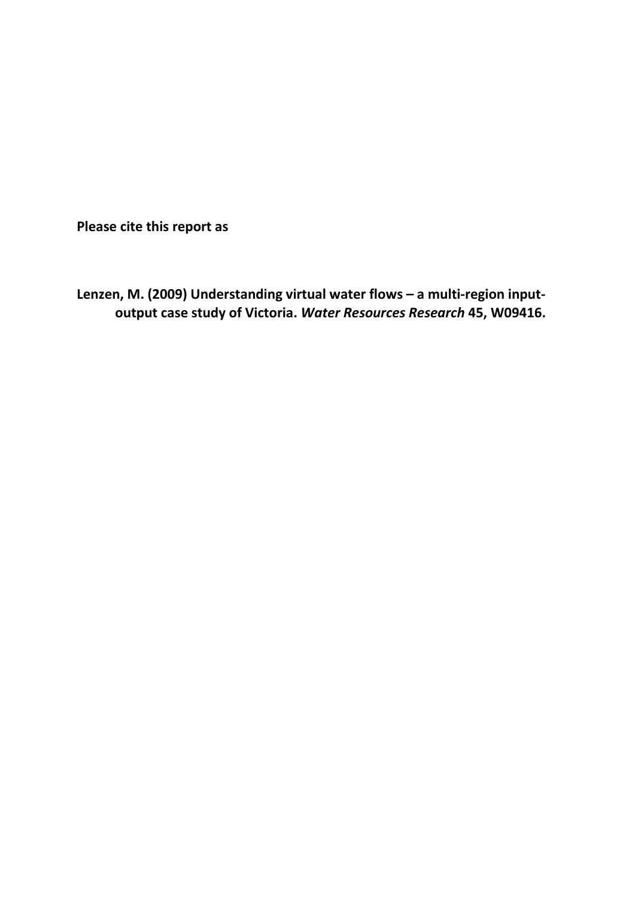**Please cite this report as**

**Lenzen, M. (2009) Understanding virtual water flows – a multi-region input-output case study of Victoria. *Water Resources Research* 45, W09416.**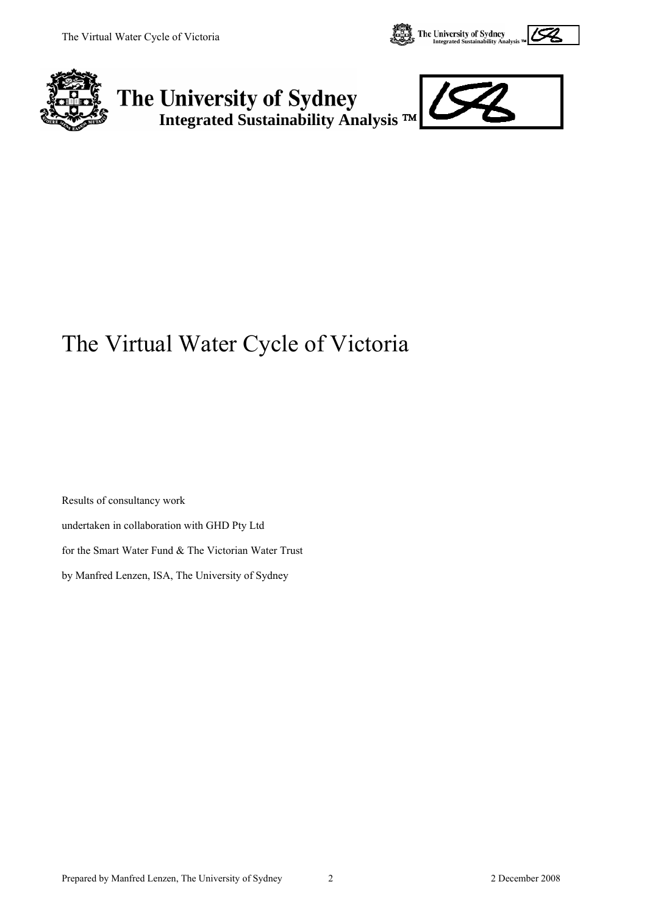The University of Sydney
Integrated Sustainability Analysis ™

# The Virtual Water Cycle of Victoria

Results of consultancy work

undertaken in collaboration with GHD Pty Ltd

for the Smart Water Fund & The Victorian Water Trust

by Manfred Lenzen, ISA, The University of Sydney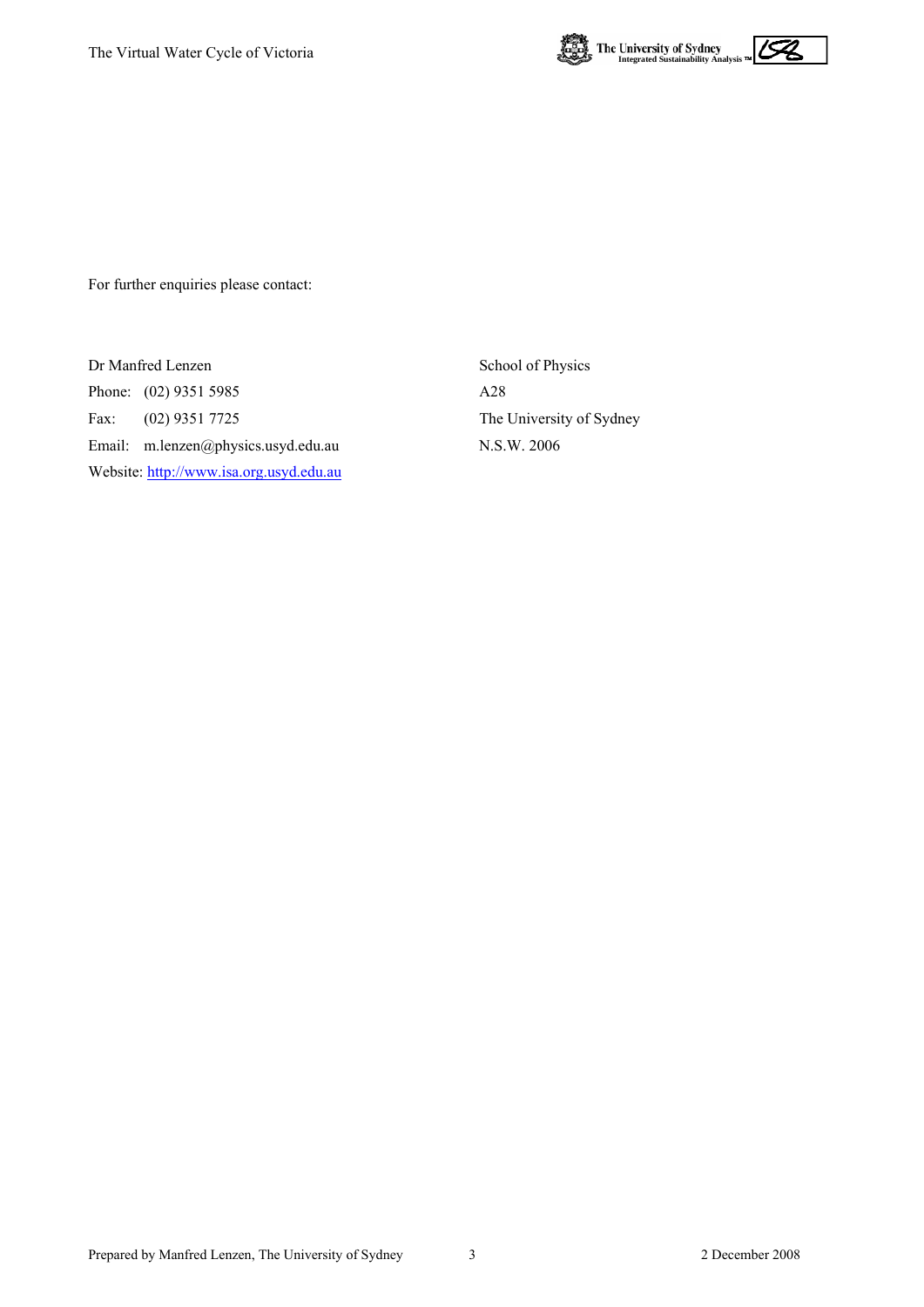For further enquiries please contact:

Dr Manfred Lenzen
Phone: (02) 9351 5985
Fax: (02) 9351 7725
Email: m.lenzen@physics.usyd.edu.au
Website: http://www.isa.org.usyd.edu.au

School of Physics
A28
The University of Sydney
N.S.W. 2006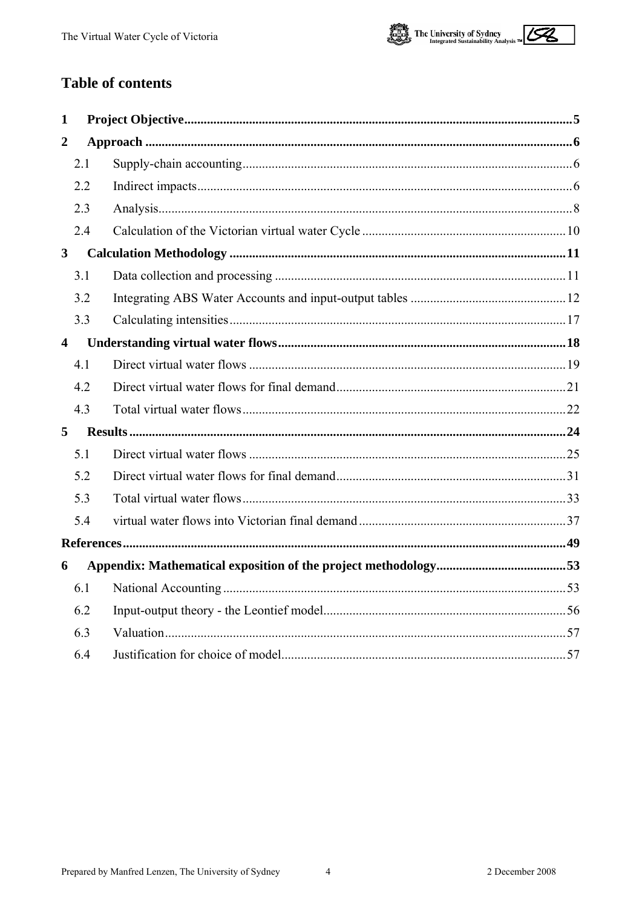## Table of contents

**1 Project Objective** ........ **5**

**2 Approach** ........ **6**

- 2.1 Supply-chain accounting ........ 6
- 2.2 Indirect impacts ........ 6
- 2.3 Analysis ........ 8
- 2.4 Calculation of the Victorian virtual water Cycle ........ 10

**3 Calculation Methodology** ........ **11**

- 3.1 Data collection and processing ........ 11
- 3.2 Integrating ABS Water Accounts and input-output tables ........ 12
- 3.3 Calculating intensities ........ 17

**4 Understanding virtual water flows** ........ **18**

- 4.1 Direct virtual water flows ........ 19
- 4.2 Direct virtual water flows for final demand ........ 21
- 4.3 Total virtual water flows ........ 22

**5 Results** ........ **24**

- 5.1 Direct virtual water flows ........ 25
- 5.2 Direct virtual water flows for final demand ........ 31
- 5.3 Total virtual water flows ........ 33
- 5.4 virtual water flows into Victorian final demand ........ 37

**References** ........ **49**

**6 Appendix: Mathematical exposition of the project methodology** ........ **53**

- 6.1 National Accounting ........ 53
- 6.2 Input-output theory - the Leontief model ........ 56
- 6.3 Valuation ........ 57
- 6.4 Justification for choice of model ........ 57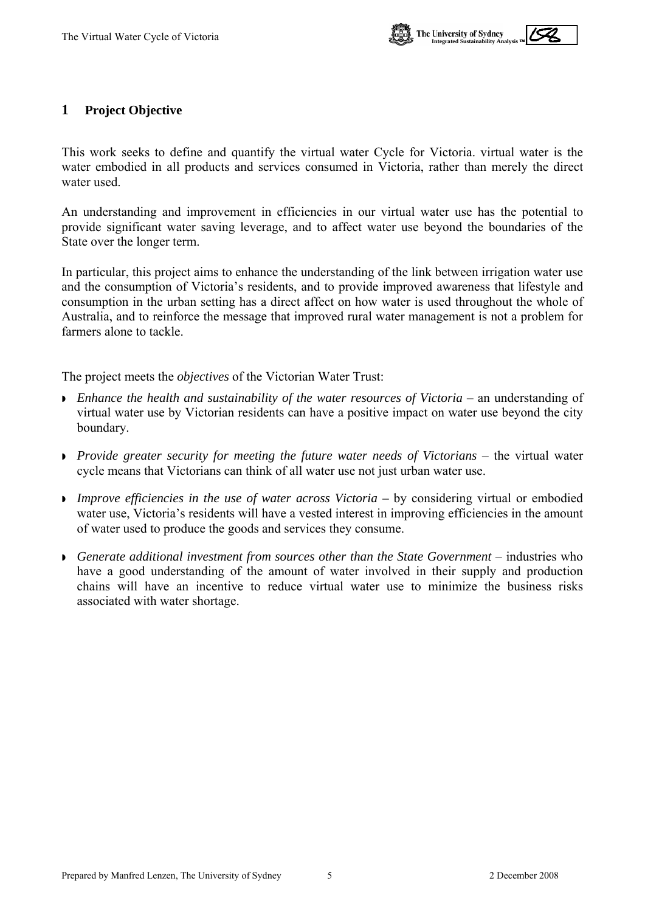# 1 Project Objective

This work seeks to define and quantify the virtual water Cycle for Victoria. virtual water is the water embodied in all products and services consumed in Victoria, rather than merely the direct water used.

An understanding and improvement in efficiencies in our virtual water use has the potential to provide significant water saving leverage, and to affect water use beyond the boundaries of the State over the longer term.

In particular, this project aims to enhance the understanding of the link between irrigation water use and the consumption of Victoria's residents, and to provide improved awareness that lifestyle and consumption in the urban setting has a direct affect on how water is used throughout the whole of Australia, and to reinforce the message that improved rural water management is not a problem for farmers alone to tackle.

The project meets the *objectives* of the Victorian Water Trust:

- *Enhance the health and sustainability of the water resources of Victoria* – an understanding of virtual water use by Victorian residents can have a positive impact on water use beyond the city boundary.
- *Provide greater security for meeting the future water needs of Victorians* – the virtual water cycle means that Victorians can think of all water use not just urban water use.
- *Improve efficiencies in the use of water across Victoria* **–** by considering virtual or embodied water use, Victoria's residents will have a vested interest in improving efficiencies in the amount of water used to produce the goods and services they consume.
- *Generate additional investment from sources other than the State Government* – industries who have a good understanding of the amount of water involved in their supply and production chains will have an incentive to reduce virtual water use to minimize the business risks associated with water shortage.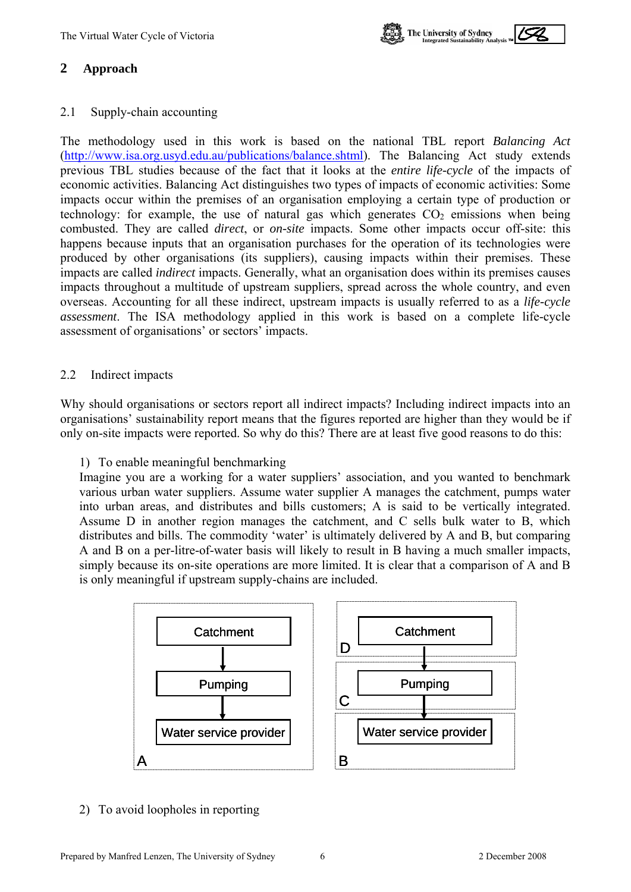## 2 Approach

### 2.1 Supply-chain accounting

The methodology used in this work is based on the national TBL report *Balancing Act* (http://www.isa.org.usyd.edu.au/publications/balance.shtml). The Balancing Act study extends previous TBL studies because of the fact that it looks at the *entire life-cycle* of the impacts of economic activities. Balancing Act distinguishes two types of impacts of economic activities: Some impacts occur within the premises of an organisation employing a certain type of production or technology: for example, the use of natural gas which generates $CO_2$ emissions when being combusted. They are called *direct*, or *on-site* impacts. Some other impacts occur off-site: this happens because inputs that an organisation purchases for the operation of its technologies were produced by other organisations (its suppliers), causing impacts within their premises. These impacts are called *indirect* impacts. Generally, what an organisation does within its premises causes impacts throughout a multitude of upstream suppliers, spread across the whole country, and even overseas. Accounting for all these indirect, upstream impacts is usually referred to as a *life-cycle assessment*. The ISA methodology applied in this work is based on a complete life-cycle assessment of organisations' or sectors' impacts.

### 2.2 Indirect impacts

Why should organisations or sectors report all indirect impacts? Including indirect impacts into an organisations' sustainability report means that the figures reported are higher than they would be if only on-site impacts were reported. So why do this? There are at least five good reasons to do this:

1) To enable meaningful benchmarking
Imagine you are a working for a water suppliers' association, and you wanted to benchmark various urban water suppliers. Assume water supplier A manages the catchment, pumps water into urban areas, and distributes and bills customers; A is said to be vertically integrated. Assume D in another region manages the catchment, and C sells bulk water to B, which distributes and bills. The commodity 'water' is ultimately delivered by A and B, but comparing A and B on a per-litre-of-water basis will likely to result in B having a much smaller impacts, simply because its on-site operations are more limited. It is clear that a comparison of A and B is only meaningful if upstream supply-chains are included.

A: Catchment → Pumping → Water service provider

D: Catchment → C: Pumping → B: Water service provider

2) To avoid loopholes in reporting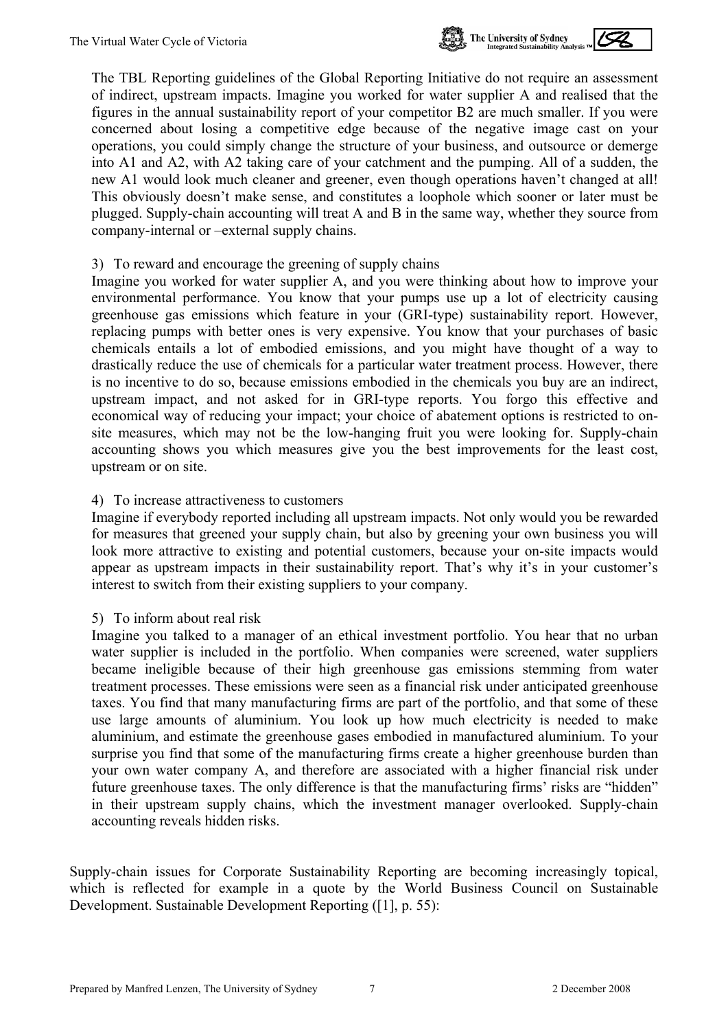The TBL Reporting guidelines of the Global Reporting Initiative do not require an assessment of indirect, upstream impacts. Imagine you worked for water supplier A and realised that the figures in the annual sustainability report of your competitor B2 are much smaller. If you were concerned about losing a competitive edge because of the negative image cast on your operations, you could simply change the structure of your business, and outsource or demerge into A1 and A2, with A2 taking care of your catchment and the pumping. All of a sudden, the new A1 would look much cleaner and greener, even though operations haven't changed at all! This obviously doesn't make sense, and constitutes a loophole which sooner or later must be plugged. Supply-chain accounting will treat A and B in the same way, whether they source from company-internal or –external supply chains.

3) To reward and encourage the greening of supply chains
Imagine you worked for water supplier A, and you were thinking about how to improve your environmental performance. You know that your pumps use up a lot of electricity causing greenhouse gas emissions which feature in your (GRI-type) sustainability report. However, replacing pumps with better ones is very expensive. You know that your purchases of basic chemicals entails a lot of embodied emissions, and you might have thought of a way to drastically reduce the use of chemicals for a particular water treatment process. However, there is no incentive to do so, because emissions embodied in the chemicals you buy are an indirect, upstream impact, and not asked for in GRI-type reports. You forgo this effective and economical way of reducing your impact; your choice of abatement options is restricted to on-site measures, which may not be the low-hanging fruit you were looking for. Supply-chain accounting shows you which measures give you the best improvements for the least cost, upstream or on site.

4) To increase attractiveness to customers
Imagine if everybody reported including all upstream impacts. Not only would you be rewarded for measures that greened your supply chain, but also by greening your own business you will look more attractive to existing and potential customers, because your on-site impacts would appear as upstream impacts in their sustainability report. That's why it's in your customer's interest to switch from their existing suppliers to your company.

5) To inform about real risk
Imagine you talked to a manager of an ethical investment portfolio. You hear that no urban water supplier is included in the portfolio. When companies were screened, water suppliers became ineligible because of their high greenhouse gas emissions stemming from water treatment processes. These emissions were seen as a financial risk under anticipated greenhouse taxes. You find that many manufacturing firms are part of the portfolio, and that some of these use large amounts of aluminium. You look up how much electricity is needed to make aluminium, and estimate the greenhouse gases embodied in manufactured aluminium. To your surprise you find that some of the manufacturing firms create a higher greenhouse burden than your own water company A, and therefore are associated with a higher financial risk under future greenhouse taxes. The only difference is that the manufacturing firms' risks are "hidden" in their upstream supply chains, which the investment manager overlooked. Supply-chain accounting reveals hidden risks.

Supply-chain issues for Corporate Sustainability Reporting are becoming increasingly topical, which is reflected for example in a quote by the World Business Council on Sustainable Development. Sustainable Development Reporting ([1], p. 55):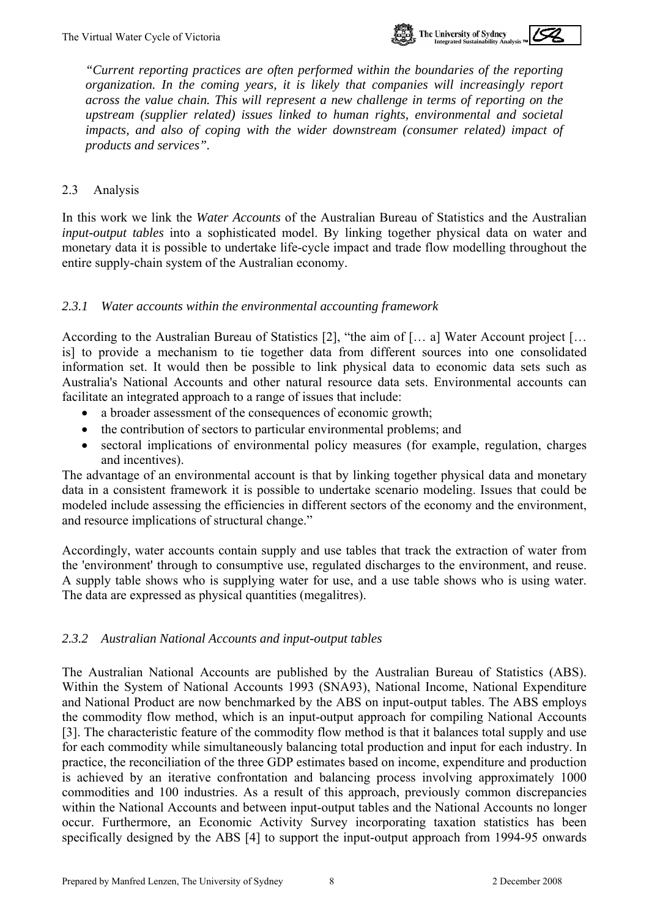*"Current reporting practices are often performed within the boundaries of the reporting organization. In the coming years, it is likely that companies will increasingly report across the value chain. This will represent a new challenge in terms of reporting on the upstream (supplier related) issues linked to human rights, environmental and societal impacts, and also of coping with the wider downstream (consumer related) impact of products and services".*

## 2.3 Analysis

In this work we link the *Water Accounts* of the Australian Bureau of Statistics and the Australian *input-output tables* into a sophisticated model. By linking together physical data on water and monetary data it is possible to undertake life-cycle impact and trade flow modelling throughout the entire supply-chain system of the Australian economy.

### *2.3.1 Water accounts within the environmental accounting framework*

According to the Australian Bureau of Statistics [2], "the aim of [… a] Water Account project [… is] to provide a mechanism to tie together data from different sources into one consolidated information set. It would then be possible to link physical data to economic data sets such as Australia's National Accounts and other natural resource data sets. Environmental accounts can facilitate an integrated approach to a range of issues that include:

- a broader assessment of the consequences of economic growth;
- the contribution of sectors to particular environmental problems; and
- sectoral implications of environmental policy measures (for example, regulation, charges and incentives).

The advantage of an environmental account is that by linking together physical data and monetary data in a consistent framework it is possible to undertake scenario modeling. Issues that could be modeled include assessing the efficiencies in different sectors of the economy and the environment, and resource implications of structural change."

Accordingly, water accounts contain supply and use tables that track the extraction of water from the 'environment' through to consumptive use, regulated discharges to the environment, and reuse. A supply table shows who is supplying water for use, and a use table shows who is using water. The data are expressed as physical quantities (megalitres).

### *2.3.2 Australian National Accounts and input-output tables*

The Australian National Accounts are published by the Australian Bureau of Statistics (ABS). Within the System of National Accounts 1993 (SNA93), National Income, National Expenditure and National Product are now benchmarked by the ABS on input-output tables. The ABS employs the commodity flow method, which is an input-output approach for compiling National Accounts [3]. The characteristic feature of the commodity flow method is that it balances total supply and use for each commodity while simultaneously balancing total production and input for each industry. In practice, the reconciliation of the three GDP estimates based on income, expenditure and production is achieved by an iterative confrontation and balancing process involving approximately 1000 commodities and 100 industries. As a result of this approach, previously common discrepancies within the National Accounts and between input-output tables and the National Accounts no longer occur. Furthermore, an Economic Activity Survey incorporating taxation statistics has been specifically designed by the ABS [4] to support the input-output approach from 1994-95 onwards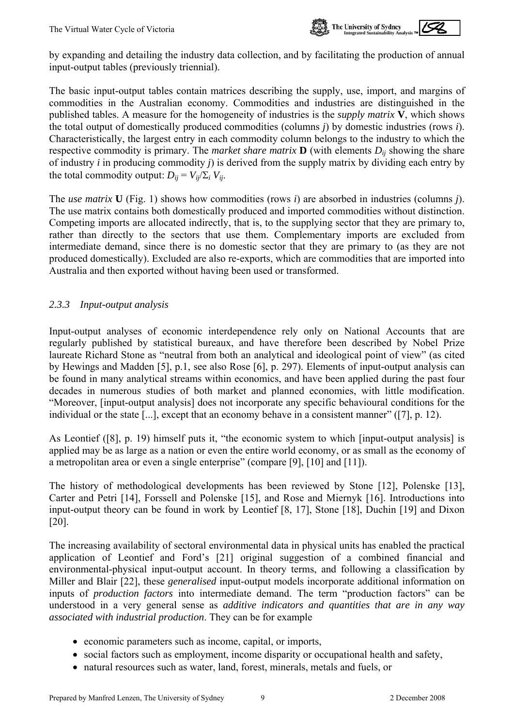by expanding and detailing the industry data collection, and by facilitating the production of annual input-output tables (previously triennial).

The basic input-output tables contain matrices describing the supply, use, import, and margins of commodities in the Australian economy. Commodities and industries are distinguished in the published tables. A measure for the homogeneity of industries is the *supply matrix* **V**, which shows the total output of domestically produced commodities (columns *j*) by domestic industries (rows *i*). Characteristically, the largest entry in each commodity column belongs to the industry to which the respective commodity is primary. The *market share matrix* **D** (with elements $D_{ij}$ showing the share of industry *i* in producing commodity *j*) is derived from the supply matrix by dividing each entry by the total commodity output: $D_{ij} = V_{ij}/\Sigma_i V_{ij}$.

The *use matrix* **U** (Fig. 1) shows how commodities (rows *i*) are absorbed in industries (columns *j*). The use matrix contains both domestically produced and imported commodities without distinction. Competing imports are allocated indirectly, that is, to the supplying sector that they are primary to, rather than directly to the sectors that use them. Complementary imports are excluded from intermediate demand, since there is no domestic sector that they are primary to (as they are not produced domestically). Excluded are also re-exports, which are commodities that are imported into Australia and then exported without having been used or transformed.

### *2.3.3 Input-output analysis*

Input-output analyses of economic interdependence rely only on National Accounts that are regularly published by statistical bureaux, and have therefore been described by Nobel Prize laureate Richard Stone as "neutral from both an analytical and ideological point of view" (as cited by Hewings and Madden [5], p.1, see also Rose [6], p. 297). Elements of input-output analysis can be found in many analytical streams within economics, and have been applied during the past four decades in numerous studies of both market and planned economies, with little modification. "Moreover, [input-output analysis] does not incorporate any specific behavioural conditions for the individual or the state [...], except that an economy behave in a consistent manner" ([7], p. 12).

As Leontief ([8], p. 19) himself puts it, "the economic system to which [input-output analysis] is applied may be as large as a nation or even the entire world economy, or as small as the economy of a metropolitan area or even a single enterprise" (compare [9], [10] and [11]).

The history of methodological developments has been reviewed by Stone [12], Polenske [13], Carter and Petri [14], Forssell and Polenske [15], and Rose and Miernyk [16]. Introductions into input-output theory can be found in work by Leontief [8, 17], Stone [18], Duchin [19] and Dixon [20].

The increasing availability of sectoral environmental data in physical units has enabled the practical application of Leontief and Ford's [21] original suggestion of a combined financial and environmental-physical input-output account. In theory terms, and following a classification by Miller and Blair [22], these *generalised* input-output models incorporate additional information on inputs of *production factors* into intermediate demand. The term "production factors" can be understood in a very general sense as *additive indicators and quantities that are in any way associated with industrial production*. They can be for example

- economic parameters such as income, capital, or imports,
- social factors such as employment, income disparity or occupational health and safety,
- natural resources such as water, land, forest, minerals, metals and fuels, or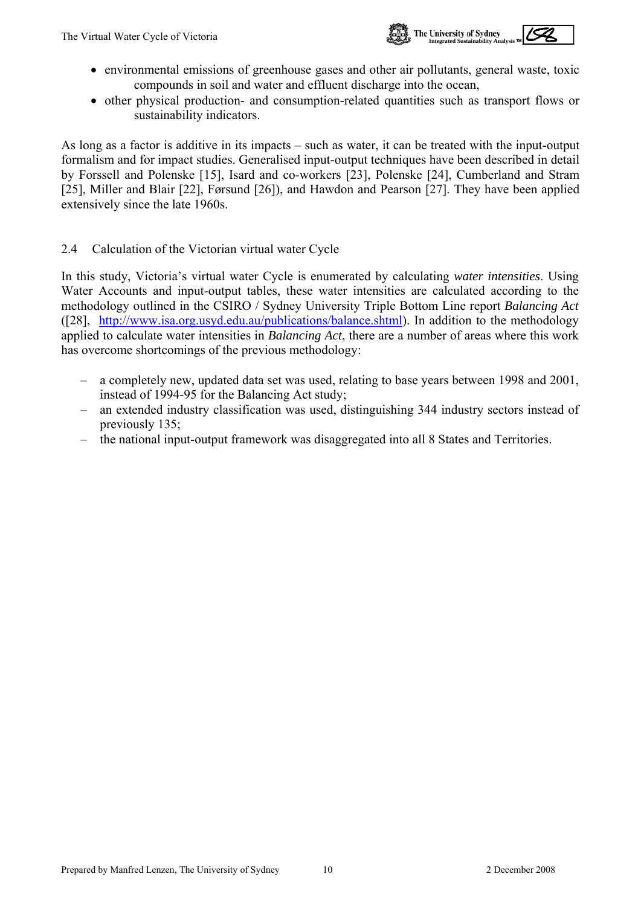- environmental emissions of greenhouse gases and other air pollutants, general waste, toxic compounds in soil and water and effluent discharge into the ocean,
- other physical production- and consumption-related quantities such as transport flows or sustainability indicators.

As long as a factor is additive in its impacts – such as water, it can be treated with the input-output formalism and for impact studies. Generalised input-output techniques have been described in detail by Forssell and Polenske [15], Isard and co-workers [23], Polenske [24], Cumberland and Stram [25], Miller and Blair [22], Førsund [26]), and Hawdon and Pearson [27]. They have been applied extensively since the late 1960s.

## 2.4 Calculation of the Victorian virtual water Cycle

In this study, Victoria's virtual water Cycle is enumerated by calculating *water intensities*. Using Water Accounts and input-output tables, these water intensities are calculated according to the methodology outlined in the CSIRO / Sydney University Triple Bottom Line report *Balancing Act* ([28], http://www.isa.org.usyd.edu.au/publications/balance.shtml). In addition to the methodology applied to calculate water intensities in *Balancing Act*, there are a number of areas where this work has overcome shortcomings of the previous methodology:

- a completely new, updated data set was used, relating to base years between 1998 and 2001, instead of 1994-95 for the Balancing Act study;
- an extended industry classification was used, distinguishing 344 industry sectors instead of previously 135;
- the national input-output framework was disaggregated into all 8 States and Territories.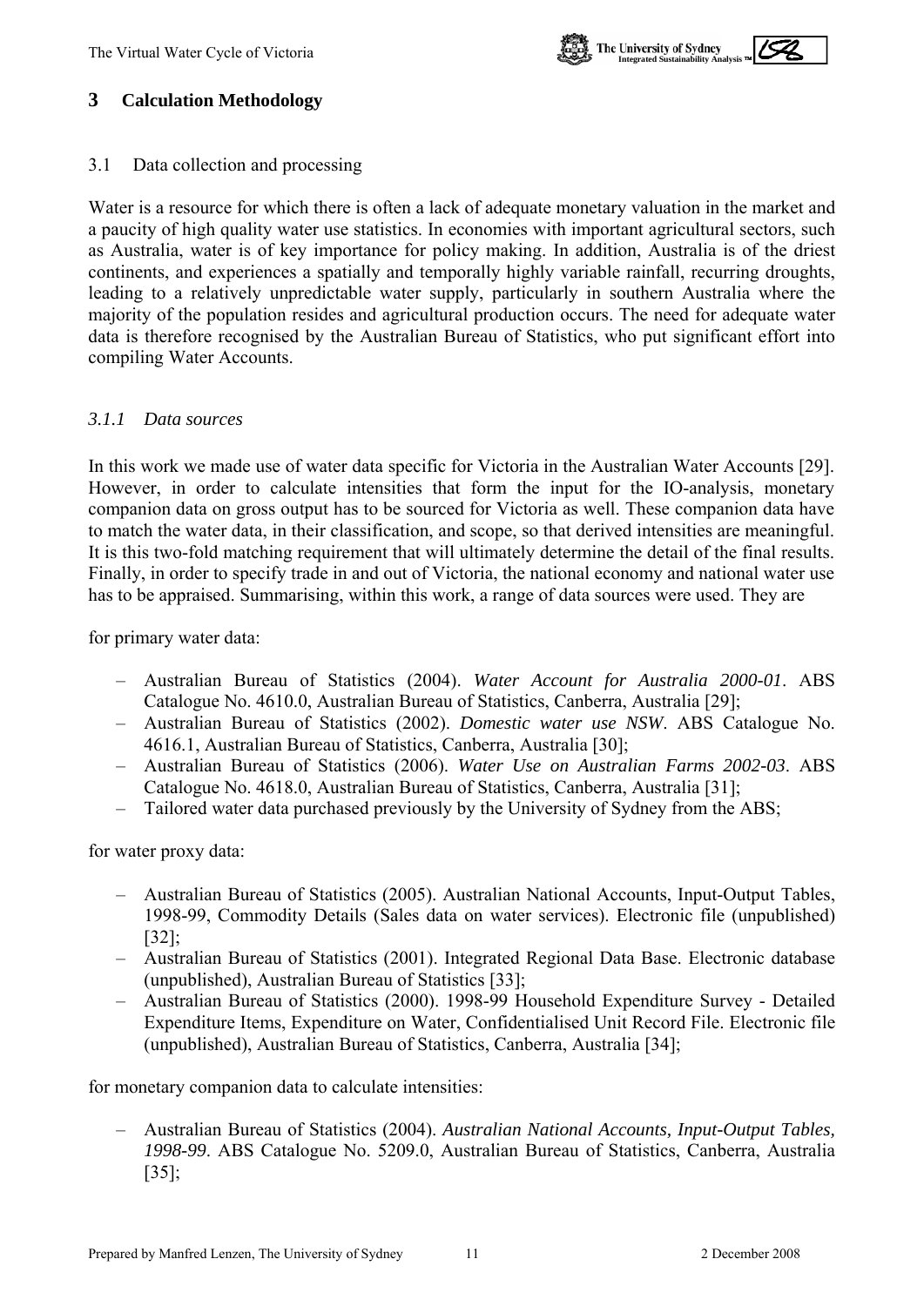## 3 Calculation Methodology

### 3.1 Data collection and processing

Water is a resource for which there is often a lack of adequate monetary valuation in the market and a paucity of high quality water use statistics. In economies with important agricultural sectors, such as Australia, water is of key importance for policy making. In addition, Australia is of the driest continents, and experiences a spatially and temporally highly variable rainfall, recurring droughts, leading to a relatively unpredictable water supply, particularly in southern Australia where the majority of the population resides and agricultural production occurs. The need for adequate water data is therefore recognised by the Australian Bureau of Statistics, who put significant effort into compiling Water Accounts.

#### *3.1.1 Data sources*

In this work we made use of water data specific for Victoria in the Australian Water Accounts [29]. However, in order to calculate intensities that form the input for the IO-analysis, monetary companion data on gross output has to be sourced for Victoria as well. These companion data have to match the water data, in their classification, and scope, so that derived intensities are meaningful. It is this two-fold matching requirement that will ultimately determine the detail of the final results. Finally, in order to specify trade in and out of Victoria, the national economy and national water use has to be appraised. Summarising, within this work, a range of data sources were used. They are

for primary water data:

- Australian Bureau of Statistics (2004). *Water Account for Australia 2000-01*. ABS Catalogue No. 4610.0, Australian Bureau of Statistics, Canberra, Australia [29];
- Australian Bureau of Statistics (2002). *Domestic water use NSW*. ABS Catalogue No. 4616.1, Australian Bureau of Statistics, Canberra, Australia [30];
- Australian Bureau of Statistics (2006). *Water Use on Australian Farms 2002-03*. ABS Catalogue No. 4618.0, Australian Bureau of Statistics, Canberra, Australia [31];
- Tailored water data purchased previously by the University of Sydney from the ABS;

for water proxy data:

- Australian Bureau of Statistics (2005). Australian National Accounts, Input-Output Tables, 1998-99, Commodity Details (Sales data on water services). Electronic file (unpublished) [32];
- Australian Bureau of Statistics (2001). Integrated Regional Data Base. Electronic database (unpublished), Australian Bureau of Statistics [33];
- Australian Bureau of Statistics (2000). 1998-99 Household Expenditure Survey - Detailed Expenditure Items, Expenditure on Water, Confidentialised Unit Record File. Electronic file (unpublished), Australian Bureau of Statistics, Canberra, Australia [34];

for monetary companion data to calculate intensities:

- Australian Bureau of Statistics (2004). *Australian National Accounts, Input-Output Tables, 1998-99*. ABS Catalogue No. 5209.0, Australian Bureau of Statistics, Canberra, Australia [35];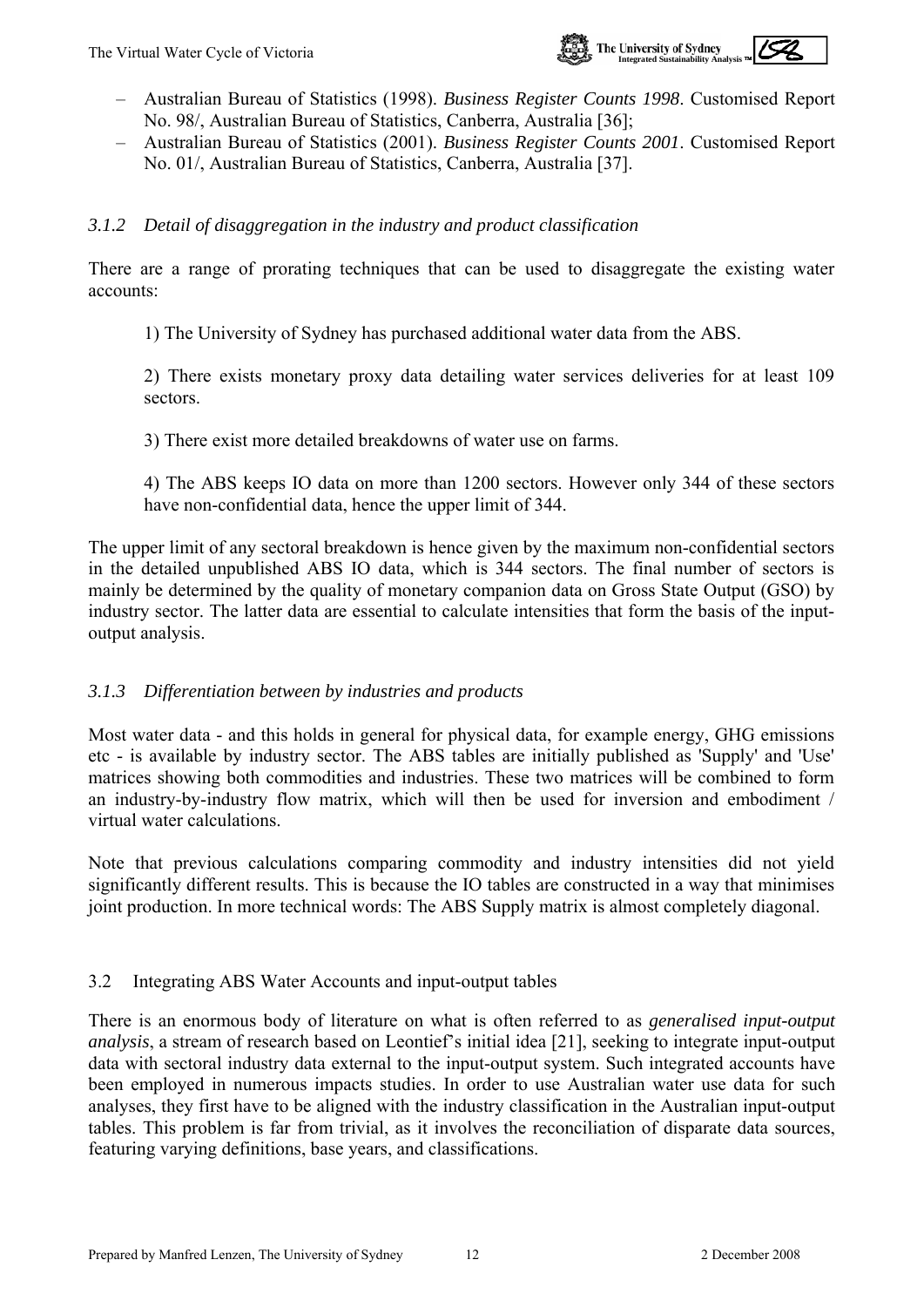- Australian Bureau of Statistics (1998). *Business Register Counts 1998*. Customised Report No. 98/, Australian Bureau of Statistics, Canberra, Australia [36];
- Australian Bureau of Statistics (2001). *Business Register Counts 2001*. Customised Report No. 01/, Australian Bureau of Statistics, Canberra, Australia [37].

### *3.1.2 Detail of disaggregation in the industry and product classification*

There are a range of prorating techniques that can be used to disaggregate the existing water accounts:

1) The University of Sydney has purchased additional water data from the ABS.

2) There exists monetary proxy data detailing water services deliveries for at least 109 sectors.

3) There exist more detailed breakdowns of water use on farms.

4) The ABS keeps IO data on more than 1200 sectors. However only 344 of these sectors have non-confidential data, hence the upper limit of 344.

The upper limit of any sectoral breakdown is hence given by the maximum non-confidential sectors in the detailed unpublished ABS IO data, which is 344 sectors. The final number of sectors is mainly be determined by the quality of monetary companion data on Gross State Output (GSO) by industry sector. The latter data are essential to calculate intensities that form the basis of the input-output analysis.

### *3.1.3 Differentiation between by industries and products*

Most water data - and this holds in general for physical data, for example energy, GHG emissions etc - is available by industry sector. The ABS tables are initially published as 'Supply' and 'Use' matrices showing both commodities and industries. These two matrices will be combined to form an industry-by-industry flow matrix, which will then be used for inversion and embodiment / virtual water calculations.

Note that previous calculations comparing commodity and industry intensities did not yield significantly different results. This is because the IO tables are constructed in a way that minimises joint production. In more technical words: The ABS Supply matrix is almost completely diagonal.

## 3.2 Integrating ABS Water Accounts and input-output tables

There is an enormous body of literature on what is often referred to as *generalised input-output analysis*, a stream of research based on Leontief's initial idea [21], seeking to integrate input-output data with sectoral industry data external to the input-output system. Such integrated accounts have been employed in numerous impacts studies. In order to use Australian water use data for such analyses, they first have to be aligned with the industry classification in the Australian input-output tables. This problem is far from trivial, as it involves the reconciliation of disparate data sources, featuring varying definitions, base years, and classifications.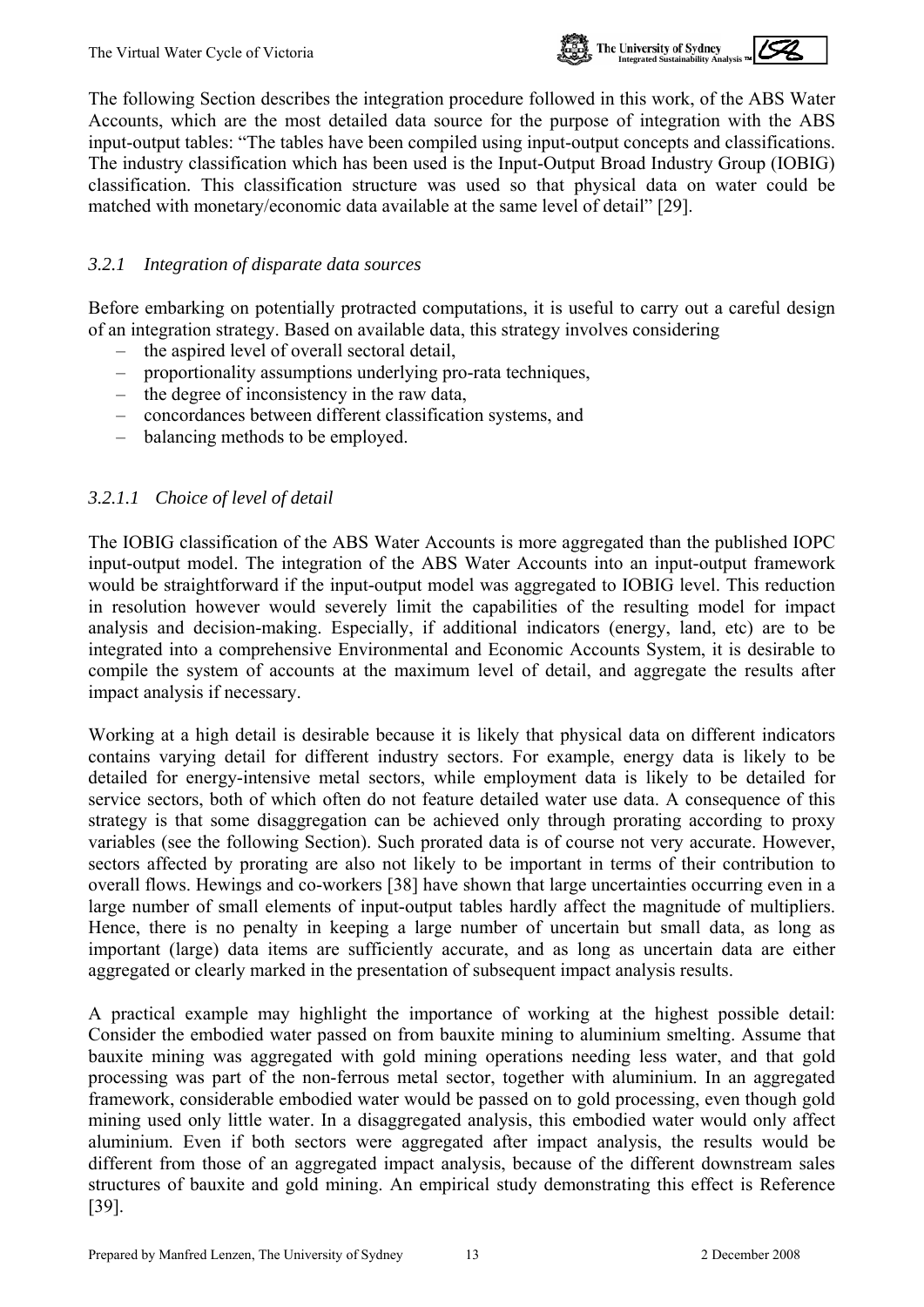The following Section describes the integration procedure followed in this work, of the ABS Water Accounts, which are the most detailed data source for the purpose of integration with the ABS input-output tables: "The tables have been compiled using input-output concepts and classifications. The industry classification which has been used is the Input-Output Broad Industry Group (IOBIG) classification. This classification structure was used so that physical data on water could be matched with monetary/economic data available at the same level of detail" [29].

### *3.2.1 Integration of disparate data sources*

Before embarking on potentially protracted computations, it is useful to carry out a careful design of an integration strategy. Based on available data, this strategy involves considering

- the aspired level of overall sectoral detail,
- proportionality assumptions underlying pro-rata techniques,
- the degree of inconsistency in the raw data,
- concordances between different classification systems, and
- balancing methods to be employed.

#### *3.2.1.1 Choice of level of detail*

The IOBIG classification of the ABS Water Accounts is more aggregated than the published IOPC input-output model. The integration of the ABS Water Accounts into an input-output framework would be straightforward if the input-output model was aggregated to IOBIG level. This reduction in resolution however would severely limit the capabilities of the resulting model for impact analysis and decision-making. Especially, if additional indicators (energy, land, etc) are to be integrated into a comprehensive Environmental and Economic Accounts System, it is desirable to compile the system of accounts at the maximum level of detail, and aggregate the results after impact analysis if necessary.

Working at a high detail is desirable because it is likely that physical data on different indicators contains varying detail for different industry sectors. For example, energy data is likely to be detailed for energy-intensive metal sectors, while employment data is likely to be detailed for service sectors, both of which often do not feature detailed water use data. A consequence of this strategy is that some disaggregation can be achieved only through prorating according to proxy variables (see the following Section). Such prorated data is of course not very accurate. However, sectors affected by prorating are also not likely to be important in terms of their contribution to overall flows. Hewings and co-workers [38] have shown that large uncertainties occurring even in a large number of small elements of input-output tables hardly affect the magnitude of multipliers. Hence, there is no penalty in keeping a large number of uncertain but small data, as long as important (large) data items are sufficiently accurate, and as long as uncertain data are either aggregated or clearly marked in the presentation of subsequent impact analysis results.

A practical example may highlight the importance of working at the highest possible detail: Consider the embodied water passed on from bauxite mining to aluminium smelting. Assume that bauxite mining was aggregated with gold mining operations needing less water, and that gold processing was part of the non-ferrous metal sector, together with aluminium. In an aggregated framework, considerable embodied water would be passed on to gold processing, even though gold mining used only little water. In a disaggregated analysis, this embodied water would only affect aluminium. Even if both sectors were aggregated after impact analysis, the results would be different from those of an aggregated impact analysis, because of the different downstream sales structures of bauxite and gold mining. An empirical study demonstrating this effect is Reference [39].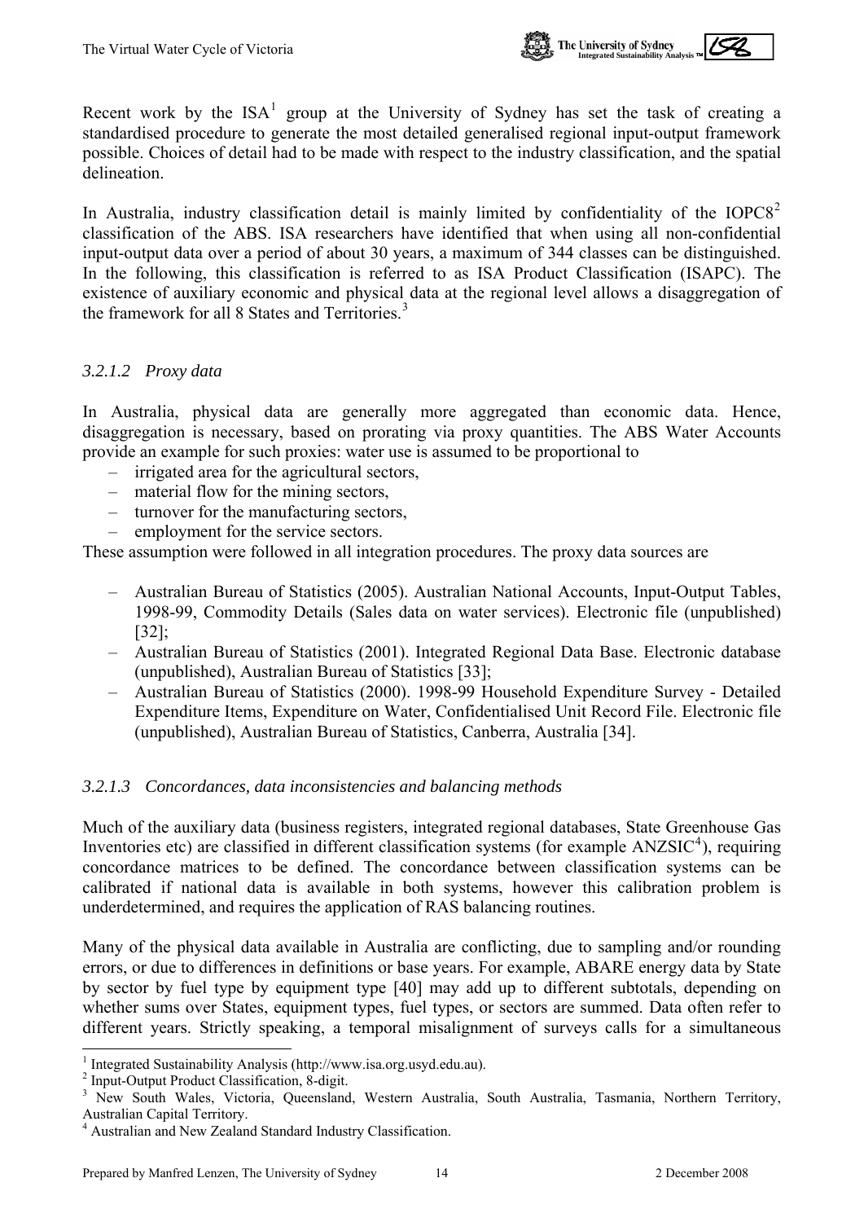Recent work by the ISA[1] group at the University of Sydney has set the task of creating a standardised procedure to generate the most detailed generalised regional input-output framework possible. Choices of detail had to be made with respect to the industry classification, and the spatial delineation.

In Australia, industry classification detail is mainly limited by confidentiality of the IOPC8[2] classification of the ABS. ISA researchers have identified that when using all non-confidential input-output data over a period of about 30 years, a maximum of 344 classes can be distinguished. In the following, this classification is referred to as ISA Product Classification (ISAPC). The existence of auxiliary economic and physical data at the regional level allows a disaggregation of the framework for all 8 States and Territories.[3]

#### *3.2.1.2 Proxy data*

In Australia, physical data are generally more aggregated than economic data. Hence, disaggregation is necessary, based on prorating via proxy quantities. The ABS Water Accounts provide an example for such proxies: water use is assumed to be proportional to

- irrigated area for the agricultural sectors,
- material flow for the mining sectors,
- turnover for the manufacturing sectors,
- employment for the service sectors.

These assumption were followed in all integration procedures. The proxy data sources are

- Australian Bureau of Statistics (2005). Australian National Accounts, Input-Output Tables, 1998-99, Commodity Details (Sales data on water services). Electronic file (unpublished) [32];
- Australian Bureau of Statistics (2001). Integrated Regional Data Base. Electronic database (unpublished), Australian Bureau of Statistics [33];
- Australian Bureau of Statistics (2000). 1998-99 Household Expenditure Survey - Detailed Expenditure Items, Expenditure on Water, Confidentialised Unit Record File. Electronic file (unpublished), Australian Bureau of Statistics, Canberra, Australia [34].

#### *3.2.1.3 Concordances, data inconsistencies and balancing methods*

Much of the auxiliary data (business registers, integrated regional databases, State Greenhouse Gas Inventories etc) are classified in different classification systems (for example ANZSIC[4]), requiring concordance matrices to be defined. The concordance between classification systems can be calibrated if national data is available in both systems, however this calibration problem is underdetermined, and requires the application of RAS balancing routines.

Many of the physical data available in Australia are conflicting, due to sampling and/or rounding errors, or due to differences in definitions or base years. For example, ABARE energy data by State by sector by fuel type by equipment type [40] may add up to different subtotals, depending on whether sums over States, equipment types, fuel types, or sectors are summed. Data often refer to different years. Strictly speaking, a temporal misalignment of surveys calls for a simultaneous

---

[1] Integrated Sustainability Analysis (http://www.isa.org.usyd.edu.au).

[2] Input-Output Product Classification, 8-digit.

[3] New South Wales, Victoria, Queensland, Western Australia, South Australia, Tasmania, Northern Territory, Australian Capital Territory.

[4] Australian and New Zealand Standard Industry Classification.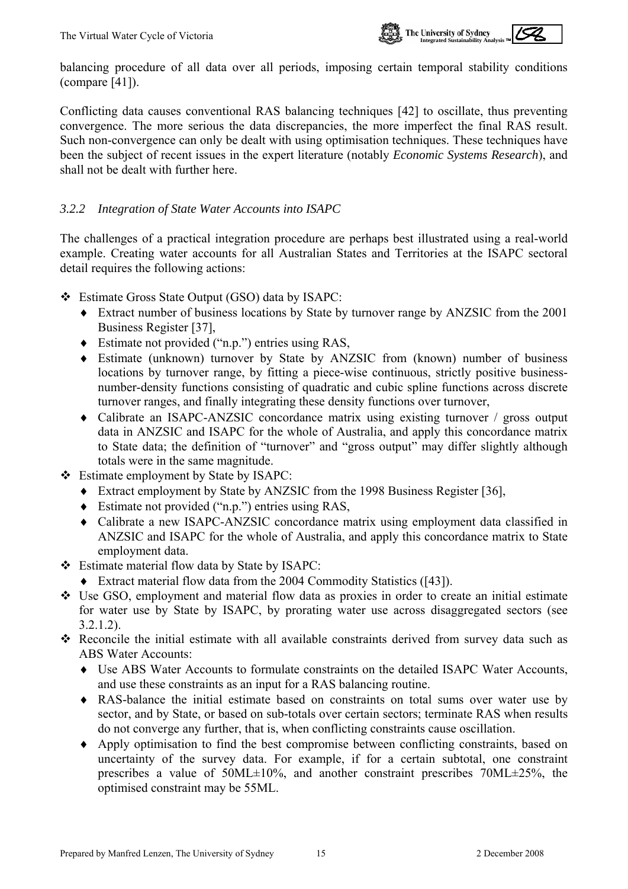balancing procedure of all data over all periods, imposing certain temporal stability conditions (compare [41]).

Conflicting data causes conventional RAS balancing techniques [42] to oscillate, thus preventing convergence. The more serious the data discrepancies, the more imperfect the final RAS result. Such non-convergence can only be dealt with using optimisation techniques. These techniques have been the subject of recent issues in the expert literature (notably *Economic Systems Research*), and shall not be dealt with further here.

### *3.2.2 Integration of State Water Accounts into ISAPC*

The challenges of a practical integration procedure are perhaps best illustrated using a real-world example. Creating water accounts for all Australian States and Territories at the ISAPC sectoral detail requires the following actions:

- Estimate Gross State Output (GSO) data by ISAPC:
  - Extract number of business locations by State by turnover range by ANZSIC from the 2001 Business Register [37],
  - Estimate not provided ("n.p.") entries using RAS,
  - Estimate (unknown) turnover by State by ANZSIC from (known) number of business locations by turnover range, by fitting a piece-wise continuous, strictly positive business-number-density functions consisting of quadratic and cubic spline functions across discrete turnover ranges, and finally integrating these density functions over turnover,
  - Calibrate an ISAPC-ANZSIC concordance matrix using existing turnover / gross output data in ANZSIC and ISAPC for the whole of Australia, and apply this concordance matrix to State data; the definition of "turnover" and "gross output" may differ slightly although totals were in the same magnitude.
- Estimate employment by State by ISAPC:
  - Extract employment by State by ANZSIC from the 1998 Business Register [36],
  - Estimate not provided ("n.p.") entries using RAS,
  - Calibrate a new ISAPC-ANZSIC concordance matrix using employment data classified in ANZSIC and ISAPC for the whole of Australia, and apply this concordance matrix to State employment data.
- Estimate material flow data by State by ISAPC:
  - Extract material flow data from the 2004 Commodity Statistics ([43]).
- Use GSO, employment and material flow data as proxies in order to create an initial estimate for water use by State by ISAPC, by prorating water use across disaggregated sectors (see 3.2.1.2).
- Reconcile the initial estimate with all available constraints derived from survey data such as ABS Water Accounts:
  - Use ABS Water Accounts to formulate constraints on the detailed ISAPC Water Accounts, and use these constraints as an input for a RAS balancing routine.
  - RAS-balance the initial estimate based on constraints on total sums over water use by sector, and by State, or based on sub-totals over certain sectors; terminate RAS when results do not converge any further, that is, when conflicting constraints cause oscillation.
  - Apply optimisation to find the best compromise between conflicting constraints, based on uncertainty of the survey data. For example, if for a certain subtotal, one constraint prescribes a value of 50ML±10%, and another constraint prescribes 70ML±25%, the optimised constraint may be 55ML.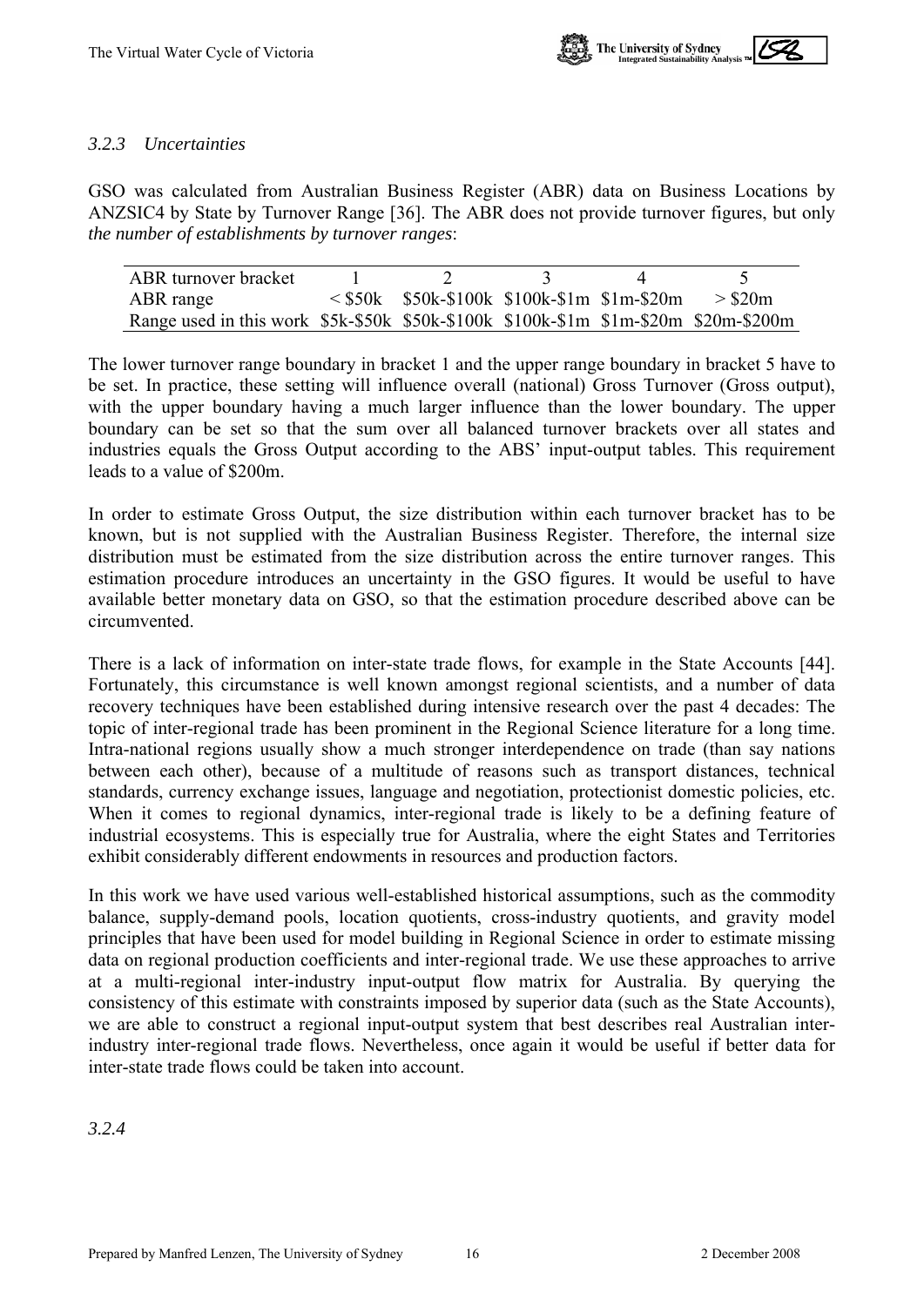### *3.2.3 Uncertainties*

GSO was calculated from Australian Business Register (ABR) data on Business Locations by ANZSIC4 by State by Turnover Range [36]. The ABR does not provide turnover figures, but only *the number of establishments by turnover ranges*:

| ABR turnover bracket | 1 | 2 | 3 | 4 | 5 |
|---|---|---|---|---|---|
| ABR range | < \$50k | \$50k-\$100k | \$100k-\$1m | \$1m-\$20m | > \$20m |
| Range used in this work | \$5k-\$50k | \$50k-\$100k | \$100k-\$1m | \$1m-\$20m | \$20m-\$200m |

The lower turnover range boundary in bracket 1 and the upper range boundary in bracket 5 have to be set. In practice, these setting will influence overall (national) Gross Turnover (Gross output), with the upper boundary having a much larger influence than the lower boundary. The upper boundary can be set so that the sum over all balanced turnover brackets over all states and industries equals the Gross Output according to the ABS' input-output tables. This requirement leads to a value of \$200m.

In order to estimate Gross Output, the size distribution within each turnover bracket has to be known, but is not supplied with the Australian Business Register. Therefore, the internal size distribution must be estimated from the size distribution across the entire turnover ranges. This estimation procedure introduces an uncertainty in the GSO figures. It would be useful to have available better monetary data on GSO, so that the estimation procedure described above can be circumvented.

There is a lack of information on inter-state trade flows, for example in the State Accounts [44]. Fortunately, this circumstance is well known amongst regional scientists, and a number of data recovery techniques have been established during intensive research over the past 4 decades: The topic of inter-regional trade has been prominent in the Regional Science literature for a long time. Intra-national regions usually show a much stronger interdependence on trade (than say nations between each other), because of a multitude of reasons such as transport distances, technical standards, currency exchange issues, language and negotiation, protectionist domestic policies, etc. When it comes to regional dynamics, inter-regional trade is likely to be a defining feature of industrial ecosystems. This is especially true for Australia, where the eight States and Territories exhibit considerably different endowments in resources and production factors.

In this work we have used various well-established historical assumptions, such as the commodity balance, supply-demand pools, location quotients, cross-industry quotients, and gravity model principles that have been used for model building in Regional Science in order to estimate missing data on regional production coefficients and inter-regional trade. We use these approaches to arrive at a multi-regional inter-industry input-output flow matrix for Australia. By querying the consistency of this estimate with constraints imposed by superior data (such as the State Accounts), we are able to construct a regional input-output system that best describes real Australian inter-industry inter-regional trade flows. Nevertheless, once again it would be useful if better data for inter-state trade flows could be taken into account.

### *3.2.4*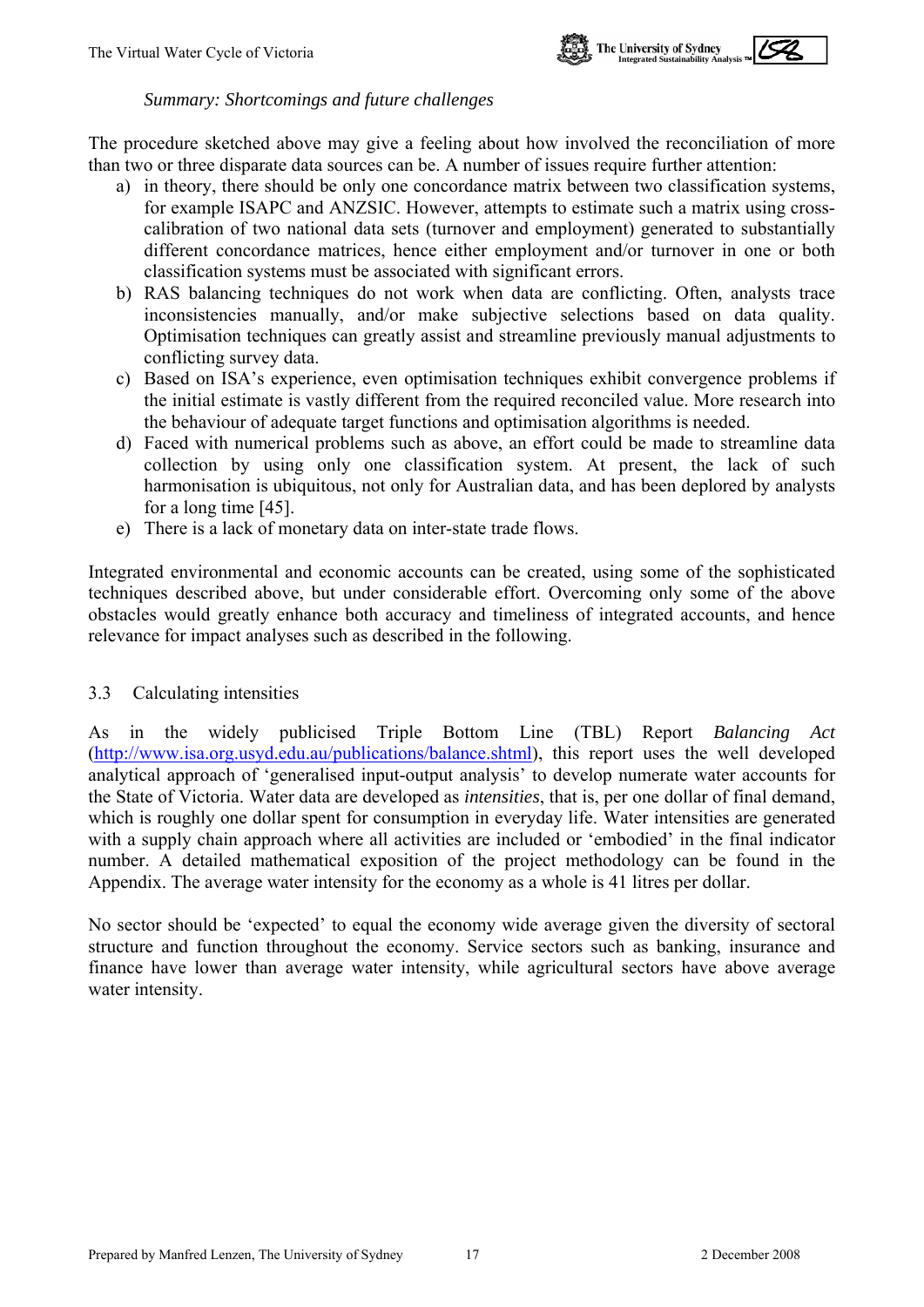*Summary: Shortcomings and future challenges*

The procedure sketched above may give a feeling about how involved the reconciliation of more than two or three disparate data sources can be. A number of issues require further attention:

a) in theory, there should be only one concordance matrix between two classification systems, for example ISAPC and ANZSIC. However, attempts to estimate such a matrix using cross-calibration of two national data sets (turnover and employment) generated to substantially different concordance matrices, hence either employment and/or turnover in one or both classification systems must be associated with significant errors.
b) RAS balancing techniques do not work when data are conflicting. Often, analysts trace inconsistencies manually, and/or make subjective selections based on data quality. Optimisation techniques can greatly assist and streamline previously manual adjustments to conflicting survey data.
c) Based on ISA's experience, even optimisation techniques exhibit convergence problems if the initial estimate is vastly different from the required reconciled value. More research into the behaviour of adequate target functions and optimisation algorithms is needed.
d) Faced with numerical problems such as above, an effort could be made to streamline data collection by using only one classification system. At present, the lack of such harmonisation is ubiquitous, not only for Australian data, and has been deplored by analysts for a long time [45].
e) There is a lack of monetary data on inter-state trade flows.

Integrated environmental and economic accounts can be created, using some of the sophisticated techniques described above, but under considerable effort. Overcoming only some of the above obstacles would greatly enhance both accuracy and timeliness of integrated accounts, and hence relevance for impact analyses such as described in the following.

## 3.3 Calculating intensities

As in the widely publicised Triple Bottom Line (TBL) Report *Balancing Act* (http://www.isa.org.usyd.edu.au/publications/balance.shtml), this report uses the well developed analytical approach of 'generalised input-output analysis' to develop numerate water accounts for the State of Victoria. Water data are developed as *intensities*, that is, per one dollar of final demand, which is roughly one dollar spent for consumption in everyday life. Water intensities are generated with a supply chain approach where all activities are included or 'embodied' in the final indicator number. A detailed mathematical exposition of the project methodology can be found in the Appendix. The average water intensity for the economy as a whole is 41 litres per dollar.

No sector should be 'expected' to equal the economy wide average given the diversity of sectoral structure and function throughout the economy. Service sectors such as banking, insurance and finance have lower than average water intensity, while agricultural sectors have above average water intensity.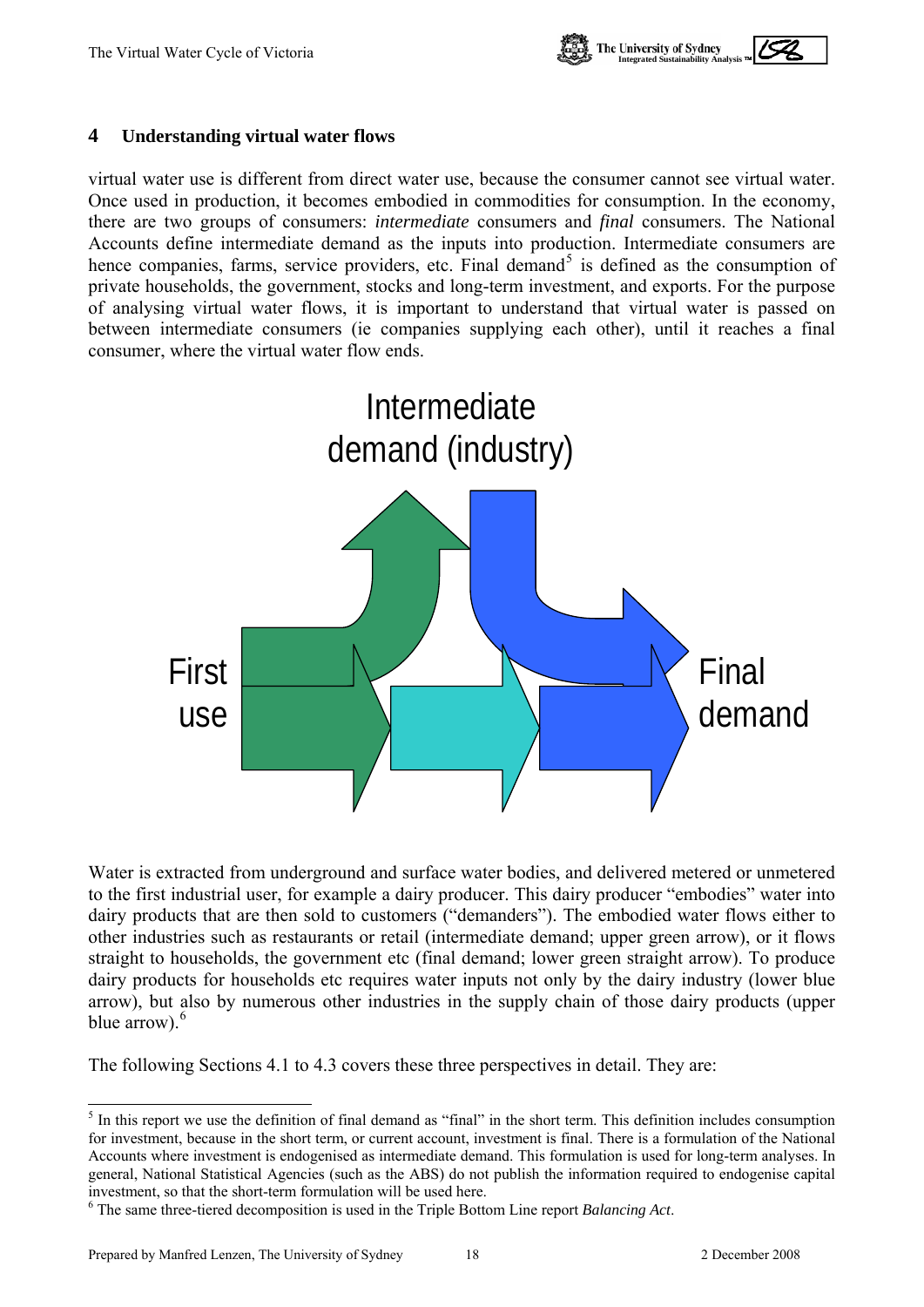## 4 Understanding virtual water flows

virtual water use is different from direct water use, because the consumer cannot see virtual water. Once used in production, it becomes embodied in commodities for consumption. In the economy, there are two groups of consumers: *intermediate* consumers and *final* consumers. The National Accounts define intermediate demand as the inputs into production. Intermediate consumers are hence companies, farms, service providers, etc. Final demand[5] is defined as the consumption of private households, the government, stocks and long-term investment, and exports. For the purpose of analysing virtual water flows, it is important to understand that virtual water is passed on between intermediate consumers (ie companies supplying each other), until it reaches a final consumer, where the virtual water flow ends.

Intermediate demand (industry)

First use

Final demand

Water is extracted from underground and surface water bodies, and delivered metered or unmetered to the first industrial user, for example a dairy producer. This dairy producer "embodies" water into dairy products that are then sold to customers ("demanders"). The embodied water flows either to other industries such as restaurants or retail (intermediate demand; upper green arrow), or it flows straight to households, the government etc (final demand; lower green straight arrow). To produce dairy products for households etc requires water inputs not only by the dairy industry (lower blue arrow), but also by numerous other industries in the supply chain of those dairy products (upper blue arrow).[6]

The following Sections 4.1 to 4.3 covers these three perspectives in detail. They are:

---

[5] In this report we use the definition of final demand as "final" in the short term. This definition includes consumption for investment, because in the short term, or current account, investment is final. There is a formulation of the National Accounts where investment is endogenised as intermediate demand. This formulation is used for long-term analyses. In general, National Statistical Agencies (such as the ABS) do not publish the information required to endogenise capital investment, so that the short-term formulation will be used here.

[6] The same three-tiered decomposition is used in the Triple Bottom Line report *Balancing Act*.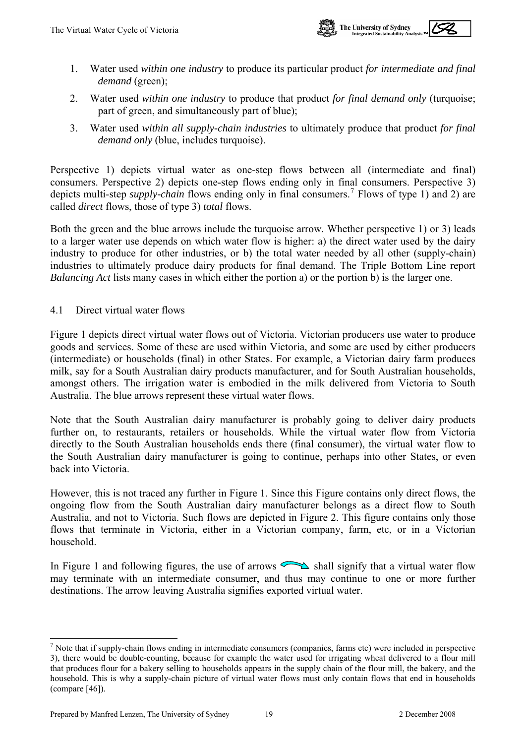1. Water used *within one industry* to produce its particular product *for intermediate and final demand* (green);
2. Water used *within one industry* to produce that product *for final demand only* (turquoise; part of green, and simultaneously part of blue);
3. Water used *within all supply-chain industries* to ultimately produce that product *for final demand only* (blue, includes turquoise).

Perspective 1) depicts virtual water as one-step flows between all (intermediate and final) consumers. Perspective 2) depicts one-step flows ending only in final consumers. Perspective 3) depicts multi-step *supply-chain* flows ending only in final consumers.[7] Flows of type 1) and 2) are called *direct* flows, those of type 3) *total* flows.

Both the green and the blue arrows include the turquoise arrow. Whether perspective 1) or 3) leads to a larger water use depends on which water flow is higher: a) the direct water used by the dairy industry to produce for other industries, or b) the total water needed by all other (supply-chain) industries to ultimately produce dairy products for final demand. The Triple Bottom Line report *Balancing Act* lists many cases in which either the portion a) or the portion b) is the larger one.

## 4.1 Direct virtual water flows

Figure 1 depicts direct virtual water flows out of Victoria. Victorian producers use water to produce goods and services. Some of these are used within Victoria, and some are used by either producers (intermediate) or households (final) in other States. For example, a Victorian dairy farm produces milk, say for a South Australian dairy products manufacturer, and for South Australian households, amongst others. The irrigation water is embodied in the milk delivered from Victoria to South Australia. The blue arrows represent these virtual water flows.

Note that the South Australian dairy manufacturer is probably going to deliver dairy products further on, to restaurants, retailers or households. While the virtual water flow from Victoria directly to the South Australian households ends there (final consumer), the virtual water flow to the South Australian dairy manufacturer is going to continue, perhaps into other States, or even back into Victoria.

However, this is not traced any further in Figure 1. Since this Figure contains only direct flows, the ongoing flow from the South Australian dairy manufacturer belongs as a direct flow to South Australia, and not to Victoria. Such flows are depicted in Figure 2. This figure contains only those flows that terminate in Victoria, either in a Victorian company, farm, etc, or in a Victorian household.

In Figure 1 and following figures, the use of arrows shall signify that a virtual water flow may terminate with an intermediate consumer, and thus may continue to one or more further destinations. The arrow leaving Australia signifies exported virtual water.

[7] Note that if supply-chain flows ending in intermediate consumers (companies, farms etc) were included in perspective 3), there would be double-counting, because for example the water used for irrigating wheat delivered to a flour mill that produces flour for a bakery selling to households appears in the supply chain of the flour mill, the bakery, and the household. This is why a supply-chain picture of virtual water flows must only contain flows that end in households (compare [46]).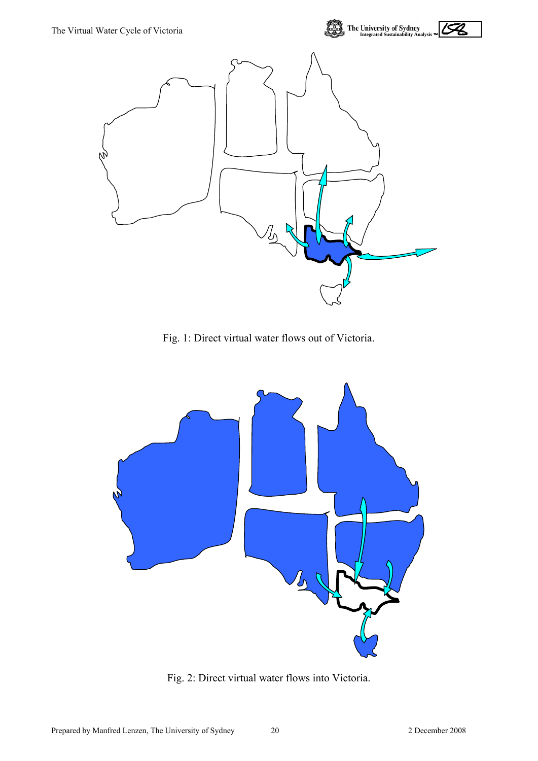Fig. 1: Direct virtual water flows out of Victoria.

Fig. 2: Direct virtual water flows into Victoria.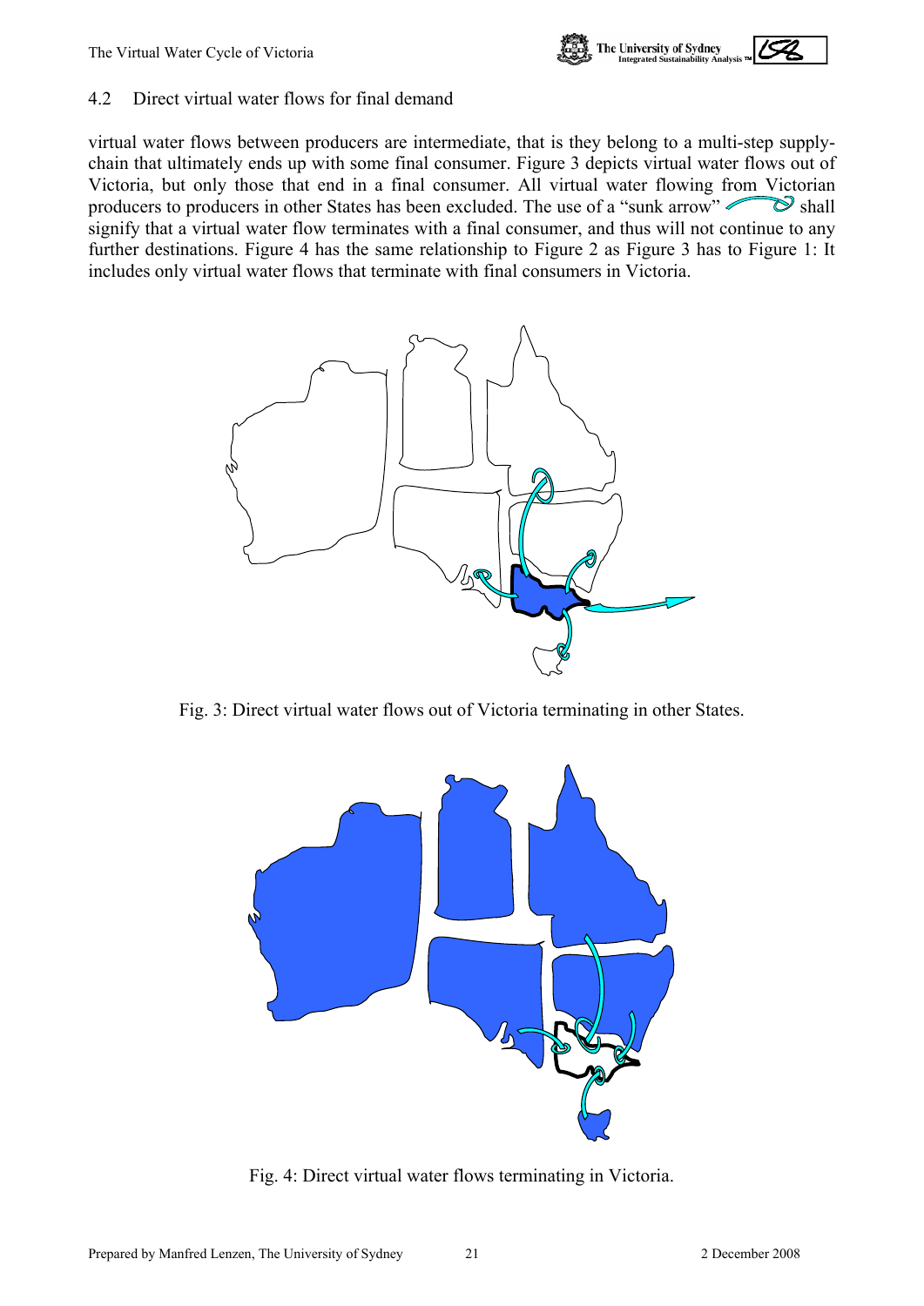## 4.2 Direct virtual water flows for final demand

virtual water flows between producers are intermediate, that is they belong to a multi-step supply-chain that ultimately ends up with some final consumer. Figure 3 depicts virtual water flows out of Victoria, but only those that end in a final consumer. All virtual water flowing from Victorian producers to producers in other States has been excluded. The use of a "sunk arrow" shall signify that a virtual water flow terminates with a final consumer, and thus will not continue to any further destinations. Figure 4 has the same relationship to Figure 2 as Figure 3 has to Figure 1: It includes only virtual water flows that terminate with final consumers in Victoria.

Fig. 3: Direct virtual water flows out of Victoria terminating in other States.

Fig. 4: Direct virtual water flows terminating in Victoria.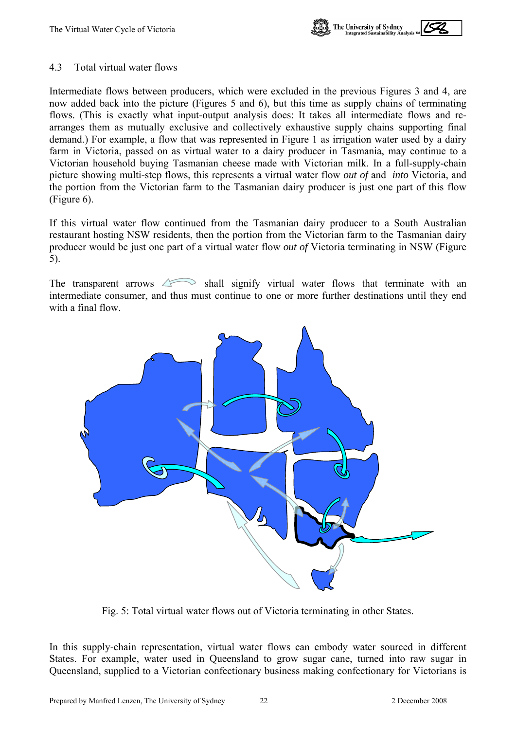## 4.3 Total virtual water flows

Intermediate flows between producers, which were excluded in the previous Figures 3 and 4, are now added back into the picture (Figures 5 and 6), but this time as supply chains of terminating flows. (This is exactly what input-output analysis does: It takes all intermediate flows and re-arranges them as mutually exclusive and collectively exhaustive supply chains supporting final demand.) For example, a flow that was represented in Figure 1 as irrigation water used by a dairy farm in Victoria, passed on as virtual water to a dairy producer in Tasmania, may continue to a Victorian household buying Tasmanian cheese made with Victorian milk. In a full-supply-chain picture showing multi-step flows, this represents a virtual water flow *out of* and *into* Victoria, and the portion from the Victorian farm to the Tasmanian dairy producer is just one part of this flow (Figure 6).

If this virtual water flow continued from the Tasmanian dairy producer to a South Australian restaurant hosting NSW residents, then the portion from the Victorian farm to the Tasmanian dairy producer would be just one part of a virtual water flow *out of* Victoria terminating in NSW (Figure 5).

The transparent arrows shall signify virtual water flows that terminate with an intermediate consumer, and thus must continue to one or more further destinations until they end with a final flow.

Fig. 5: Total virtual water flows out of Victoria terminating in other States.

In this supply-chain representation, virtual water flows can embody water sourced in different States. For example, water used in Queensland to grow sugar cane, turned into raw sugar in Queensland, supplied to a Victorian confectionary business making confectionary for Victorians is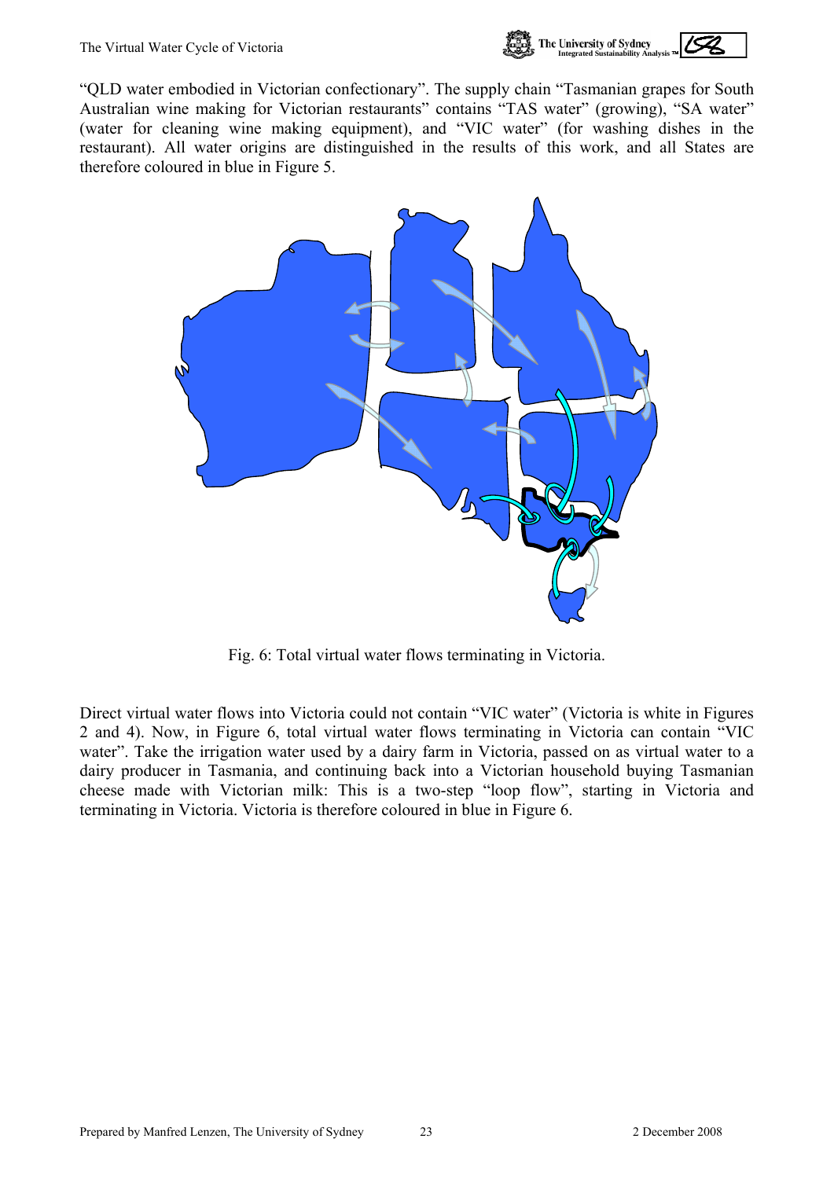"QLD water embodied in Victorian confectionary". The supply chain "Tasmanian grapes for South Australian wine making for Victorian restaurants" contains "TAS water" (growing), "SA water" (water for cleaning wine making equipment), and "VIC water" (for washing dishes in the restaurant). All water origins are distinguished in the results of this work, and all States are therefore coloured in blue in Figure 5.

Fig. 6: Total virtual water flows terminating in Victoria.

Direct virtual water flows into Victoria could not contain "VIC water" (Victoria is white in Figures 2 and 4). Now, in Figure 6, total virtual water flows terminating in Victoria can contain "VIC water". Take the irrigation water used by a dairy farm in Victoria, passed on as virtual water to a dairy producer in Tasmania, and continuing back into a Victorian household buying Tasmanian cheese made with Victorian milk: This is a two-step "loop flow", starting in Victoria and terminating in Victoria. Victoria is therefore coloured in blue in Figure 6.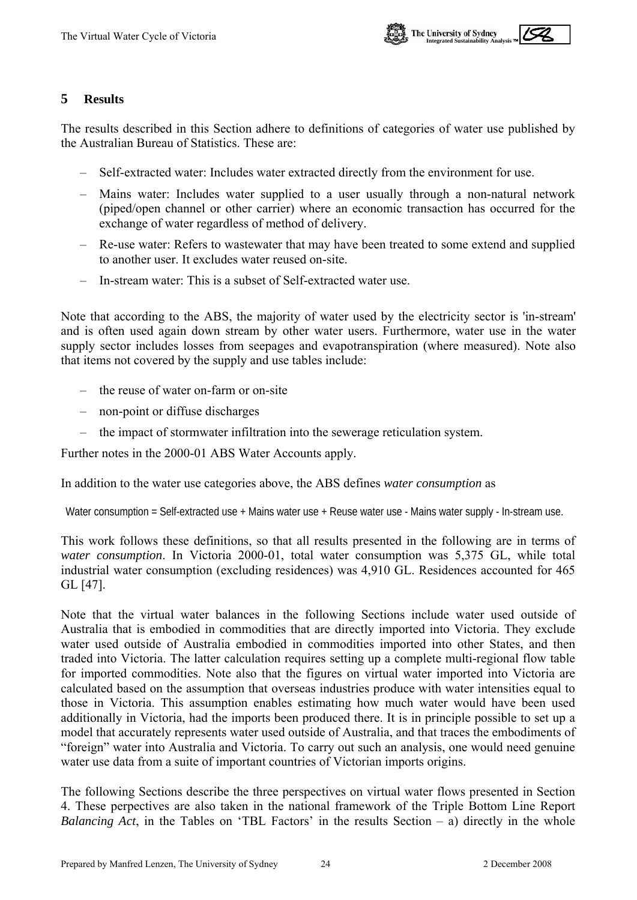## 5 Results

The results described in this Section adhere to definitions of categories of water use published by the Australian Bureau of Statistics. These are:

- Self-extracted water: Includes water extracted directly from the environment for use.
- Mains water: Includes water supplied to a user usually through a non-natural network (piped/open channel or other carrier) where an economic transaction has occurred for the exchange of water regardless of method of delivery.
- Re-use water: Refers to wastewater that may have been treated to some extend and supplied to another user. It excludes water reused on-site.
- In-stream water: This is a subset of Self-extracted water use.

Note that according to the ABS, the majority of water used by the electricity sector is 'in-stream' and is often used again down stream by other water users. Furthermore, water use in the water supply sector includes losses from seepages and evapotranspiration (where measured). Note also that items not covered by the supply and use tables include:

- the reuse of water on-farm or on-site
- non-point or diffuse discharges
- the impact of stormwater infiltration into the sewerage reticulation system.

Further notes in the 2000-01 ABS Water Accounts apply.

In addition to the water use categories above, the ABS defines *water consumption* as

Water consumption = Self-extracted use + Mains water use + Reuse water use - Mains water supply - In-stream use.

This work follows these definitions, so that all results presented in the following are in terms of *water consumption*. In Victoria 2000-01, total water consumption was 5,375 GL, while total industrial water consumption (excluding residences) was 4,910 GL. Residences accounted for 465 GL [47].

Note that the virtual water balances in the following Sections include water used outside of Australia that is embodied in commodities that are directly imported into Victoria. They exclude water used outside of Australia embodied in commodities imported into other States, and then traded into Victoria. The latter calculation requires setting up a complete multi-regional flow table for imported commodities. Note also that the figures on virtual water imported into Victoria are calculated based on the assumption that overseas industries produce with water intensities equal to those in Victoria. This assumption enables estimating how much water would have been used additionally in Victoria, had the imports been produced there. It is in principle possible to set up a model that accurately represents water used outside of Australia, and that traces the embodiments of "foreign" water into Australia and Victoria. To carry out such an analysis, one would need genuine water use data from a suite of important countries of Victorian imports origins.

The following Sections describe the three perspectives on virtual water flows presented in Section 4. These perpectives are also taken in the national framework of the Triple Bottom Line Report *Balancing Act*, in the Tables on 'TBL Factors' in the results Section – a) directly in the whole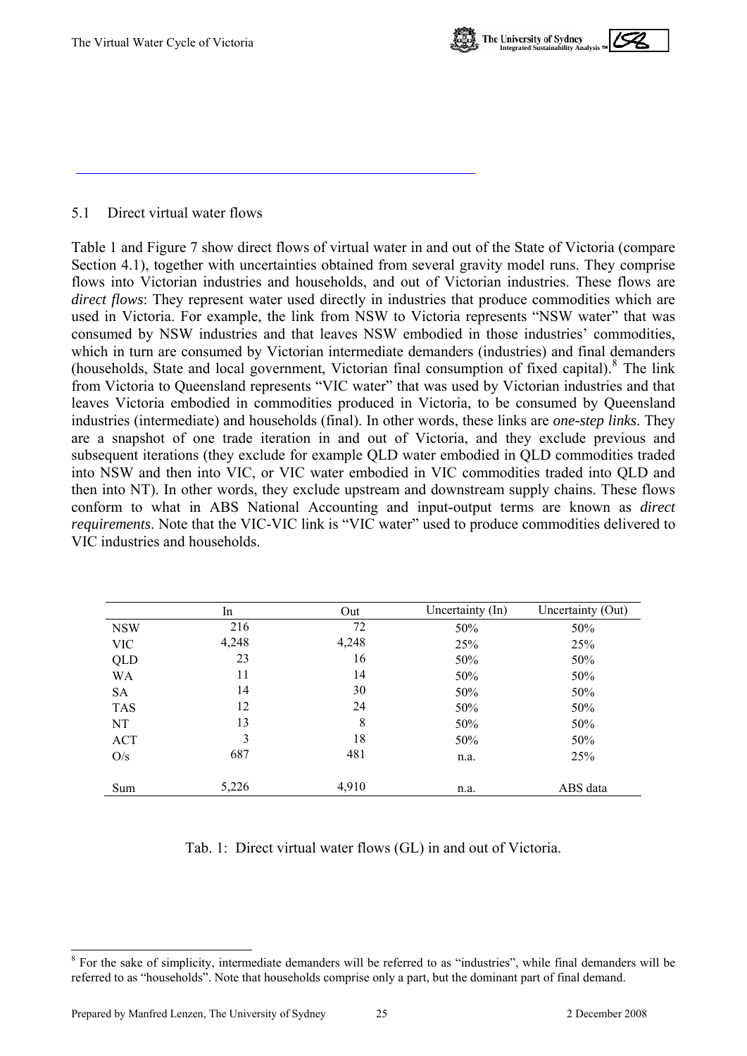## 5.1 Direct virtual water flows

Table 1 and Figure 7 show direct flows of virtual water in and out of the State of Victoria (compare Section 4.1), together with uncertainties obtained from several gravity model runs. They comprise flows into Victorian industries and households, and out of Victorian industries. These flows are *direct flows*: They represent water used directly in industries that produce commodities which are used in Victoria. For example, the link from NSW to Victoria represents "NSW water" that was consumed by NSW industries and that leaves NSW embodied in those industries' commodities, which in turn are consumed by Victorian intermediate demanders (industries) and final demanders (households, State and local government, Victorian final consumption of fixed capital).[8] The link from Victoria to Queensland represents "VIC water" that was used by Victorian industries and that leaves Victoria embodied in commodities produced in Victoria, to be consumed by Queensland industries (intermediate) and households (final). In other words, these links are *one-step links*. They are a snapshot of one trade iteration in and out of Victoria, and they exclude previous and subsequent iterations (they exclude for example QLD water embodied in QLD commodities traded into NSW and then into VIC, or VIC water embodied in VIC commodities traded into QLD and then into NT). In other words, they exclude upstream and downstream supply chains. These flows conform to what in ABS National Accounting and input-output terms are known as *direct requirements*. Note that the VIC-VIC link is "VIC water" used to produce commodities delivered to VIC industries and households.

| | In | Out | Uncertainty (In) | Uncertainty (Out) |
|---|---|---|---|---|
| NSW | 216 | 72 | 50% | 50% |
| VIC | 4,248 | 4,248 | 25% | 25% |
| QLD | 23 | 16 | 50% | 50% |
| WA | 11 | 14 | 50% | 50% |
| SA | 14 | 30 | 50% | 50% |
| TAS | 12 | 24 | 50% | 50% |
| NT | 13 | 8 | 50% | 50% |
| ACT | 3 | 18 | 50% | 50% |
| O/s | 687 | 481 | n.a. | 25% |
| Sum | 5,226 | 4,910 | n.a. | ABS data |

Tab. 1: Direct virtual water flows (GL) in and out of Victoria.

[8] For the sake of simplicity, intermediate demanders will be referred to as "industries", while final demanders will be referred to as "households". Note that households comprise only a part, but the dominant part of final demand.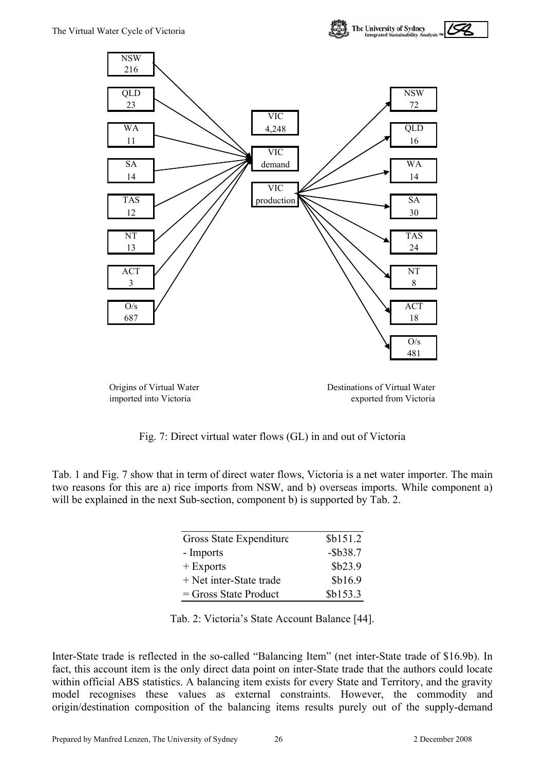| Origins of Virtual Water imported into Victoria | GL |
|---|---|
| NSW | 216 |
| QLD | 23 |
| WA | 11 |
| SA | 14 |
| TAS | 12 |
| NT | 13 |
| ACT | 3 |
| O/s | 687 |

VIC 4,248

VIC demand

VIC production

| Destinations of Virtual Water exported from Victoria | GL |
|---|---|
| NSW | 72 |
| QLD | 16 |
| WA | 14 |
| SA | 30 |
| TAS | 24 |
| NT | 8 |
| ACT | 18 |
| O/s | 481 |

Fig. 7: Direct virtual water flows (GL) in and out of Victoria

Tab. 1 and Fig. 7 show that in term of direct water flows, Victoria is a net water importer. The main two reasons for this are a) rice imports from NSW, and b) overseas imports. While component a) will be explained in the next Sub-section, component b) is supported by Tab. 2.

| | |
|---|---|
| Gross State Expenditure | \$b151.2 |
| - Imports | -\$b38.7 |
| + Exports | \$b23.9 |
| + Net inter-State trade | \$b16.9 |
| = Gross State Product | \$b153.3 |

Tab. 2: Victoria's State Account Balance [44].

Inter-State trade is reflected in the so-called "Balancing Item" (net inter-State trade of \$16.9b). In fact, this account item is the only direct data point on inter-State trade that the authors could locate within official ABS statistics. A balancing item exists for every State and Territory, and the gravity model recognises these values as external constraints. However, the commodity and origin/destination composition of the balancing items results purely out of the supply-demand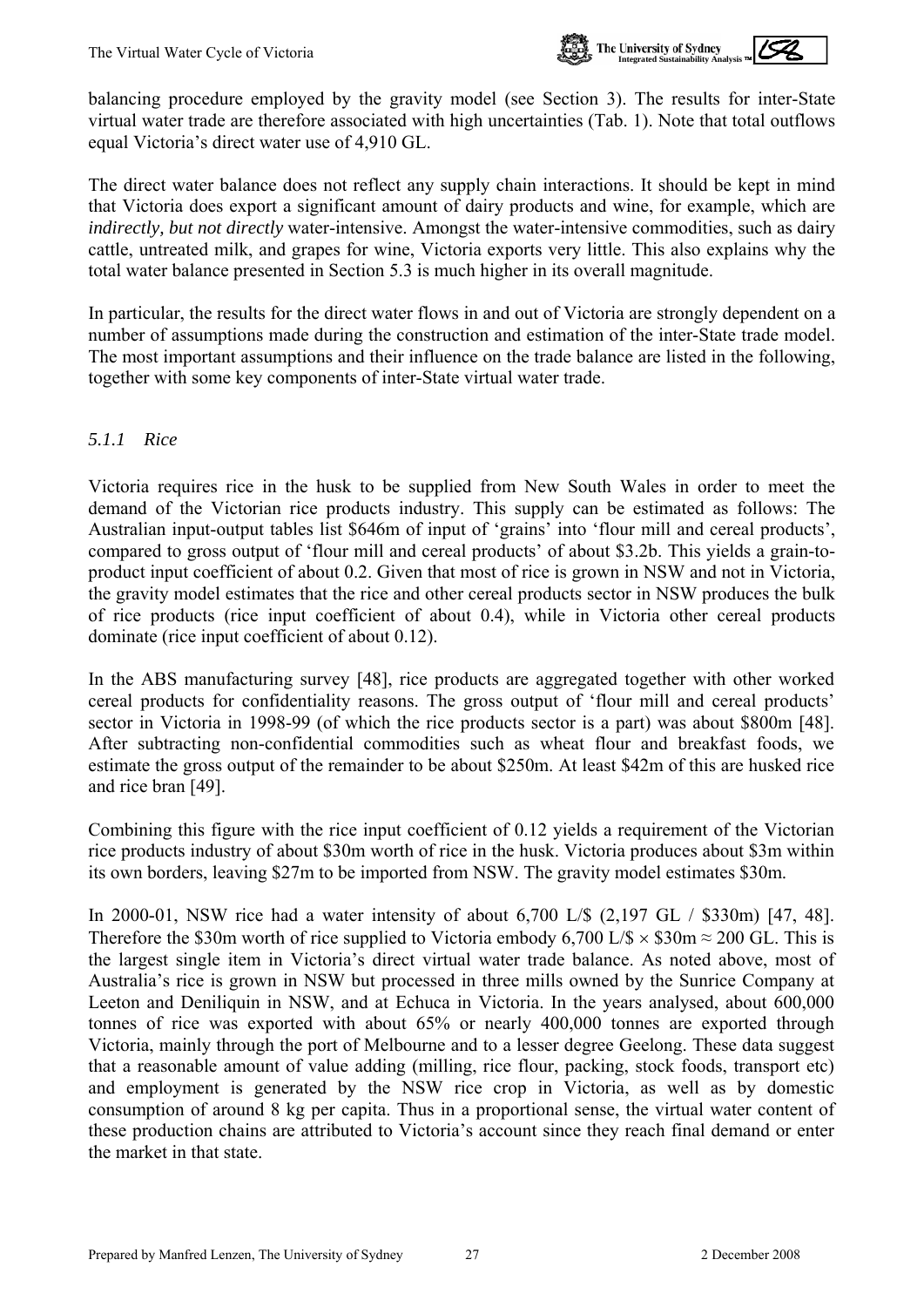balancing procedure employed by the gravity model (see Section 3). The results for inter-State virtual water trade are therefore associated with high uncertainties (Tab. 1). Note that total outflows equal Victoria's direct water use of 4,910 GL.

The direct water balance does not reflect any supply chain interactions. It should be kept in mind that Victoria does export a significant amount of dairy products and wine, for example, which are *indirectly, but not directly* water-intensive. Amongst the water-intensive commodities, such as dairy cattle, untreated milk, and grapes for wine, Victoria exports very little. This also explains why the total water balance presented in Section 5.3 is much higher in its overall magnitude.

In particular, the results for the direct water flows in and out of Victoria are strongly dependent on a number of assumptions made during the construction and estimation of the inter-State trade model. The most important assumptions and their influence on the trade balance are listed in the following, together with some key components of inter-State virtual water trade.

### *5.1.1 Rice*

Victoria requires rice in the husk to be supplied from New South Wales in order to meet the demand of the Victorian rice products industry. This supply can be estimated as follows: The Australian input-output tables list \$646m of input of 'grains' into 'flour mill and cereal products', compared to gross output of 'flour mill and cereal products' of about \$3.2b. This yields a grain-to-product input coefficient of about 0.2. Given that most of rice is grown in NSW and not in Victoria, the gravity model estimates that the rice and other cereal products sector in NSW produces the bulk of rice products (rice input coefficient of about 0.4), while in Victoria other cereal products dominate (rice input coefficient of about 0.12).

In the ABS manufacturing survey [48], rice products are aggregated together with other worked cereal products for confidentiality reasons. The gross output of 'flour mill and cereal products' sector in Victoria in 1998-99 (of which the rice products sector is a part) was about \$800m [48]. After subtracting non-confidential commodities such as wheat flour and breakfast foods, we estimate the gross output of the remainder to be about \$250m. At least \$42m of this are husked rice and rice bran [49].

Combining this figure with the rice input coefficient of 0.12 yields a requirement of the Victorian rice products industry of about \$30m worth of rice in the husk. Victoria produces about \$3m within its own borders, leaving \$27m to be imported from NSW. The gravity model estimates \$30m.

In 2000-01, NSW rice had a water intensity of about 6,700 L/\$ (2,197 GL / \$330m) [47, 48]. Therefore the \$30m worth of rice supplied to Victoria embody 6,700 L/\$ $\times$ \$30m $\approx$ 200 GL. This is the largest single item in Victoria's direct virtual water trade balance. As noted above, most of Australia's rice is grown in NSW but processed in three mills owned by the Sunrice Company at Leeton and Deniliquin in NSW, and at Echuca in Victoria. In the years analysed, about 600,000 tonnes of rice was exported with about 65% or nearly 400,000 tonnes are exported through Victoria, mainly through the port of Melbourne and to a lesser degree Geelong. These data suggest that a reasonable amount of value adding (milling, rice flour, packing, stock foods, transport etc) and employment is generated by the NSW rice crop in Victoria, as well as by domestic consumption of around 8 kg per capita. Thus in a proportional sense, the virtual water content of these production chains are attributed to Victoria's account since they reach final demand or enter the market in that state.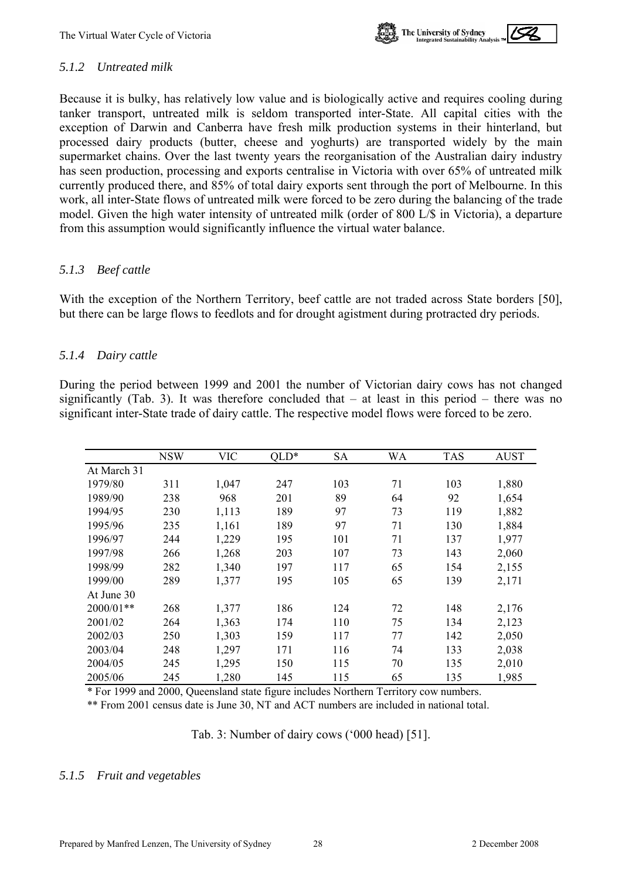### *5.1.2 Untreated milk*

Because it is bulky, has relatively low value and is biologically active and requires cooling during tanker transport, untreated milk is seldom transported inter-State. All capital cities with the exception of Darwin and Canberra have fresh milk production systems in their hinterland, but processed dairy products (butter, cheese and yoghurts) are transported widely by the main supermarket chains. Over the last twenty years the reorganisation of the Australian dairy industry has seen production, processing and exports centralise in Victoria with over 65% of untreated milk currently produced there, and 85% of total dairy exports sent through the port of Melbourne. In this work, all inter-State flows of untreated milk were forced to be zero during the balancing of the trade model. Given the high water intensity of untreated milk (order of 800 L/$ in Victoria), a departure from this assumption would significantly influence the virtual water balance.

### *5.1.3 Beef cattle*

With the exception of the Northern Territory, beef cattle are not traded across State borders [50], but there can be large flows to feedlots and for drought agistment during protracted dry periods.

### *5.1.4 Dairy cattle*

During the period between 1999 and 2001 the number of Victorian dairy cows has not changed significantly (Tab. 3). It was therefore concluded that – at least in this period – there was no significant inter-State trade of dairy cattle. The respective model flows were forced to be zero.

| | NSW | VIC | QLD* | SA | WA | TAS | AUST |
|---|---|---|---|---|---|---|---|
| At March 31 | | | | | | | |
| 1979/80 | 311 | 1,047 | 247 | 103 | 71 | 103 | 1,880 |
| 1989/90 | 238 | 968 | 201 | 89 | 64 | 92 | 1,654 |
| 1994/95 | 230 | 1,113 | 189 | 97 | 73 | 119 | 1,882 |
| 1995/96 | 235 | 1,161 | 189 | 97 | 71 | 130 | 1,884 |
| 1996/97 | 244 | 1,229 | 195 | 101 | 71 | 137 | 1,977 |
| 1997/98 | 266 | 1,268 | 203 | 107 | 73 | 143 | 2,060 |
| 1998/99 | 282 | 1,340 | 197 | 117 | 65 | 154 | 2,155 |
| 1999/00 | 289 | 1,377 | 195 | 105 | 65 | 139 | 2,171 |
| At June 30 | | | | | | | |
| 2000/01** | 268 | 1,377 | 186 | 124 | 72 | 148 | 2,176 |
| 2001/02 | 264 | 1,363 | 174 | 110 | 75 | 134 | 2,123 |
| 2002/03 | 250 | 1,303 | 159 | 117 | 77 | 142 | 2,050 |
| 2003/04 | 248 | 1,297 | 171 | 116 | 74 | 133 | 2,038 |
| 2004/05 | 245 | 1,295 | 150 | 115 | 70 | 135 | 2,010 |
| 2005/06 | 245 | 1,280 | 145 | 115 | 65 | 135 | 1,985 |

\* For 1999 and 2000, Queensland state figure includes Northern Territory cow numbers.

** From 2001 census date is June 30, NT and ACT numbers are included in national total.

Tab. 3: Number of dairy cows ('000 head) [51].

### *5.1.5 Fruit and vegetables*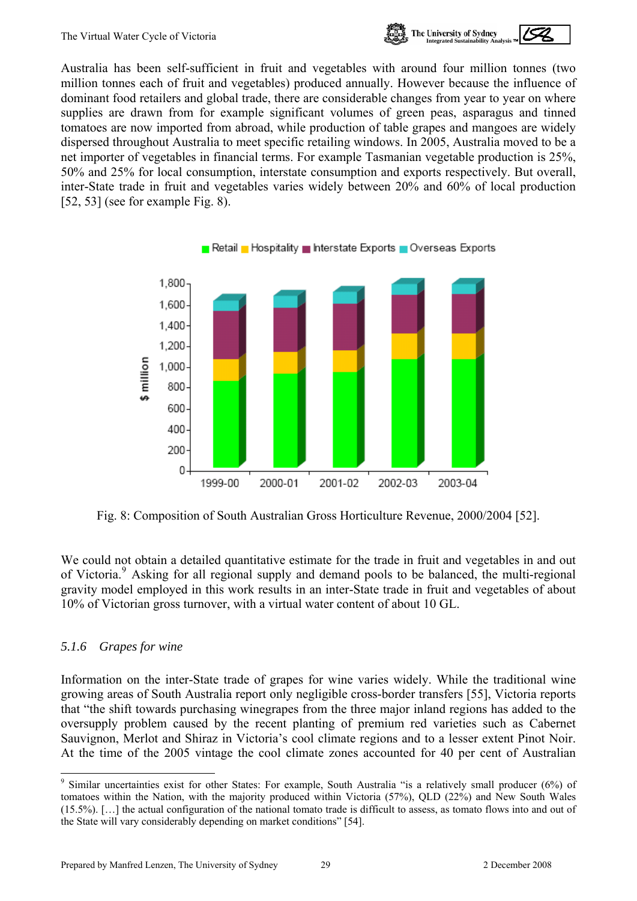Australia has been self-sufficient in fruit and vegetables with around four million tonnes (two million tonnes each of fruit and vegetables) produced annually. However because the influence of dominant food retailers and global trade, there are considerable changes from year to year on where supplies are drawn from for example significant volumes of green peas, asparagus and tinned tomatoes are now imported from abroad, while production of table grapes and mangoes are widely dispersed throughout Australia to meet specific retailing windows. In 2005, Australia moved to be a net importer of vegetables in financial terms. For example Tasmanian vegetable production is 25%, 50% and 25% for local consumption, interstate consumption and exports respectively. But overall, inter-State trade in fruit and vegetables varies widely between 20% and 60% of local production [52, 53] (see for example Fig. 8).

Fig. 8: Composition of South Australian Gross Horticulture Revenue, 2000/2004 [52].

We could not obtain a detailed quantitative estimate for the trade in fruit and vegetables in and out of Victoria.[9] Asking for all regional supply and demand pools to be balanced, the multi-regional gravity model employed in this work results in an inter-State trade in fruit and vegetables of about 10% of Victorian gross turnover, with a virtual water content of about 10 GL.

### 5.1.6 *Grapes for wine*

Information on the inter-State trade of grapes for wine varies widely. While the traditional wine growing areas of South Australia report only negligible cross-border transfers [55], Victoria reports that "the shift towards purchasing winegrapes from the three major inland regions has added to the oversupply problem caused by the recent planting of premium red varieties such as Cabernet Sauvignon, Merlot and Shiraz in Victoria's cool climate regions and to a lesser extent Pinot Noir. At the time of the 2005 vintage the cool climate zones accounted for 40 per cent of Australian

[9] Similar uncertainties exist for other States: For example, South Australia "is a relatively small producer (6%) of tomatoes within the Nation, with the majority produced within Victoria (57%), QLD (22%) and New South Wales (15.5%). […] the actual configuration of the national tomato trade is difficult to assess, as tomato flows into and out of the State will vary considerably depending on market conditions" [54].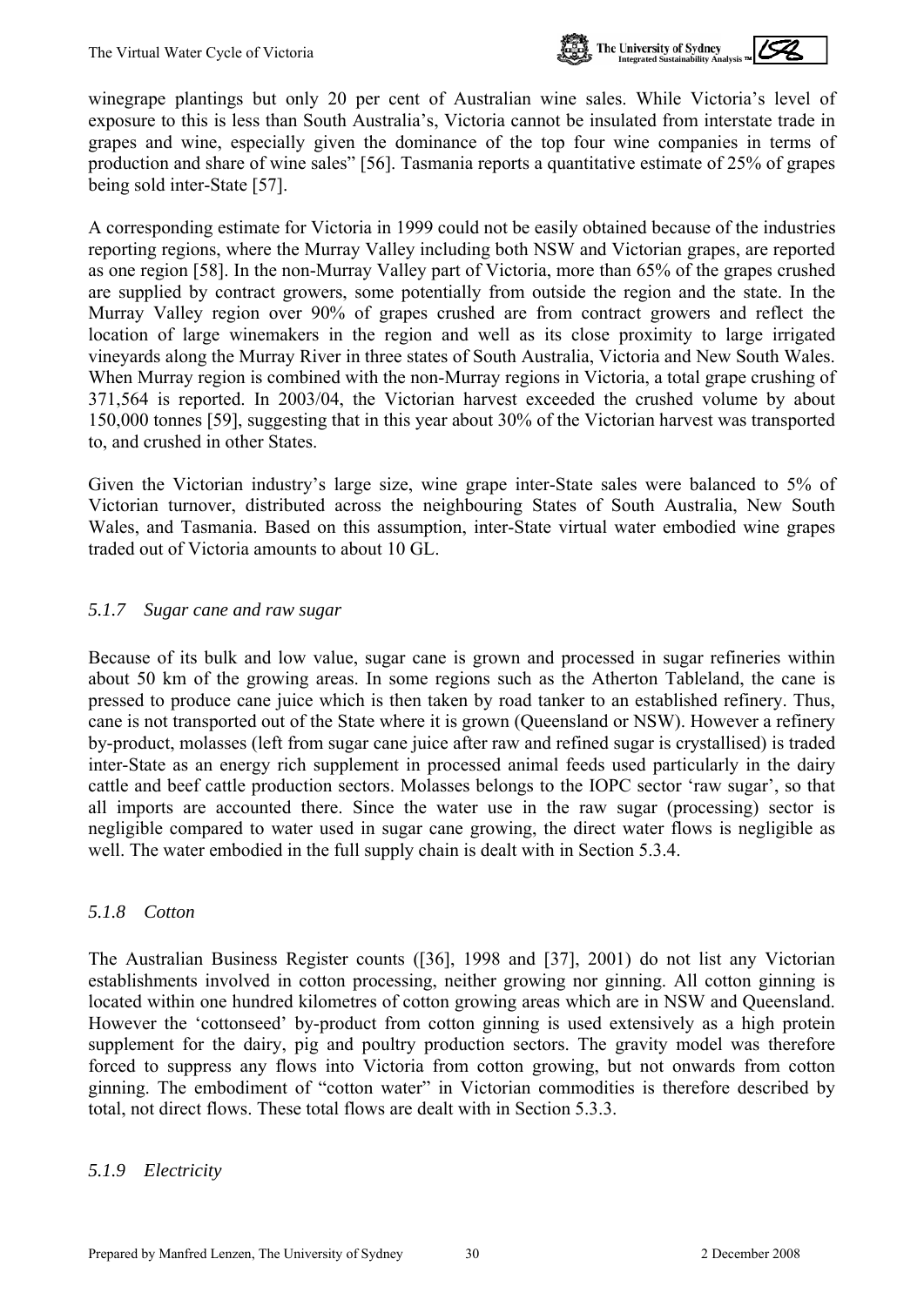winegrape plantings but only 20 per cent of Australian wine sales. While Victoria's level of exposure to this is less than South Australia's, Victoria cannot be insulated from interstate trade in grapes and wine, especially given the dominance of the top four wine companies in terms of production and share of wine sales" [56]. Tasmania reports a quantitative estimate of 25% of grapes being sold inter-State [57].

A corresponding estimate for Victoria in 1999 could not be easily obtained because of the industries reporting regions, where the Murray Valley including both NSW and Victorian grapes, are reported as one region [58]. In the non-Murray Valley part of Victoria, more than 65% of the grapes crushed are supplied by contract growers, some potentially from outside the region and the state. In the Murray Valley region over 90% of grapes crushed are from contract growers and reflect the location of large winemakers in the region and well as its close proximity to large irrigated vineyards along the Murray River in three states of South Australia, Victoria and New South Wales. When Murray region is combined with the non-Murray regions in Victoria, a total grape crushing of 371,564 is reported. In 2003/04, the Victorian harvest exceeded the crushed volume by about 150,000 tonnes [59], suggesting that in this year about 30% of the Victorian harvest was transported to, and crushed in other States.

Given the Victorian industry's large size, wine grape inter-State sales were balanced to 5% of Victorian turnover, distributed across the neighbouring States of South Australia, New South Wales, and Tasmania. Based on this assumption, inter-State virtual water embodied wine grapes traded out of Victoria amounts to about 10 GL.

### *5.1.7 Sugar cane and raw sugar*

Because of its bulk and low value, sugar cane is grown and processed in sugar refineries within about 50 km of the growing areas. In some regions such as the Atherton Tableland, the cane is pressed to produce cane juice which is then taken by road tanker to an established refinery. Thus, cane is not transported out of the State where it is grown (Queensland or NSW). However a refinery by-product, molasses (left from sugar cane juice after raw and refined sugar is crystallised) is traded inter-State as an energy rich supplement in processed animal feeds used particularly in the dairy cattle and beef cattle production sectors. Molasses belongs to the IOPC sector 'raw sugar', so that all imports are accounted there. Since the water use in the raw sugar (processing) sector is negligible compared to water used in sugar cane growing, the direct water flows is negligible as well. The water embodied in the full supply chain is dealt with in Section 5.3.4.

### *5.1.8 Cotton*

The Australian Business Register counts ([36], 1998 and [37], 2001) do not list any Victorian establishments involved in cotton processing, neither growing nor ginning. All cotton ginning is located within one hundred kilometres of cotton growing areas which are in NSW and Queensland. However the 'cottonseed' by-product from cotton ginning is used extensively as a high protein supplement for the dairy, pig and poultry production sectors. The gravity model was therefore forced to suppress any flows into Victoria from cotton growing, but not onwards from cotton ginning. The embodiment of "cotton water" in Victorian commodities is therefore described by total, not direct flows. These total flows are dealt with in Section 5.3.3.

### *5.1.9 Electricity*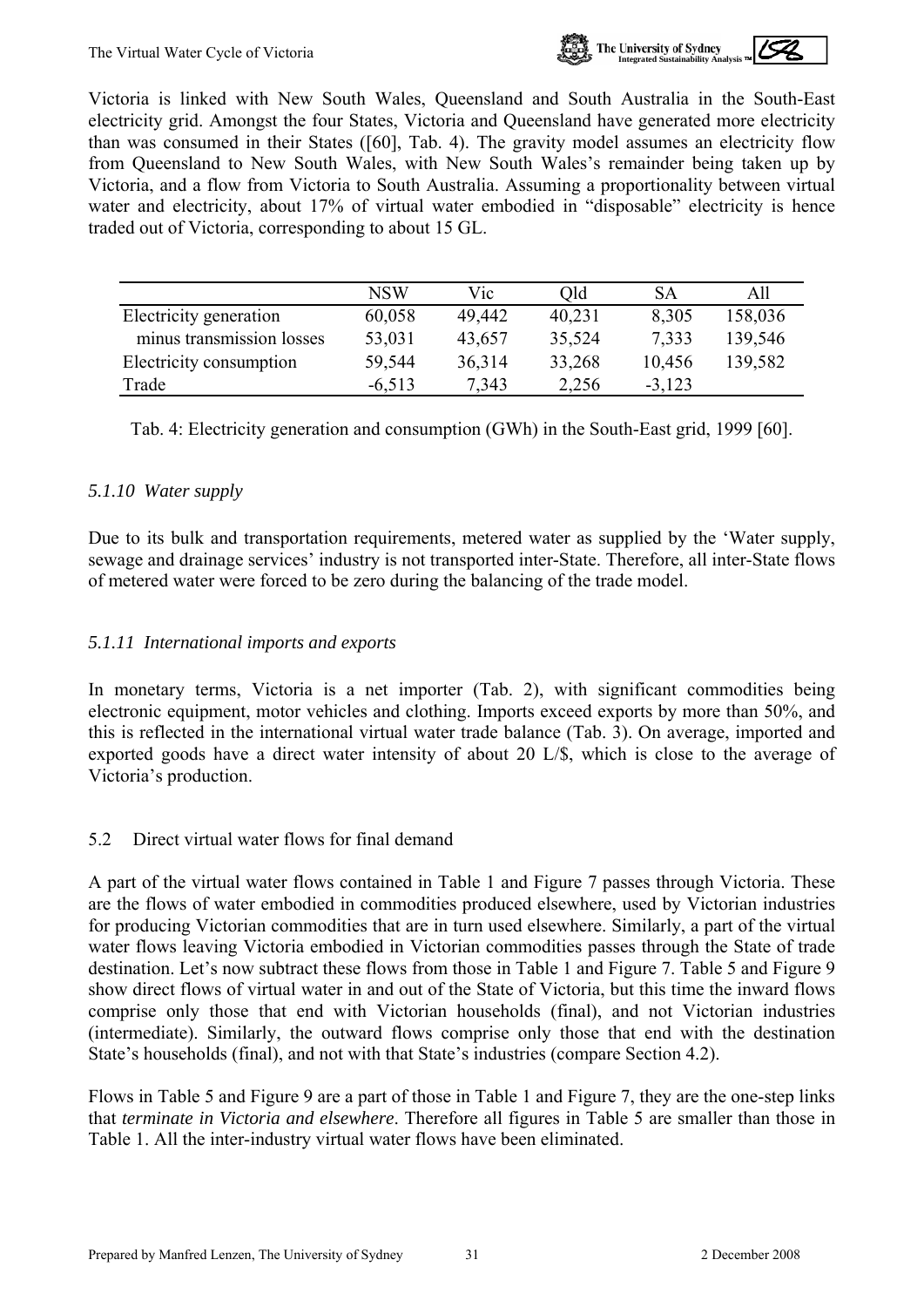Victoria is linked with New South Wales, Queensland and South Australia in the South-East electricity grid. Amongst the four States, Victoria and Queensland have generated more electricity than was consumed in their States ([60], Tab. 4). The gravity model assumes an electricity flow from Queensland to New South Wales, with New South Wales's remainder being taken up by Victoria, and a flow from Victoria to South Australia. Assuming a proportionality between virtual water and electricity, about 17% of virtual water embodied in "disposable" electricity is hence traded out of Victoria, corresponding to about 15 GL.

| | NSW | Vic | Qld | SA | All |
|---|---|---|---|---|---|
| Electricity generation | 60,058 | 49,442 | 40,231 | 8,305 | 158,036 |
| minus transmission losses | 53,031 | 43,657 | 35,524 | 7,333 | 139,546 |
| Electricity consumption | 59,544 | 36,314 | 33,268 | 10,456 | 139,582 |
| Trade | -6,513 | 7,343 | 2,256 | -3,123 | |

Tab. 4: Electricity generation and consumption (GWh) in the South-East grid, 1999 [60].

### *5.1.10 Water supply*

Due to its bulk and transportation requirements, metered water as supplied by the 'Water supply, sewage and drainage services' industry is not transported inter-State. Therefore, all inter-State flows of metered water were forced to be zero during the balancing of the trade model.

### *5.1.11 International imports and exports*

In monetary terms, Victoria is a net importer (Tab. 2), with significant commodities being electronic equipment, motor vehicles and clothing. Imports exceed exports by more than 50%, and this is reflected in the international virtual water trade balance (Tab. 3). On average, imported and exported goods have a direct water intensity of about 20 L/$, which is close to the average of Victoria's production.

## 5.2 Direct virtual water flows for final demand

A part of the virtual water flows contained in Table 1 and Figure 7 passes through Victoria. These are the flows of water embodied in commodities produced elsewhere, used by Victorian industries for producing Victorian commodities that are in turn used elsewhere. Similarly, a part of the virtual water flows leaving Victoria embodied in Victorian commodities passes through the State of trade destination. Let's now subtract these flows from those in Table 1 and Figure 7. Table 5 and Figure 9 show direct flows of virtual water in and out of the State of Victoria, but this time the inward flows comprise only those that end with Victorian households (final), and not Victorian industries (intermediate). Similarly, the outward flows comprise only those that end with the destination State's households (final), and not with that State's industries (compare Section 4.2).

Flows in Table 5 and Figure 9 are a part of those in Table 1 and Figure 7, they are the one-step links that *terminate in Victoria and elsewhere*. Therefore all figures in Table 5 are smaller than those in Table 1. All the inter-industry virtual water flows have been eliminated.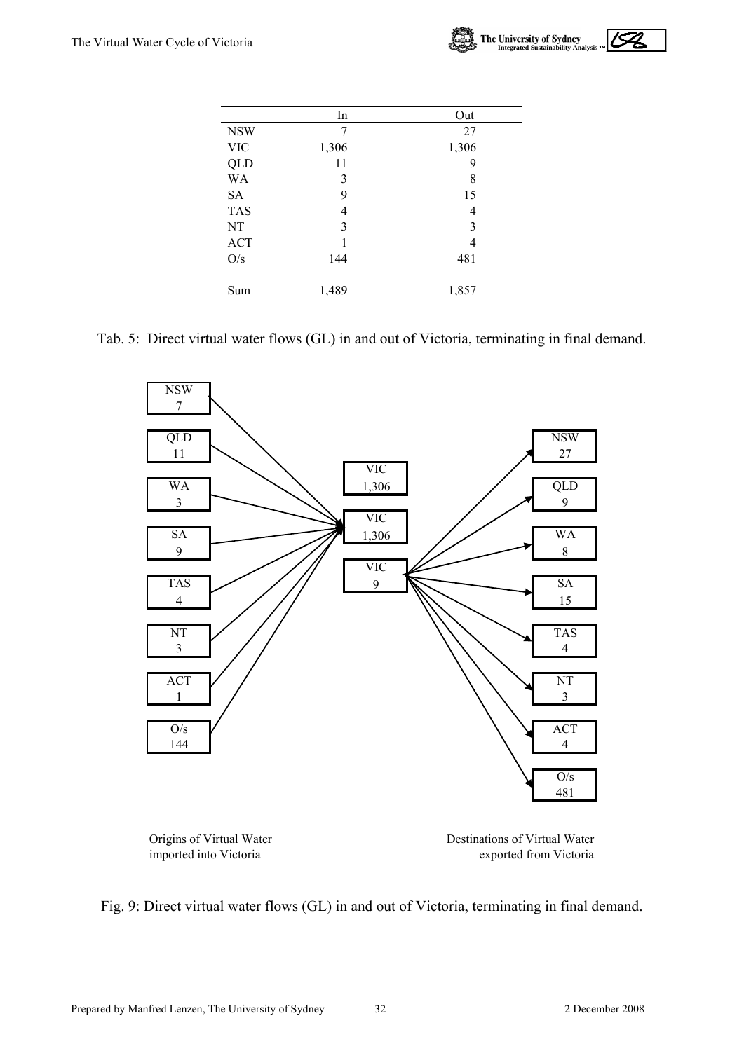| | In | Out |
|---|---|---|
| NSW | 7 | 27 |
| VIC | 1,306 | 1,306 |
| QLD | 11 | 9 |
| WA | 3 | 8 |
| SA | 9 | 15 |
| TAS | 4 | 4 |
| NT | 3 | 3 |
| ACT | 1 | 4 |
| O/s | 144 | 481 |
| Sum | 1,489 | 1,857 |

Tab. 5: Direct virtual water flows (GL) in and out of Victoria, terminating in final demand.

NSW 7

QLD 11

WA 3

SA 9

TAS 4

NT 3

ACT 1

O/s 144

VIC 1,306

VIC 1,306

VIC 9

NSW 27

QLD 9

WA 8

SA 15

TAS 4

NT 3

ACT 4

O/s 481

Origins of Virtual Water imported into Victoria

Destinations of Virtual Water exported from Victoria

Fig. 9: Direct virtual water flows (GL) in and out of Victoria, terminating in final demand.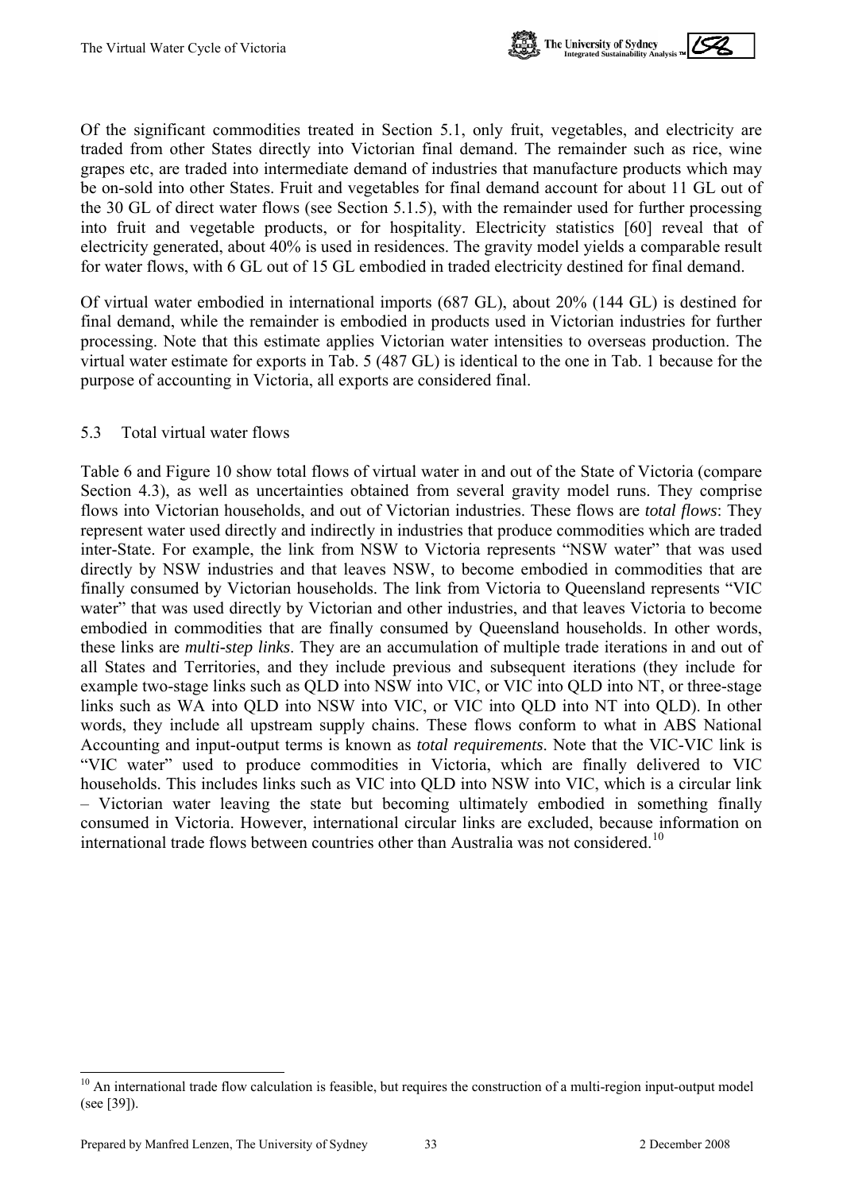Of the significant commodities treated in Section 5.1, only fruit, vegetables, and electricity are traded from other States directly into Victorian final demand. The remainder such as rice, wine grapes etc, are traded into intermediate demand of industries that manufacture products which may be on-sold into other States. Fruit and vegetables for final demand account for about 11 GL out of the 30 GL of direct water flows (see Section 5.1.5), with the remainder used for further processing into fruit and vegetable products, or for hospitality. Electricity statistics [60] reveal that of electricity generated, about 40% is used in residences. The gravity model yields a comparable result for water flows, with 6 GL out of 15 GL embodied in traded electricity destined for final demand.

Of virtual water embodied in international imports (687 GL), about 20% (144 GL) is destined for final demand, while the remainder is embodied in products used in Victorian industries for further processing. Note that this estimate applies Victorian water intensities to overseas production. The virtual water estimate for exports in Tab. 5 (487 GL) is identical to the one in Tab. 1 because for the purpose of accounting in Victoria, all exports are considered final.

## 5.3 Total virtual water flows

Table 6 and Figure 10 show total flows of virtual water in and out of the State of Victoria (compare Section 4.3), as well as uncertainties obtained from several gravity model runs. They comprise flows into Victorian households, and out of Victorian industries. These flows are *total flows*: They represent water used directly and indirectly in industries that produce commodities which are traded inter-State. For example, the link from NSW to Victoria represents "NSW water" that was used directly by NSW industries and that leaves NSW, to become embodied in commodities that are finally consumed by Victorian households. The link from Victoria to Queensland represents "VIC water" that was used directly by Victorian and other industries, and that leaves Victoria to become embodied in commodities that are finally consumed by Queensland households. In other words, these links are *multi-step links*. They are an accumulation of multiple trade iterations in and out of all States and Territories, and they include previous and subsequent iterations (they include for example two-stage links such as QLD into NSW into VIC, or VIC into QLD into NT, or three-stage links such as WA into QLD into NSW into VIC, or VIC into QLD into NT into QLD). In other words, they include all upstream supply chains. These flows conform to what in ABS National Accounting and input-output terms is known as *total requirements*. Note that the VIC-VIC link is "VIC water" used to produce commodities in Victoria, which are finally delivered to VIC households. This includes links such as VIC into QLD into NSW into VIC, which is a circular link – Victorian water leaving the state but becoming ultimately embodied in something finally consumed in Victoria. However, international circular links are excluded, because information on international trade flows between countries other than Australia was not considered.[10]

[10] An international trade flow calculation is feasible, but requires the construction of a multi-region input-output model (see [39]).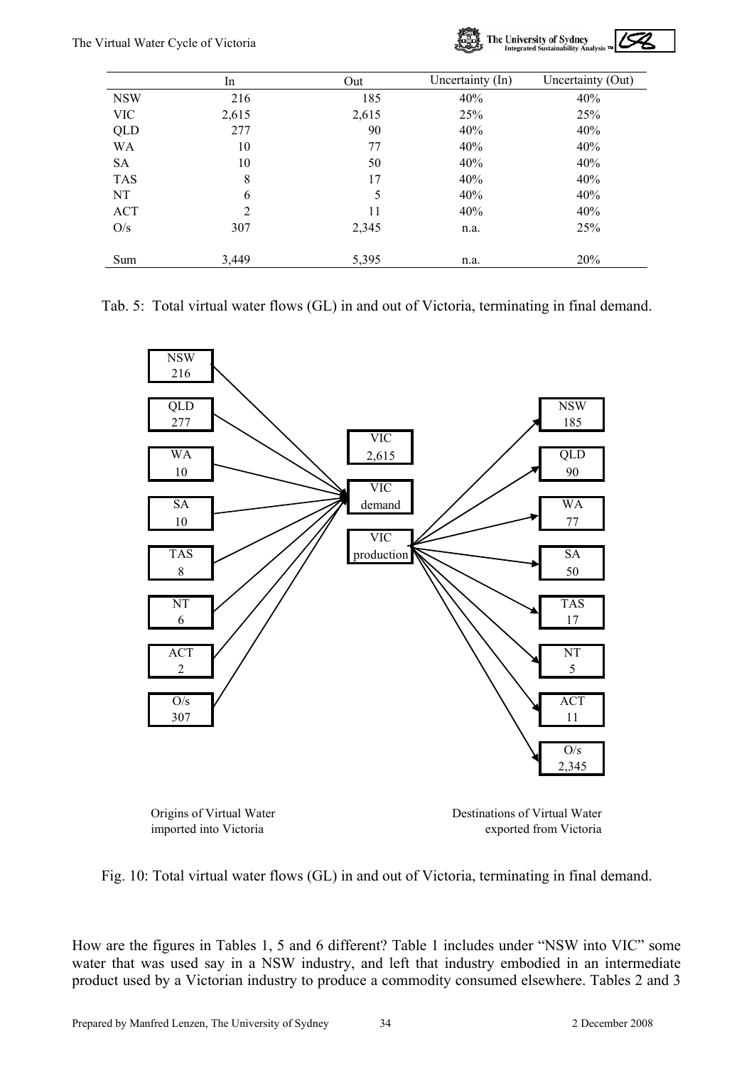|  | In | Out | Uncertainty (In) | Uncertainty (Out) |
|---|---|---|---|---|
| NSW | 216 | 185 | 40% | 40% |
| VIC | 2,615 | 2,615 | 25% | 25% |
| QLD | 277 | 90 | 40% | 40% |
| WA | 10 | 77 | 40% | 40% |
| SA | 10 | 50 | 40% | 40% |
| TAS | 8 | 17 | 40% | 40% |
| NT | 6 | 5 | 40% | 40% |
| ACT | 2 | 11 | 40% | 40% |
| O/s | 307 | 2,345 | n.a. | 25% |
| Sum | 3,449 | 5,395 | n.a. | 20% |

Tab. 5: Total virtual water flows (GL) in and out of Victoria, terminating in final demand.

Origins of Virtual Water imported into Victoria: NSW 216; QLD 277; WA 10; SA 10; TAS 8; NT 6; ACT 2; O/s 307 → VIC demand

VIC 2,615

VIC production → Destinations of Virtual Water exported from Victoria: NSW 185; QLD 90; WA 77; SA 50; TAS 17; NT 5; ACT 11; O/s 2,345

Fig. 10: Total virtual water flows (GL) in and out of Victoria, terminating in final demand.

How are the figures in Tables 1, 5 and 6 different? Table 1 includes under "NSW into VIC" some water that was used say in a NSW industry, and left that industry embodied in an intermediate product used by a Victorian industry to produce a commodity consumed elsewhere. Tables 2 and 3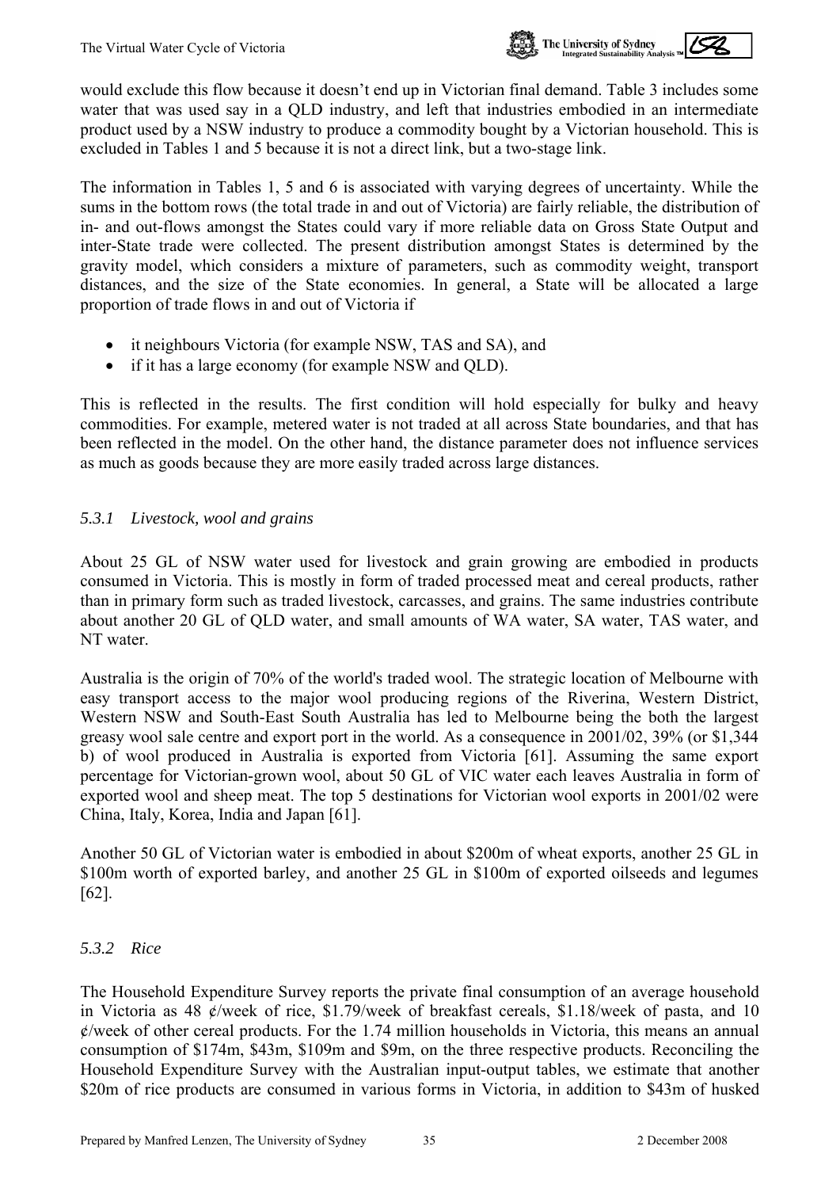would exclude this flow because it doesn't end up in Victorian final demand. Table 3 includes some water that was used say in a QLD industry, and left that industries embodied in an intermediate product used by a NSW industry to produce a commodity bought by a Victorian household. This is excluded in Tables 1 and 5 because it is not a direct link, but a two-stage link.

The information in Tables 1, 5 and 6 is associated with varying degrees of uncertainty. While the sums in the bottom rows (the total trade in and out of Victoria) are fairly reliable, the distribution of in- and out-flows amongst the States could vary if more reliable data on Gross State Output and inter-State trade were collected. The present distribution amongst States is determined by the gravity model, which considers a mixture of parameters, such as commodity weight, transport distances, and the size of the State economies. In general, a State will be allocated a large proportion of trade flows in and out of Victoria if

- it neighbours Victoria (for example NSW, TAS and SA), and
- if it has a large economy (for example NSW and QLD).

This is reflected in the results. The first condition will hold especially for bulky and heavy commodities. For example, metered water is not traded at all across State boundaries, and that has been reflected in the model. On the other hand, the distance parameter does not influence services as much as goods because they are more easily traded across large distances.

### *5.3.1 Livestock, wool and grains*

About 25 GL of NSW water used for livestock and grain growing are embodied in products consumed in Victoria. This is mostly in form of traded processed meat and cereal products, rather than in primary form such as traded livestock, carcasses, and grains. The same industries contribute about another 20 GL of QLD water, and small amounts of WA water, SA water, TAS water, and NT water.

Australia is the origin of 70% of the world's traded wool. The strategic location of Melbourne with easy transport access to the major wool producing regions of the Riverina, Western District, Western NSW and South-East South Australia has led to Melbourne being the both the largest greasy wool sale centre and export port in the world. As a consequence in 2001/02, 39% (or $1,344 b) of wool produced in Australia is exported from Victoria [61]. Assuming the same export percentage for Victorian-grown wool, about 50 GL of VIC water each leaves Australia in form of exported wool and sheep meat. The top 5 destinations for Victorian wool exports in 2001/02 were China, Italy, Korea, India and Japan [61].

Another 50 GL of Victorian water is embodied in about $200m of wheat exports, another 25 GL in $100m worth of exported barley, and another 25 GL in $100m of exported oilseeds and legumes [62].

### *5.3.2 Rice*

The Household Expenditure Survey reports the private final consumption of an average household in Victoria as 48 ¢/week of rice, $1.79/week of breakfast cereals, $1.18/week of pasta, and 10 ¢/week of other cereal products. For the 1.74 million households in Victoria, this means an annual consumption of $174m, $43m, $109m and $9m, on the three respective products. Reconciling the Household Expenditure Survey with the Australian input-output tables, we estimate that another $20m of rice products are consumed in various forms in Victoria, in addition to $43m of husked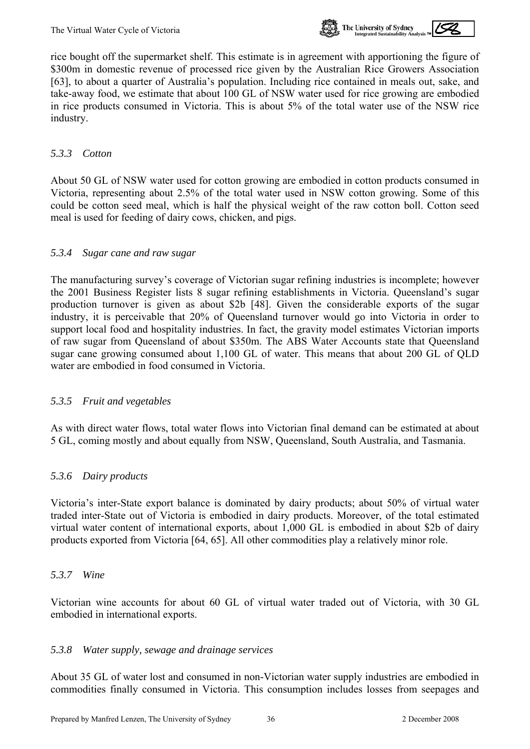rice bought off the supermarket shelf. This estimate is in agreement with apportioning the figure of $300m in domestic revenue of processed rice given by the Australian Rice Growers Association [63], to about a quarter of Australia's population. Including rice contained in meals out, sake, and take-away food, we estimate that about 100 GL of NSW water used for rice growing are embodied in rice products consumed in Victoria. This is about 5% of the total water use of the NSW rice industry.

### *5.3.3 Cotton*

About 50 GL of NSW water used for cotton growing are embodied in cotton products consumed in Victoria, representing about 2.5% of the total water used in NSW cotton growing. Some of this could be cotton seed meal, which is half the physical weight of the raw cotton boll. Cotton seed meal is used for feeding of dairy cows, chicken, and pigs.

### *5.3.4 Sugar cane and raw sugar*

The manufacturing survey's coverage of Victorian sugar refining industries is incomplete; however the 2001 Business Register lists 8 sugar refining establishments in Victoria. Queensland's sugar production turnover is given as about $2b [48]. Given the considerable exports of the sugar industry, it is perceivable that 20% of Queensland turnover would go into Victoria in order to support local food and hospitality industries. In fact, the gravity model estimates Victorian imports of raw sugar from Queensland of about $350m. The ABS Water Accounts state that Queensland sugar cane growing consumed about 1,100 GL of water. This means that about 200 GL of QLD water are embodied in food consumed in Victoria.

### *5.3.5 Fruit and vegetables*

As with direct water flows, total water flows into Victorian final demand can be estimated at about 5 GL, coming mostly and about equally from NSW, Queensland, South Australia, and Tasmania.

### *5.3.6 Dairy products*

Victoria's inter-State export balance is dominated by dairy products; about 50% of virtual water traded inter-State out of Victoria is embodied in dairy products. Moreover, of the total estimated virtual water content of international exports, about 1,000 GL is embodied in about $2b of dairy products exported from Victoria [64, 65]. All other commodities play a relatively minor role.

### *5.3.7 Wine*

Victorian wine accounts for about 60 GL of virtual water traded out of Victoria, with 30 GL embodied in international exports.

### *5.3.8 Water supply, sewage and drainage services*

About 35 GL of water lost and consumed in non-Victorian water supply industries are embodied in commodities finally consumed in Victoria. This consumption includes losses from seepages and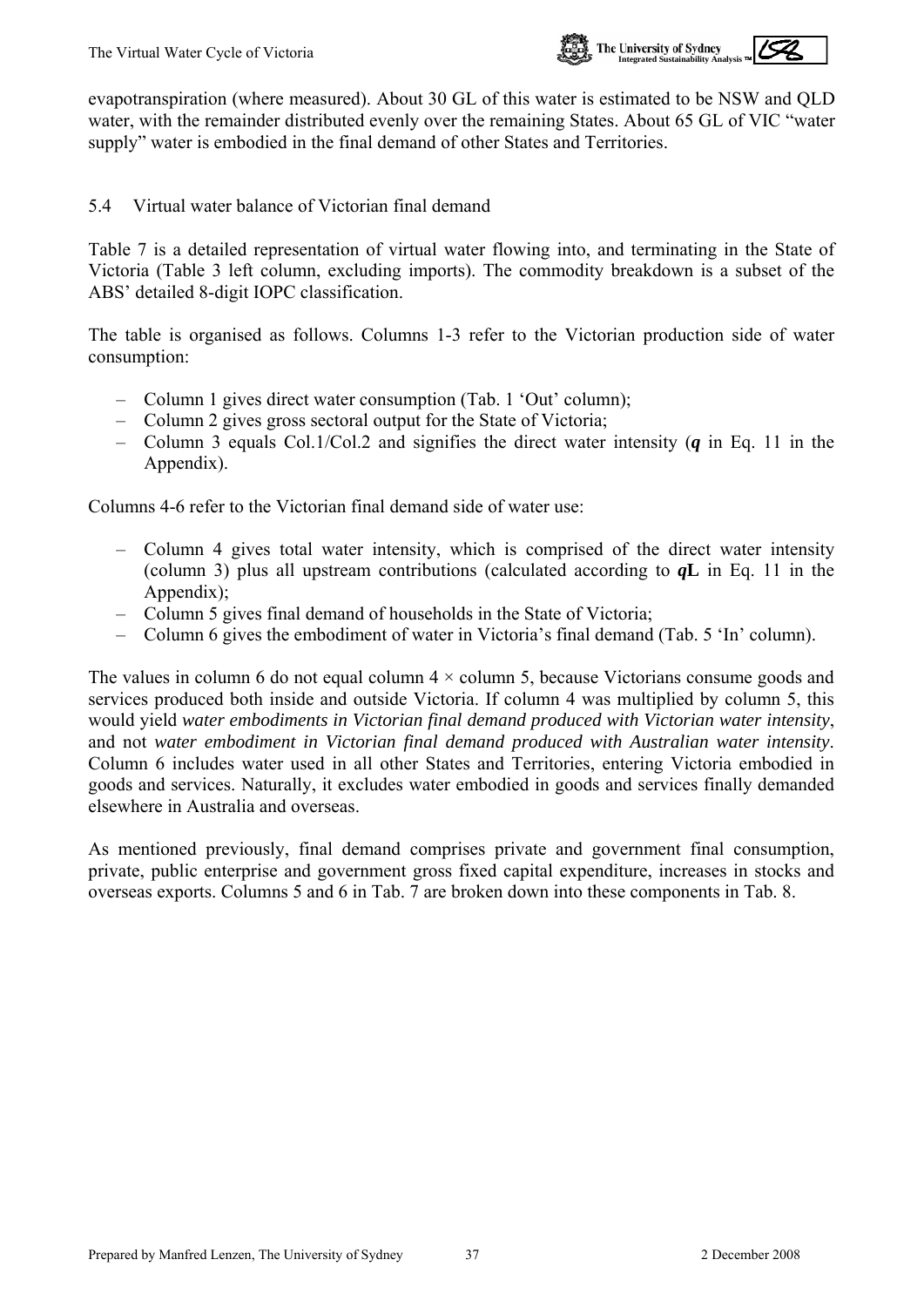evapotranspiration (where measured). About 30 GL of this water is estimated to be NSW and QLD water, with the remainder distributed evenly over the remaining States. About 65 GL of VIC "water supply" water is embodied in the final demand of other States and Territories.

## 5.4 Virtual water balance of Victorian final demand

Table 7 is a detailed representation of virtual water flowing into, and terminating in the State of Victoria (Table 3 left column, excluding imports). The commodity breakdown is a subset of the ABS' detailed 8-digit IOPC classification.

The table is organised as follows. Columns 1-3 refer to the Victorian production side of water consumption:

- Column 1 gives direct water consumption (Tab. 1 'Out' column);
- Column 2 gives gross sectoral output for the State of Victoria;
- Column 3 equals Col.1/Col.2 and signifies the direct water intensity ($\boldsymbol{q}$ in Eq. 11 in the Appendix).

Columns 4-6 refer to the Victorian final demand side of water use:

- Column 4 gives total water intensity, which is comprised of the direct water intensity (column 3) plus all upstream contributions (calculated according to $\boldsymbol{q}\mathbf{L}$ in Eq. 11 in the Appendix);
- Column 5 gives final demand of households in the State of Victoria;
- Column 6 gives the embodiment of water in Victoria's final demand (Tab. 5 'In' column).

The values in column 6 do not equal column 4 × column 5, because Victorians consume goods and services produced both inside and outside Victoria. If column 4 was multiplied by column 5, this would yield *water embodiments in Victorian final demand produced with Victorian water intensity*, and not *water embodiment in Victorian final demand produced with Australian water intensity*. Column 6 includes water used in all other States and Territories, entering Victoria embodied in goods and services. Naturally, it excludes water embodied in goods and services finally demanded elsewhere in Australia and overseas.

As mentioned previously, final demand comprises private and government final consumption, private, public enterprise and government gross fixed capital expenditure, increases in stocks and overseas exports. Columns 5 and 6 in Tab. 7 are broken down into these components in Tab. 8.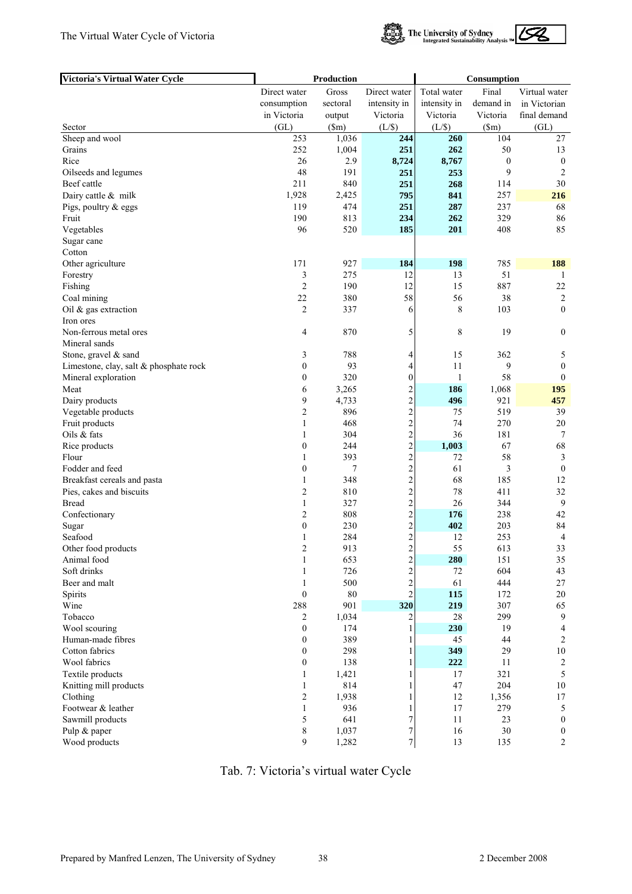| Victoria's Virtual Water Cycle | Production | | | Consumption | | |
|---|---|---|---|---|---|---|
| Sector | Direct water consumption in Victoria (GL) | Gross sectoral output ($m) | Direct water intensity in Victoria (L/$) | Total water intensity in Victoria (L/$) | Final demand in Victoria ($m) | Virtual water in Victorian final demand (GL) |
| Sheep and wool | 253 | 1,036 | **244** | **260** | 104 | 27 |
| Grains | 252 | 1,004 | **251** | **262** | 50 | 13 |
| Rice | 26 | 2.9 | **8,724** | **8,767** | 0 | 0 |
| Oilseeds and legumes | 48 | 191 | **251** | **253** | 9 | 2 |
| Beef cattle | 211 | 840 | **251** | **268** | 114 | 30 |
| Dairy cattle & milk | 1,928 | 2,425 | **795** | **841** | 257 | **216** |
| Pigs, poultry & eggs | 119 | 474 | **251** | **287** | 237 | 68 |
| Fruit | 190 | 813 | **234** | **262** | 329 | 86 |
| Vegetables | 96 | 520 | **185** | **201** | 408 | 85 |
| Sugar cane | | | | | | |
| Cotton | | | | | | |
| Other agriculture | 171 | 927 | **184** | **198** | 785 | **188** |
| Forestry | 3 | 275 | 12 | 13 | 51 | 1 |
| Fishing | 2 | 190 | 12 | 15 | 887 | 22 |
| Coal mining | 22 | 380 | 58 | 56 | 38 | 2 |
| Oil & gas extraction | 2 | 337 | 6 | 8 | 103 | 0 |
| Iron ores | | | | | | |
| Non-ferrous metal ores | 4 | 870 | 5 | 8 | 19 | 0 |
| Mineral sands | | | | | | |
| Stone, gravel & sand | 3 | 788 | 4 | 15 | 362 | 5 |
| Limestone, clay, salt & phosphate rock | 0 | 93 | 4 | 11 | 9 | 0 |
| Mineral exploration | 0 | 320 | 0 | 1 | 58 | 0 |
| Meat | 6 | 3,265 | 2 | **186** | 1,068 | **195** |
| Dairy products | 9 | 4,733 | 2 | **496** | 921 | **457** |
| Vegetable products | 2 | 896 | 2 | 75 | 519 | 39 |
| Fruit products | 1 | 468 | 2 | 74 | 270 | 20 |
| Oils & fats | 1 | 304 | 2 | 36 | 181 | 7 |
| Rice products | 0 | 244 | 2 | **1,003** | 67 | 68 |
| Flour | 1 | 393 | 2 | 72 | 58 | 3 |
| Fodder and feed | 0 | 7 | 2 | 61 | 3 | 0 |
| Breakfast cereals and pasta | 1 | 348 | 2 | 68 | 185 | 12 |
| Pies, cakes and biscuits | 2 | 810 | 2 | 78 | 411 | 32 |
| Bread | 1 | 327 | 2 | 26 | 344 | 9 |
| Confectionary | 2 | 808 | 2 | **176** | 238 | 42 |
| Sugar | 0 | 230 | 2 | **402** | 203 | 84 |
| Seafood | 1 | 284 | 2 | 12 | 253 | 4 |
| Other food products | 2 | 913 | 2 | 55 | 613 | 33 |
| Animal food | 1 | 653 | 2 | **280** | 151 | 35 |
| Soft drinks | 1 | 726 | 2 | 72 | 604 | 43 |
| Beer and malt | 1 | 500 | 2 | 61 | 444 | 27 |
| Spirits | 0 | 80 | 2 | **115** | 172 | 20 |
| Wine | 288 | 901 | **320** | **219** | 307 | 65 |
| Tobacco | 2 | 1,034 | 2 | 28 | 299 | 9 |
| Wool scouring | 0 | 174 | 1 | **230** | 19 | 4 |
| Human-made fibres | 0 | 389 | 1 | 45 | 44 | 2 |
| Cotton fabrics | 0 | 298 | 1 | **349** | 29 | 10 |
| Wool fabrics | 0 | 138 | 1 | **222** | 11 | 2 |
| Textile products | 1 | 1,421 | 1 | 17 | 321 | 5 |
| Knitting mill products | 1 | 814 | 1 | 47 | 204 | 10 |
| Clothing | 2 | 1,938 | 1 | 12 | 1,356 | 17 |
| Footwear & leather | 1 | 936 | 1 | 17 | 279 | 5 |
| Sawmill products | 5 | 641 | 7 | 11 | 23 | 0 |
| Pulp & paper | 8 | 1,037 | 7 | 16 | 30 | 0 |
| Wood products | 9 | 1,282 | 7 | 13 | 135 | 2 |

Tab. 7: Victoria's virtual water Cycle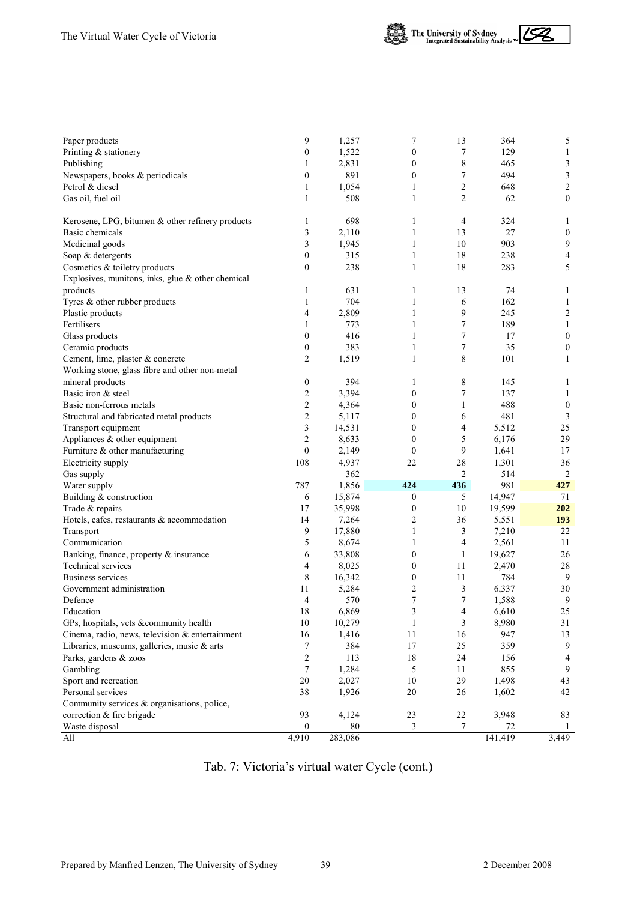| | | | | | | |
|---|---|---|---|---|---|---|
| Paper products | 9 | 1,257 | 7 | 13 | 364 | 5 |
| Printing & stationery | 0 | 1,522 | 0 | 7 | 129 | 1 |
| Publishing | 1 | 2,831 | 0 | 8 | 465 | 3 |
| Newspapers, books & periodicals | 0 | 891 | 0 | 7 | 494 | 3 |
| Petrol & diesel | 1 | 1,054 | 1 | 2 | 648 | 2 |
| Gas oil, fuel oil | 1 | 508 | 1 | 2 | 62 | 0 |
| | | | | | | |
| Kerosene, LPG, bitumen & other refinery products | 1 | 698 | 1 | 4 | 324 | 1 |
| Basic chemicals | 3 | 2,110 | 1 | 13 | 27 | 0 |
| Medicinal goods | 3 | 1,945 | 1 | 10 | 903 | 9 |
| Soap & detergents | 0 | 315 | 1 | 18 | 238 | 4 |
| Cosmetics & toiletry products | 0 | 238 | 1 | 18 | 283 | 5 |
| Explosives, munitons, inks, glue & other chemical products | 1 | 631 | 1 | 13 | 74 | 1 |
| Tyres & other rubber products | 1 | 704 | 1 | 6 | 162 | 1 |
| Plastic products | 4 | 2,809 | 1 | 9 | 245 | 2 |
| Fertilisers | 1 | 773 | 1 | 7 | 189 | 1 |
| Glass products | 0 | 416 | 1 | 7 | 17 | 0 |
| Ceramic products | 0 | 383 | 1 | 7 | 35 | 0 |
| Cement, lime, plaster & concrete | 2 | 1,519 | 1 | 8 | 101 | 1 |
| Working stone, glass fibre and other non-metal mineral products | 0 | 394 | 1 | 8 | 145 | 1 |
| Basic iron & steel | 2 | 3,394 | 0 | 7 | 137 | 1 |
| Basic non-ferrous metals | 2 | 4,364 | 0 | 1 | 488 | 0 |
| Structural and fabricated metal products | 2 | 5,117 | 0 | 6 | 481 | 3 |
| Transport equipment | 3 | 14,531 | 0 | 4 | 5,512 | 25 |
| Appliances & other equipment | 2 | 8,633 | 0 | 5 | 6,176 | 29 |
| Furniture & other manufacturing | 0 | 2,149 | 0 | 9 | 1,641 | 17 |
| Electricity supply | 108 | 4,937 | 22 | 28 | 1,301 | 36 |
| Gas supply | | 362 | | 2 | 514 | 2 |
| Water supply | 787 | 1,856 | **424** | **436** | 981 | **427** |
| Building & construction | 6 | 15,874 | 0 | 5 | 14,947 | 71 |
| Trade & repairs | 17 | 35,998 | 0 | 10 | 19,599 | **202** |
| Hotels, cafes, restaurants & accommodation | 14 | 7,264 | 2 | 36 | 5,551 | **193** |
| Transport | 9 | 17,880 | 1 | 3 | 7,210 | 22 |
| Communication | 5 | 8,674 | 1 | 4 | 2,561 | 11 |
| Banking, finance, property & insurance | 6 | 33,808 | 0 | 1 | 19,627 | 26 |
| Technical services | 4 | 8,025 | 0 | 11 | 2,470 | 28 |
| Business services | 8 | 16,342 | 0 | 11 | 784 | 9 |
| Government administration | 11 | 5,284 | 2 | 3 | 6,337 | 30 |
| Defence | 4 | 570 | 7 | 7 | 1,588 | 9 |
| Education | 18 | 6,869 | 3 | 4 | 6,610 | 25 |
| GPs, hospitals, vets &community health | 10 | 10,279 | 1 | 3 | 8,980 | 31 |
| Cinema, radio, news, television & entertainment | 16 | 1,416 | 11 | 16 | 947 | 13 |
| Libraries, museums, galleries, music & arts | 7 | 384 | 17 | 25 | 359 | 9 |
| Parks, gardens & zoos | 2 | 113 | 18 | 24 | 156 | 4 |
| Gambling | 7 | 1,284 | 5 | 11 | 855 | 9 |
| Sport and recreation | 20 | 2,027 | 10 | 29 | 1,498 | 43 |
| Personal services | 38 | 1,926 | 20 | 26 | 1,602 | 42 |
| Community services & organisations, police, correction & fire brigade | 93 | 4,124 | 23 | 22 | 3,948 | 83 |
| Waste disposal | 0 | 80 | 3 | 7 | 72 | 1 |
| All | 4,910 | 283,086 | | | 141,419 | 3,449 |

Tab. 7: Victoria's virtual water Cycle (cont.)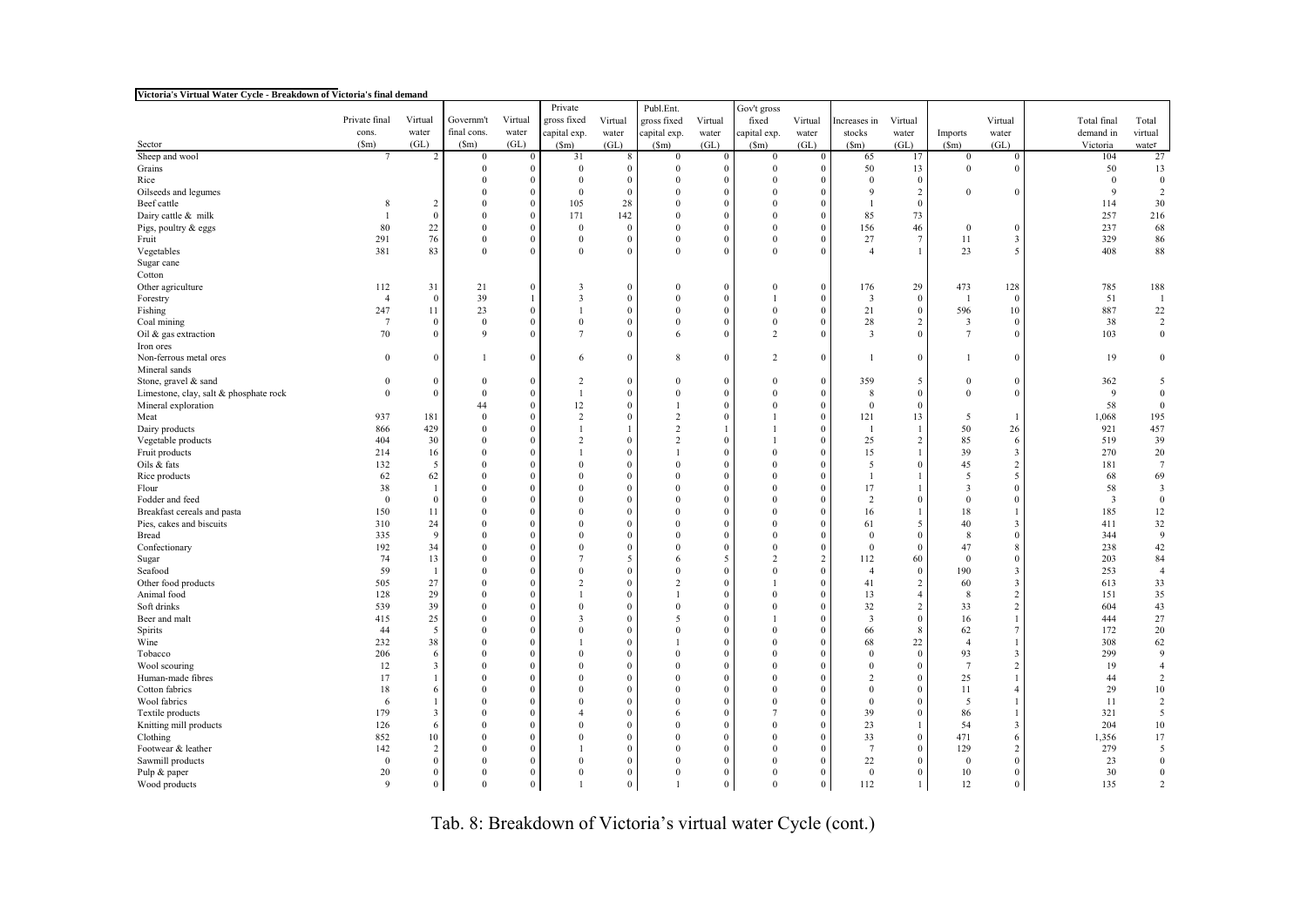**Victoria's Virtual Water Cycle - Breakdown of Victoria's final demand**

| Sector | Private final cons. ($m) | Virtual water (GL) | Governm't final cons. ($m) | Virtual water (GL) | Private gross fixed capital exp. ($m) | Virtual water (GL) | Publ.Ent. gross fixed capital exp. ($m) | Virtual water (GL) | Gov't gross fixed capital exp. ($m) | Virtual water (GL) | Increases in stocks ($m) | Virtual water (GL) | Imports ($m) | Virtual water (GL) | Total final demand in Victoria | Total virtual water |
|---|---|---|---|---|---|---|---|---|---|---|---|---|---|---|---|---|
| Sheep and wool | 7 | 2 | 0 | 0 | 31 | 8 | 0 | 0 | 0 | 0 | 65 | 17 | 0 | 0 | 104 | 27 |
| Grains | | | 0 | 0 | 0 | 0 | 0 | 0 | 0 | 0 | 50 | 13 | 0 | 0 | 50 | 13 |
| Rice | | | 0 | 0 | 0 | 0 | 0 | 0 | 0 | 0 | 0 | 0 | | | 0 | 0 |
| Oilseeds and legumes | | | 0 | 0 | 0 | 0 | 0 | 0 | 0 | 0 | 9 | 2 | 0 | 0 | 9 | 2 |
| Beef cattle | 8 | 2 | 0 | 0 | 105 | 28 | 0 | 0 | 0 | 0 | 1 | 0 | | | 114 | 30 |
| Dairy cattle & milk | 1 | 0 | 0 | 0 | 171 | 142 | 0 | 0 | 0 | 0 | 85 | 73 | | | 257 | 216 |
| Pigs, poultry & eggs | 80 | 22 | 0 | 0 | 0 | 0 | 0 | 0 | 0 | 0 | 156 | 46 | 0 | 0 | 237 | 68 |
| Fruit | 291 | 76 | 0 | 0 | 0 | 0 | 0 | 0 | 0 | 0 | 27 | 7 | 11 | 3 | 329 | 86 |
| Vegetables | 381 | 83 | 0 | 0 | 0 | 0 | 0 | 0 | 0 | 0 | 4 | 1 | 23 | 5 | 408 | 88 |
| Sugar cane | | | | | | | | | | | | | | | | |
| Cotton | | | | | | | | | | | | | | | | |
| Other agriculture | 112 | 31 | 21 | 0 | 3 | 0 | 0 | 0 | 0 | 0 | 176 | 29 | 473 | 128 | 785 | 188 |
| Forestry | 4 | 0 | 39 | 1 | 3 | 0 | 0 | 0 | 1 | 0 | 3 | 0 | 1 | 0 | 51 | 1 |
| Fishing | 247 | 11 | 23 | 0 | 1 | 0 | 0 | 0 | 0 | 0 | 21 | 0 | 596 | 10 | 887 | 22 |
| Coal mining | 7 | 0 | 0 | 0 | 0 | 0 | 0 | 0 | 0 | 0 | 28 | 2 | 3 | 0 | 38 | 2 |
| Oil & gas extraction | 70 | 0 | 9 | 0 | 7 | 0 | 6 | 0 | 2 | 0 | 3 | 0 | 7 | 0 | 103 | 0 |
| Iron ores | | | | | | | | | | | | | | | | |
| Non-ferrous metal ores | 0 | 0 | 1 | 0 | 6 | 0 | 8 | 0 | 2 | 0 | 1 | 0 | 1 | 0 | 19 | 0 |
| Mineral sands | | | | | | | | | | | | | | | | |
| Stone, gravel & sand | 0 | 0 | 0 | 0 | 2 | 0 | 0 | 0 | 0 | 0 | 359 | 5 | 0 | 0 | 362 | 5 |
| Limestone, clay, salt & phosphate rock | 0 | 0 | 0 | 0 | 1 | 0 | 0 | 0 | 0 | 0 | 8 | 0 | 0 | 0 | 9 | 0 |
| Mineral exploration | | | 44 | 0 | 12 | 0 | 1 | 0 | 0 | 0 | 0 | 0 | | | 58 | 0 |
| Meat | 937 | 181 | 0 | 0 | 2 | 0 | 2 | 0 | 1 | 0 | 121 | 13 | 5 | 1 | 1,068 | 195 |
| Dairy products | 866 | 429 | 0 | 0 | 1 | 1 | 2 | 1 | 1 | 0 | 1 | 1 | 50 | 26 | 921 | 457 |
| Vegetable products | 404 | 30 | 0 | 0 | 2 | 0 | 2 | 0 | 1 | 0 | 25 | 2 | 85 | 6 | 519 | 39 |
| Fruit products | 214 | 16 | 0 | 0 | 1 | 0 | 1 | 0 | 0 | 0 | 15 | 1 | 39 | 3 | 270 | 20 |
| Oils & fats | 132 | 5 | 0 | 0 | 0 | 0 | 0 | 0 | 0 | 0 | 5 | 0 | 45 | 2 | 181 | 7 |
| Rice products | 62 | 62 | 0 | 0 | 0 | 0 | 0 | 0 | 0 | 0 | 1 | 1 | 5 | 5 | 68 | 69 |
| Flour | 38 | 1 | 0 | 0 | 0 | 0 | 0 | 0 | 0 | 0 | 17 | 1 | 3 | 0 | 58 | 3 |
| Fodder and feed | 0 | 0 | 0 | 0 | 0 | 0 | 0 | 0 | 0 | 0 | 2 | 0 | 0 | 0 | 3 | 0 |
| Breakfast cereals and pasta | 150 | 11 | 0 | 0 | 0 | 0 | 0 | 0 | 0 | 0 | 16 | 1 | 18 | 1 | 185 | 12 |
| Pies, cakes and biscuits | 310 | 24 | 0 | 0 | 0 | 0 | 0 | 0 | 0 | 0 | 61 | 5 | 40 | 3 | 411 | 32 |
| Bread | 335 | 9 | 0 | 0 | 0 | 0 | 0 | 0 | 0 | 0 | 0 | 0 | 8 | 0 | 344 | 9 |
| Confectionary | 192 | 34 | 0 | 0 | 0 | 0 | 0 | 0 | 0 | 0 | 0 | 0 | 47 | 8 | 238 | 42 |
| Sugar | 74 | 13 | 0 | 0 | 7 | 5 | 6 | 5 | 2 | 2 | 112 | 60 | 0 | 0 | 203 | 84 |
| Seafood | 59 | 1 | 0 | 0 | 0 | 0 | 0 | 0 | 0 | 0 | 4 | 0 | 190 | 3 | 253 | 4 |
| Other food products | 505 | 27 | 0 | 0 | 2 | 0 | 2 | 0 | 1 | 0 | 41 | 2 | 60 | 3 | 613 | 33 |
| Animal food | 128 | 29 | 0 | 0 | 1 | 0 | 1 | 0 | 0 | 0 | 13 | 4 | 8 | 2 | 151 | 35 |
| Soft drinks | 539 | 39 | 0 | 0 | 0 | 0 | 0 | 0 | 0 | 0 | 32 | 2 | 33 | 2 | 604 | 43 |
| Beer and malt | 415 | 25 | 0 | 0 | 3 | 0 | 5 | 0 | 1 | 0 | 3 | 0 | 16 | 1 | 444 | 27 |
| Spirits | 44 | 5 | 0 | 0 | 0 | 0 | 0 | 0 | 0 | 0 | 66 | 8 | 62 | 7 | 172 | 20 |
| Wine | 232 | 38 | 0 | 0 | 1 | 0 | 1 | 0 | 0 | 0 | 68 | 22 | 4 | 1 | 308 | 62 |
| Tobacco | 206 | 6 | 0 | 0 | 0 | 0 | 0 | 0 | 0 | 0 | 0 | 0 | 93 | 3 | 299 | 9 |
| Wool scouring | 12 | 3 | 0 | 0 | 0 | 0 | 0 | 0 | 0 | 0 | 0 | 0 | 7 | 2 | 19 | 4 |
| Human-made fibres | 17 | 1 | 0 | 0 | 0 | 0 | 0 | 0 | 0 | 0 | 2 | 0 | 25 | 1 | 44 | 2 |
| Cotton fabrics | 18 | 6 | 0 | 0 | 0 | 0 | 0 | 0 | 0 | 0 | 0 | 0 | 11 | 4 | 29 | 10 |
| Wool fabrics | 6 | 1 | 0 | 0 | 0 | 0 | 0 | 0 | 0 | 0 | 0 | 0 | 5 | 1 | 11 | 2 |
| Textile products | 179 | 3 | 0 | 0 | 4 | 0 | 6 | 0 | 7 | 0 | 39 | 0 | 86 | 1 | 321 | 5 |
| Knitting mill products | 126 | 6 | 0 | 0 | 0 | 0 | 0 | 0 | 0 | 0 | 23 | 1 | 54 | 3 | 204 | 10 |
| Clothing | 852 | 10 | 0 | 0 | 0 | 0 | 0 | 0 | 0 | 0 | 33 | 0 | 471 | 6 | 1,356 | 17 |
| Footwear & leather | 142 | 2 | 0 | 0 | 1 | 0 | 0 | 0 | 0 | 0 | 7 | 0 | 129 | 2 | 279 | 5 |
| Sawmill products | 0 | 0 | 0 | 0 | 0 | 0 | 0 | 0 | 0 | 0 | 22 | 0 | 0 | 0 | 23 | 0 |
| Pulp & paper | 20 | 0 | 0 | 0 | 0 | 0 | 0 | 0 | 0 | 0 | 0 | 0 | 10 | 0 | 30 | 0 |
| Wood products | 9 | 0 | 0 | 0 | 1 | 0 | 1 | 0 | 0 | 0 | 112 | 1 | 12 | 0 | 135 | 2 |

Tab. 8: Breakdown of Victoria's virtual water Cycle (cont.)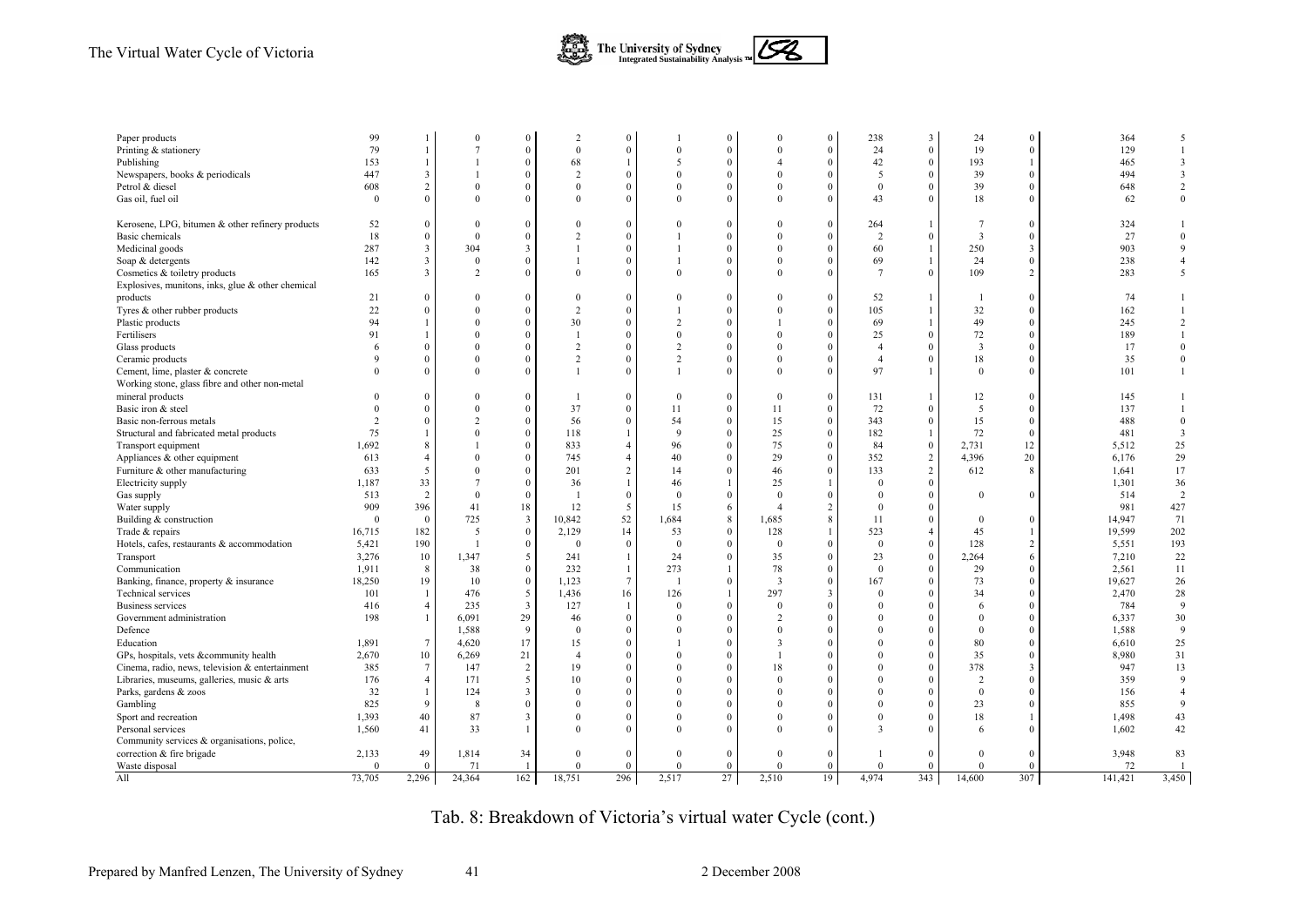| | | | | | | | | | | | | | | | | | |
|---|---|---|---|---|---|---|---|---|---|---|---|---|---|---|---|---|---|
| Paper products | 99 | 1 | 0 | 0 | 2 | 0 | 1 | 0 | 0 | 0 | 238 | 3 | 24 | 0 | | 364 | 5 |
| Printing & stationery | 79 | 1 | 7 | 0 | 0 | 0 | 0 | 0 | 0 | 0 | 24 | 0 | 19 | 0 | | 129 | 1 |
| Publishing | 153 | 1 | 1 | 0 | 68 | 1 | 5 | 0 | 4 | 0 | 42 | 0 | 193 | 1 | | 465 | 3 |
| Newspapers, books & periodicals | 447 | 3 | 1 | 0 | 2 | 0 | 0 | 0 | 0 | 0 | 5 | 0 | 39 | 0 | | 494 | 3 |
| Petrol & diesel | 608 | 2 | 0 | 0 | 0 | 0 | 0 | 0 | 0 | 0 | 0 | 0 | 39 | 0 | | 648 | 2 |
| Gas oil, fuel oil | 0 | 0 | 0 | 0 | 0 | 0 | 0 | 0 | 0 | 0 | 43 | 0 | 18 | 0 | | 62 | 0 |
| Kerosene, LPG, bitumen & other refinery products | 52 | 0 | 0 | 0 | 0 | 0 | 0 | 0 | 0 | 0 | 264 | 1 | 7 | 0 | | 324 | 1 |
| Basic chemicals | 18 | 0 | 0 | 0 | 2 | 0 | 1 | 0 | 0 | 0 | 2 | 0 | 3 | 0 | | 27 | 0 |
| Medicinal goods | 287 | 3 | 304 | 3 | 1 | 0 | 1 | 0 | 0 | 0 | 60 | 1 | 250 | 3 | | 903 | 9 |
| Soap & detergents | 142 | 3 | 0 | 0 | 1 | 0 | 1 | 0 | 0 | 0 | 69 | 1 | 24 | 0 | | 238 | 4 |
| Cosmetics & toiletry products | 165 | 3 | 2 | 0 | 0 | 0 | 0 | 0 | 0 | 0 | 7 | 0 | 109 | 2 | | 283 | 5 |
| Explosives, munitons, inks, glue & other chemical products | 21 | 0 | 0 | 0 | 0 | 0 | 0 | 0 | 0 | 0 | 52 | 1 | 1 | 0 | | 74 | 1 |
| Tyres & other rubber products | 22 | 0 | 0 | 0 | 2 | 0 | 1 | 0 | 0 | 0 | 105 | 1 | 32 | 0 | | 162 | 1 |
| Plastic products | 94 | 1 | 0 | 0 | 30 | 0 | 2 | 0 | 1 | 0 | 69 | 1 | 49 | 0 | | 245 | 2 |
| Fertilisers | 91 | 1 | 0 | 0 | 1 | 0 | 0 | 0 | 0 | 0 | 25 | 0 | 72 | 0 | | 189 | 1 |
| Glass products | 6 | 0 | 0 | 0 | 2 | 0 | 2 | 0 | 0 | 0 | 4 | 0 | 3 | 0 | | 17 | 0 |
| Ceramic products | 9 | 0 | 0 | 0 | 2 | 0 | 2 | 0 | 0 | 0 | 4 | 0 | 18 | 0 | | 35 | 0 |
| Cement, lime, plaster & concrete | 0 | 0 | 0 | 0 | 1 | 0 | 1 | 0 | 0 | 0 | 97 | 1 | 0 | 0 | | 101 | 1 |
| Working stone, glass fibre and other non-metal mineral products | 0 | 0 | 0 | 0 | 1 | 0 | 0 | 0 | 0 | 0 | 131 | 1 | 12 | 0 | | 145 | 1 |
| Basic iron & steel | 0 | 0 | 0 | 0 | 37 | 0 | 11 | 0 | 11 | 0 | 72 | 0 | 5 | 0 | | 137 | 1 |
| Basic non-ferrous metals | 2 | 0 | 2 | 0 | 56 | 0 | 54 | 0 | 15 | 0 | 343 | 0 | 15 | 0 | | 488 | 0 |
| Structural and fabricated metal products | 75 | 1 | 0 | 0 | 118 | 1 | 9 | 0 | 25 | 0 | 182 | 1 | 72 | 0 | | 481 | 3 |
| Transport equipment | 1,692 | 8 | 1 | 0 | 833 | 4 | 96 | 0 | 75 | 0 | 84 | 0 | 2,731 | 12 | | 5,512 | 25 |
| Appliances & other equipment | 613 | 4 | 0 | 0 | 745 | 4 | 40 | 0 | 29 | 0 | 352 | 2 | 4,396 | 20 | | 6,176 | 29 |
| Furniture & other manufacturing | 633 | 5 | 0 | 0 | 201 | 2 | 14 | 0 | 46 | 0 | 133 | 2 | 612 | 8 | | 1,641 | 17 |
| Electricity supply | 1,187 | 33 | 7 | 0 | 36 | 1 | 46 | 1 | 25 | 1 | 0 | 0 | | | | 1,301 | 36 |
| Gas supply | 513 | 2 | 0 | 0 | 1 | 0 | 0 | 0 | 0 | 0 | 0 | 0 | 0 | 0 | | 514 | 2 |
| Water supply | 909 | 396 | 41 | 18 | 12 | 5 | 15 | 6 | 4 | 2 | 0 | 0 | | | | 981 | 427 |
| Building & construction | 0 | 0 | 725 | 3 | 10,842 | 52 | 1,684 | 8 | 1,685 | 8 | 11 | 0 | 0 | 0 | | 14,947 | 71 |
| Trade & repairs | 16,715 | 182 | 5 | 0 | 2,129 | 14 | 53 | 0 | 128 | 1 | 523 | 4 | 45 | 1 | | 19,599 | 202 |
| Hotels, cafes, restaurants & accommodation | 5,421 | 190 | 1 | 0 | 0 | 0 | 0 | 0 | 0 | 0 | 0 | 0 | 128 | 2 | | 5,551 | 193 |
| Transport | 3,276 | 10 | 1,347 | 5 | 241 | 1 | 24 | 0 | 35 | 0 | 23 | 0 | 2,264 | 6 | | 7,210 | 22 |
| Communication | 1,911 | 8 | 38 | 0 | 232 | 1 | 273 | 1 | 78 | 0 | 0 | 0 | 29 | 0 | | 2,561 | 11 |
| Banking, finance, property & insurance | 18,250 | 19 | 10 | 0 | 1,123 | 7 | 1 | 0 | 3 | 0 | 167 | 0 | 73 | 0 | | 19,627 | 26 |
| Technical services | 101 | 1 | 476 | 5 | 1,436 | 16 | 126 | 1 | 297 | 3 | 0 | 0 | 34 | 0 | | 2,470 | 28 |
| Business services | 416 | 4 | 235 | 3 | 127 | 1 | 0 | 0 | 0 | 0 | 0 | 0 | 6 | 0 | | 784 | 9 |
| Government administration | 198 | 1 | 6,091 | 29 | 46 | 0 | 0 | 0 | 2 | 0 | 0 | 0 | 0 | 0 | | 6,337 | 30 |
| Defence | | | 1,588 | 9 | 0 | 0 | 0 | 0 | 0 | 0 | 0 | 0 | 0 | 0 | | 1,588 | 9 |
| Education | 1,891 | 7 | 4,620 | 17 | 15 | 0 | 1 | 0 | 3 | 0 | 0 | 0 | 80 | 0 | | 6,610 | 25 |
| GPs, hospitals, vets &community health | 2,670 | 10 | 6,269 | 21 | 4 | 0 | 0 | 0 | 1 | 0 | 0 | 0 | 35 | 0 | | 8,980 | 31 |
| Cinema, radio, news, television & entertainment | 385 | 7 | 147 | 2 | 19 | 0 | 0 | 0 | 18 | 0 | 0 | 0 | 378 | 3 | | 947 | 13 |
| Libraries, museums, galleries, music & arts | 176 | 4 | 171 | 5 | 10 | 0 | 0 | 0 | 0 | 0 | 0 | 0 | 2 | 0 | | 359 | 9 |
| Parks, gardens & zoos | 32 | 1 | 124 | 3 | 0 | 0 | 0 | 0 | 0 | 0 | 0 | 0 | 0 | 0 | | 156 | 4 |
| Gambling | 825 | 9 | 8 | 0 | 0 | 0 | 0 | 0 | 0 | 0 | 0 | 0 | 23 | 0 | | 855 | 9 |
| Sport and recreation | 1,393 | 40 | 87 | 3 | 0 | 0 | 0 | 0 | 0 | 0 | 0 | 0 | 18 | 1 | | 1,498 | 43 |
| Personal services | 1,560 | 41 | 33 | 1 | 0 | 0 | 0 | 0 | 0 | 0 | 3 | 0 | 6 | 0 | | 1,602 | 42 |
| Community services & organisations, police, correction & fire brigade | 2,133 | 49 | 1,814 | 34 | 0 | 0 | 0 | 0 | 0 | 0 | 1 | 0 | 0 | 0 | | 3,948 | 83 |
| Waste disposal | 0 | 0 | 71 | 1 | 0 | 0 | 0 | 0 | 0 | 0 | 0 | 0 | 0 | 0 | | 72 | 1 |
| All | 73,705 | 2,296 | 24,364 | 162 | 18,751 | 296 | 2,517 | 27 | 2,510 | 19 | 4,974 | 343 | 14,600 | 307 | | 141,421 | 3,450 |

Tab. 8: Breakdown of Victoria's virtual water Cycle (cont.)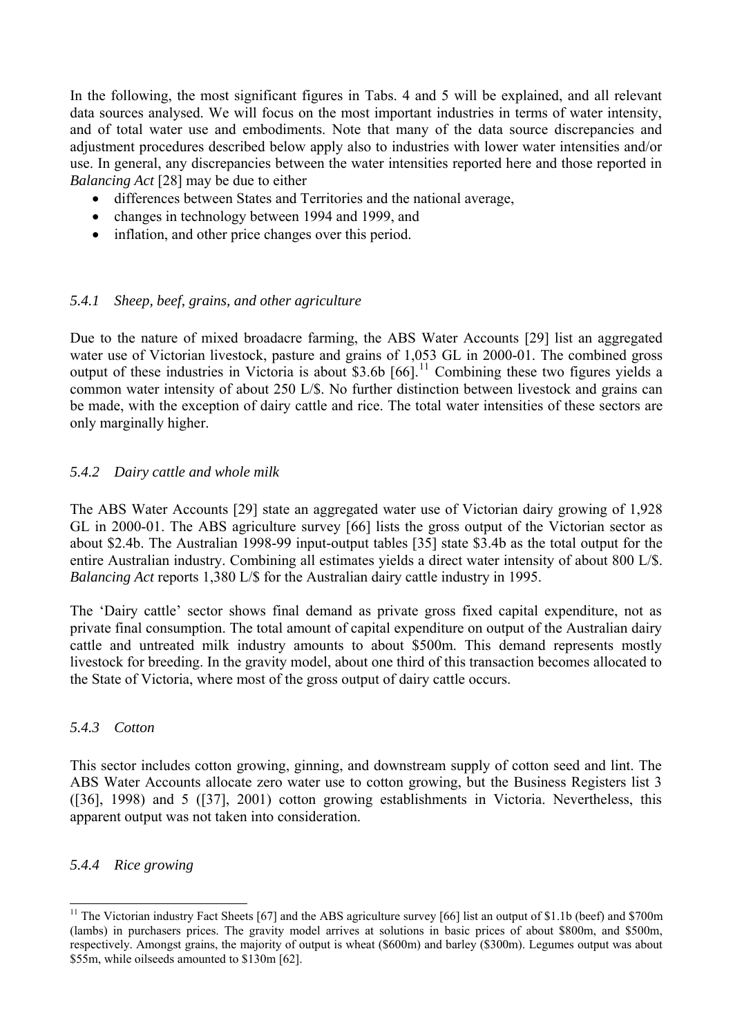In the following, the most significant figures in Tabs. 4 and 5 will be explained, and all relevant data sources analysed. We will focus on the most important industries in terms of water intensity, and of total water use and embodiments. Note that many of the data source discrepancies and adjustment procedures described below apply also to industries with lower water intensities and/or use. In general, any discrepancies between the water intensities reported here and those reported in *Balancing Act* [28] may be due to either

- differences between States and Territories and the national average,
- changes in technology between 1994 and 1999, and
- inflation, and other price changes over this period.

### *5.4.1 Sheep, beef, grains, and other agriculture*

Due to the nature of mixed broadacre farming, the ABS Water Accounts [29] list an aggregated water use of Victorian livestock, pasture and grains of 1,053 GL in 2000-01. The combined gross output of these industries in Victoria is about \$3.6b [66].[11] Combining these two figures yields a common water intensity of about 250 L/\$. No further distinction between livestock and grains can be made, with the exception of dairy cattle and rice. The total water intensities of these sectors are only marginally higher.

### *5.4.2 Dairy cattle and whole milk*

The ABS Water Accounts [29] state an aggregated water use of Victorian dairy growing of 1,928 GL in 2000-01. The ABS agriculture survey [66] lists the gross output of the Victorian sector as about \$2.4b. The Australian 1998-99 input-output tables [35] state \$3.4b as the total output for the entire Australian industry. Combining all estimates yields a direct water intensity of about 800 L/\$. *Balancing Act* reports 1,380 L/\$ for the Australian dairy cattle industry in 1995.

The 'Dairy cattle' sector shows final demand as private gross fixed capital expenditure, not as private final consumption. The total amount of capital expenditure on output of the Australian dairy cattle and untreated milk industry amounts to about \$500m. This demand represents mostly livestock for breeding. In the gravity model, about one third of this transaction becomes allocated to the State of Victoria, where most of the gross output of dairy cattle occurs.

### *5.4.3 Cotton*

This sector includes cotton growing, ginning, and downstream supply of cotton seed and lint. The ABS Water Accounts allocate zero water use to cotton growing, but the Business Registers list 3 ([36], 1998) and 5 ([37], 2001) cotton growing establishments in Victoria. Nevertheless, this apparent output was not taken into consideration.

### *5.4.4 Rice growing*

[11] The Victorian industry Fact Sheets [67] and the ABS agriculture survey [66] list an output of \$1.1b (beef) and \$700m (lambs) in purchasers prices. The gravity model arrives at solutions in basic prices of about \$800m, and \$500m, respectively. Amongst grains, the majority of output is wheat (\$600m) and barley (\$300m). Legumes output was about \$55m, while oilseeds amounted to \$130m [62].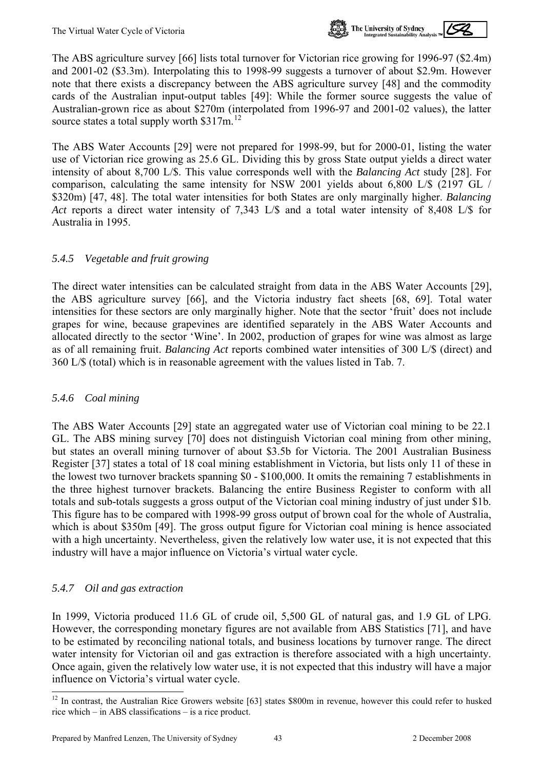The ABS agriculture survey [66] lists total turnover for Victorian rice growing for 1996-97 ($2.4m) and 2001-02 ($3.3m). Interpolating this to 1998-99 suggests a turnover of about $2.9m. However note that there exists a discrepancy between the ABS agriculture survey [48] and the commodity cards of the Australian input-output tables [49]: While the former source suggests the value of Australian-grown rice as about $270m (interpolated from 1996-97 and 2001-02 values), the latter source states a total supply worth $317m.[12]

The ABS Water Accounts [29] were not prepared for 1998-99, but for 2000-01, listing the water use of Victorian rice growing as 25.6 GL. Dividing this by gross State output yields a direct water intensity of about 8,700 L/$. This value corresponds well with the *Balancing Act* study [28]. For comparison, calculating the same intensity for NSW 2001 yields about 6,800 L/$ (2197 GL / $320m) [47, 48]. The total water intensities for both States are only marginally higher. *Balancing Act* reports a direct water intensity of 7,343 L/$ and a total water intensity of 8,408 L/$ for Australia in 1995.

### *5.4.5 Vegetable and fruit growing*

The direct water intensities can be calculated straight from data in the ABS Water Accounts [29], the ABS agriculture survey [66], and the Victoria industry fact sheets [68, 69]. Total water intensities for these sectors are only marginally higher. Note that the sector 'fruit' does not include grapes for wine, because grapevines are identified separately in the ABS Water Accounts and allocated directly to the sector 'Wine'. In 2002, production of grapes for wine was almost as large as of all remaining fruit. *Balancing Act* reports combined water intensities of 300 L/$ (direct) and 360 L/$ (total) which is in reasonable agreement with the values listed in Tab. 7.

### *5.4.6 Coal mining*

The ABS Water Accounts [29] state an aggregated water use of Victorian coal mining to be 22.1 GL. The ABS mining survey [70] does not distinguish Victorian coal mining from other mining, but states an overall mining turnover of about $3.5b for Victoria. The 2001 Australian Business Register [37] states a total of 18 coal mining establishment in Victoria, but lists only 11 of these in the lowest two turnover brackets spanning $0 - $100,000. It omits the remaining 7 establishments in the three highest turnover brackets. Balancing the entire Business Register to conform with all totals and sub-totals suggests a gross output of the Victorian coal mining industry of just under $1b. This figure has to be compared with 1998-99 gross output of brown coal for the whole of Australia, which is about $350m [49]. The gross output figure for Victorian coal mining is hence associated with a high uncertainty. Nevertheless, given the relatively low water use, it is not expected that this industry will have a major influence on Victoria's virtual water cycle.

### *5.4.7 Oil and gas extraction*

In 1999, Victoria produced 11.6 GL of crude oil, 5,500 GL of natural gas, and 1.9 GL of LPG. However, the corresponding monetary figures are not available from ABS Statistics [71], and have to be estimated by reconciling national totals, and business locations by turnover range. The direct water intensity for Victorian oil and gas extraction is therefore associated with a high uncertainty. Once again, given the relatively low water use, it is not expected that this industry will have a major influence on Victoria's virtual water cycle.

[12] In contrast, the Australian Rice Growers website [63] states $800m in revenue, however this could refer to husked rice which – in ABS classifications – is a rice product.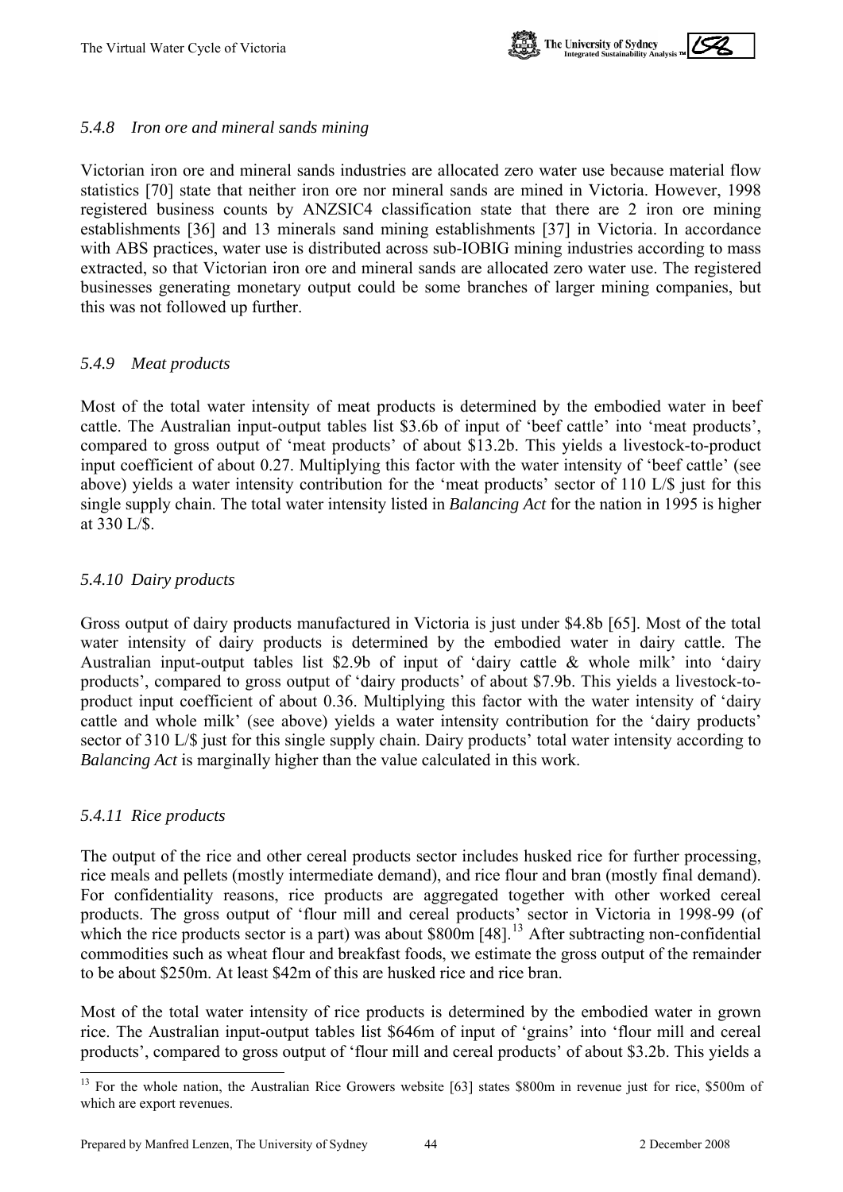### *5.4.8 Iron ore and mineral sands mining*

Victorian iron ore and mineral sands industries are allocated zero water use because material flow statistics [70] state that neither iron ore nor mineral sands are mined in Victoria. However, 1998 registered business counts by ANZSIC4 classification state that there are 2 iron ore mining establishments [36] and 13 minerals sand mining establishments [37] in Victoria. In accordance with ABS practices, water use is distributed across sub-IOBIG mining industries according to mass extracted, so that Victorian iron ore and mineral sands are allocated zero water use. The registered businesses generating monetary output could be some branches of larger mining companies, but this was not followed up further.

### *5.4.9 Meat products*

Most of the total water intensity of meat products is determined by the embodied water in beef cattle. The Australian input-output tables list \$3.6b of input of 'beef cattle' into 'meat products', compared to gross output of 'meat products' of about \$13.2b. This yields a livestock-to-product input coefficient of about 0.27. Multiplying this factor with the water intensity of 'beef cattle' (see above) yields a water intensity contribution for the 'meat products' sector of 110 L/\$ just for this single supply chain. The total water intensity listed in *Balancing Act* for the nation in 1995 is higher at 330 L/\$.

### *5.4.10 Dairy products*

Gross output of dairy products manufactured in Victoria is just under \$4.8b [65]. Most of the total water intensity of dairy products is determined by the embodied water in dairy cattle. The Australian input-output tables list \$2.9b of input of 'dairy cattle & whole milk' into 'dairy products', compared to gross output of 'dairy products' of about \$7.9b. This yields a livestock-to-product input coefficient of about 0.36. Multiplying this factor with the water intensity of 'dairy cattle and whole milk' (see above) yields a water intensity contribution for the 'dairy products' sector of 310 L/\$ just for this single supply chain. Dairy products' total water intensity according to *Balancing Act* is marginally higher than the value calculated in this work.

### *5.4.11 Rice products*

The output of the rice and other cereal products sector includes husked rice for further processing, rice meals and pellets (mostly intermediate demand), and rice flour and bran (mostly final demand). For confidentiality reasons, rice products are aggregated together with other worked cereal products. The gross output of 'flour mill and cereal products' sector in Victoria in 1998-99 (of which the rice products sector is a part) was about \$800m [48].[13] After subtracting non-confidential commodities such as wheat flour and breakfast foods, we estimate the gross output of the remainder to be about \$250m. At least \$42m of this are husked rice and rice bran.

Most of the total water intensity of rice products is determined by the embodied water in grown rice. The Australian input-output tables list \$646m of input of 'grains' into 'flour mill and cereal products', compared to gross output of 'flour mill and cereal products' of about \$3.2b. This yields a

[13] For the whole nation, the Australian Rice Growers website [63] states \$800m in revenue just for rice, \$500m of which are export revenues.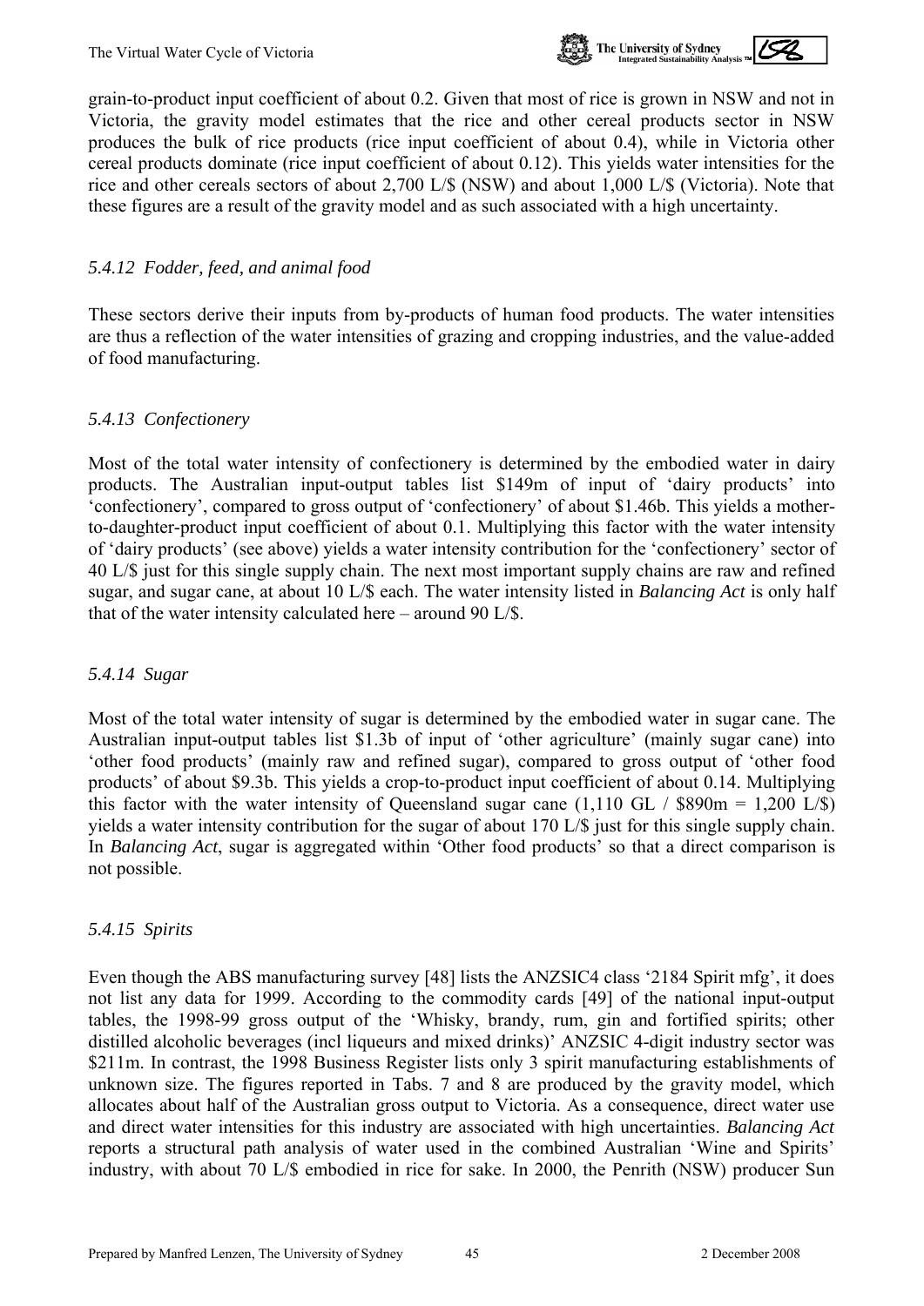grain-to-product input coefficient of about 0.2. Given that most of rice is grown in NSW and not in Victoria, the gravity model estimates that the rice and other cereal products sector in NSW produces the bulk of rice products (rice input coefficient of about 0.4), while in Victoria other cereal products dominate (rice input coefficient of about 0.12). This yields water intensities for the rice and other cereals sectors of about 2,700 L/$ (NSW) and about 1,000 L/$ (Victoria). Note that these figures are a result of the gravity model and as such associated with a high uncertainty.

### *5.4.12 Fodder, feed, and animal food*

These sectors derive their inputs from by-products of human food products. The water intensities are thus a reflection of the water intensities of grazing and cropping industries, and the value-added of food manufacturing.

### *5.4.13 Confectionery*

Most of the total water intensity of confectionery is determined by the embodied water in dairy products. The Australian input-output tables list $149m of input of 'dairy products' into 'confectionery', compared to gross output of 'confectionery' of about $1.46b. This yields a mother-to-daughter-product input coefficient of about 0.1. Multiplying this factor with the water intensity of 'dairy products' (see above) yields a water intensity contribution for the 'confectionery' sector of 40 L/$ just for this single supply chain. The next most important supply chains are raw and refined sugar, and sugar cane, at about 10 L/$ each. The water intensity listed in *Balancing Act* is only half that of the water intensity calculated here – around 90 L/$.

### *5.4.14 Sugar*

Most of the total water intensity of sugar is determined by the embodied water in sugar cane. The Australian input-output tables list $1.3b of input of 'other agriculture' (mainly sugar cane) into 'other food products' (mainly raw and refined sugar), compared to gross output of 'other food products' of about $9.3b. This yields a crop-to-product input coefficient of about 0.14. Multiplying this factor with the water intensity of Queensland sugar cane (1,110 GL / $890m = 1,200 L/$) yields a water intensity contribution for the sugar of about 170 L/$ just for this single supply chain. In *Balancing Act*, sugar is aggregated within 'Other food products' so that a direct comparison is not possible.

### *5.4.15 Spirits*

Even though the ABS manufacturing survey [48] lists the ANZSIC4 class '2184 Spirit mfg', it does not list any data for 1999. According to the commodity cards [49] of the national input-output tables, the 1998-99 gross output of the 'Whisky, brandy, rum, gin and fortified spirits; other distilled alcoholic beverages (incl liqueurs and mixed drinks)' ANZSIC 4-digit industry sector was $211m. In contrast, the 1998 Business Register lists only 3 spirit manufacturing establishments of unknown size. The figures reported in Tabs. 7 and 8 are produced by the gravity model, which allocates about half of the Australian gross output to Victoria. As a consequence, direct water use and direct water intensities for this industry are associated with high uncertainties. *Balancing Act* reports a structural path analysis of water used in the combined Australian 'Wine and Spirits' industry, with about 70 L/$ embodied in rice for sake. In 2000, the Penrith (NSW) producer Sun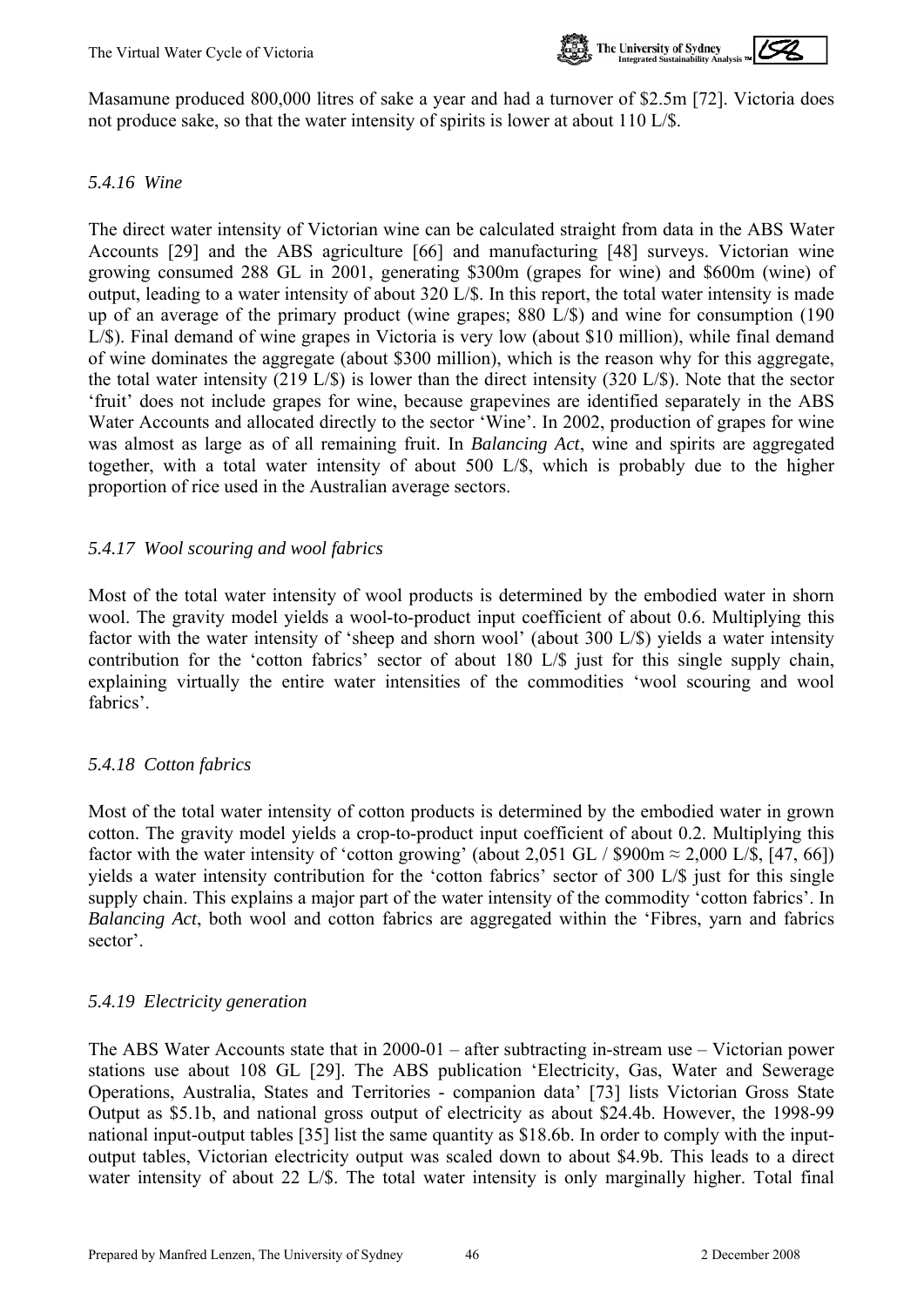Masamune produced 800,000 litres of sake a year and had a turnover of $2.5m [72]. Victoria does not produce sake, so that the water intensity of spirits is lower at about 110 L/$.

### *5.4.16 Wine*

The direct water intensity of Victorian wine can be calculated straight from data in the ABS Water Accounts [29] and the ABS agriculture [66] and manufacturing [48] surveys. Victorian wine growing consumed 288 GL in 2001, generating $300m (grapes for wine) and $600m (wine) of output, leading to a water intensity of about 320 L/$. In this report, the total water intensity is made up of an average of the primary product (wine grapes; 880 L/$) and wine for consumption (190 L/$). Final demand of wine grapes in Victoria is very low (about $10 million), while final demand of wine dominates the aggregate (about $300 million), which is the reason why for this aggregate, the total water intensity (219 L/$) is lower than the direct intensity (320 L/$). Note that the sector 'fruit' does not include grapes for wine, because grapevines are identified separately in the ABS Water Accounts and allocated directly to the sector 'Wine'. In 2002, production of grapes for wine was almost as large as of all remaining fruit. In *Balancing Act*, wine and spirits are aggregated together, with a total water intensity of about 500 L/$, which is probably due to the higher proportion of rice used in the Australian average sectors.

### *5.4.17 Wool scouring and wool fabrics*

Most of the total water intensity of wool products is determined by the embodied water in shorn wool. The gravity model yields a wool-to-product input coefficient of about 0.6. Multiplying this factor with the water intensity of 'sheep and shorn wool' (about 300 L/$) yields a water intensity contribution for the 'cotton fabrics' sector of about 180 L/$ just for this single supply chain, explaining virtually the entire water intensities of the commodities 'wool scouring and wool fabrics'.

### *5.4.18 Cotton fabrics*

Most of the total water intensity of cotton products is determined by the embodied water in grown cotton. The gravity model yields a crop-to-product input coefficient of about 0.2. Multiplying this factor with the water intensity of 'cotton growing' (about 2,051 GL / $900m ≈ 2,000 L/$, [47, 66]) yields a water intensity contribution for the 'cotton fabrics' sector of 300 L/$ just for this single supply chain. This explains a major part of the water intensity of the commodity 'cotton fabrics'. In *Balancing Act*, both wool and cotton fabrics are aggregated within the 'Fibres, yarn and fabrics sector'.

### *5.4.19 Electricity generation*

The ABS Water Accounts state that in 2000-01 – after subtracting in-stream use – Victorian power stations use about 108 GL [29]. The ABS publication 'Electricity, Gas, Water and Sewerage Operations, Australia, States and Territories - companion data' [73] lists Victorian Gross State Output as $5.1b, and national gross output of electricity as about $24.4b. However, the 1998-99 national input-output tables [35] list the same quantity as $18.6b. In order to comply with the input-output tables, Victorian electricity output was scaled down to about $4.9b. This leads to a direct water intensity of about 22 L/$. The total water intensity is only marginally higher. Total final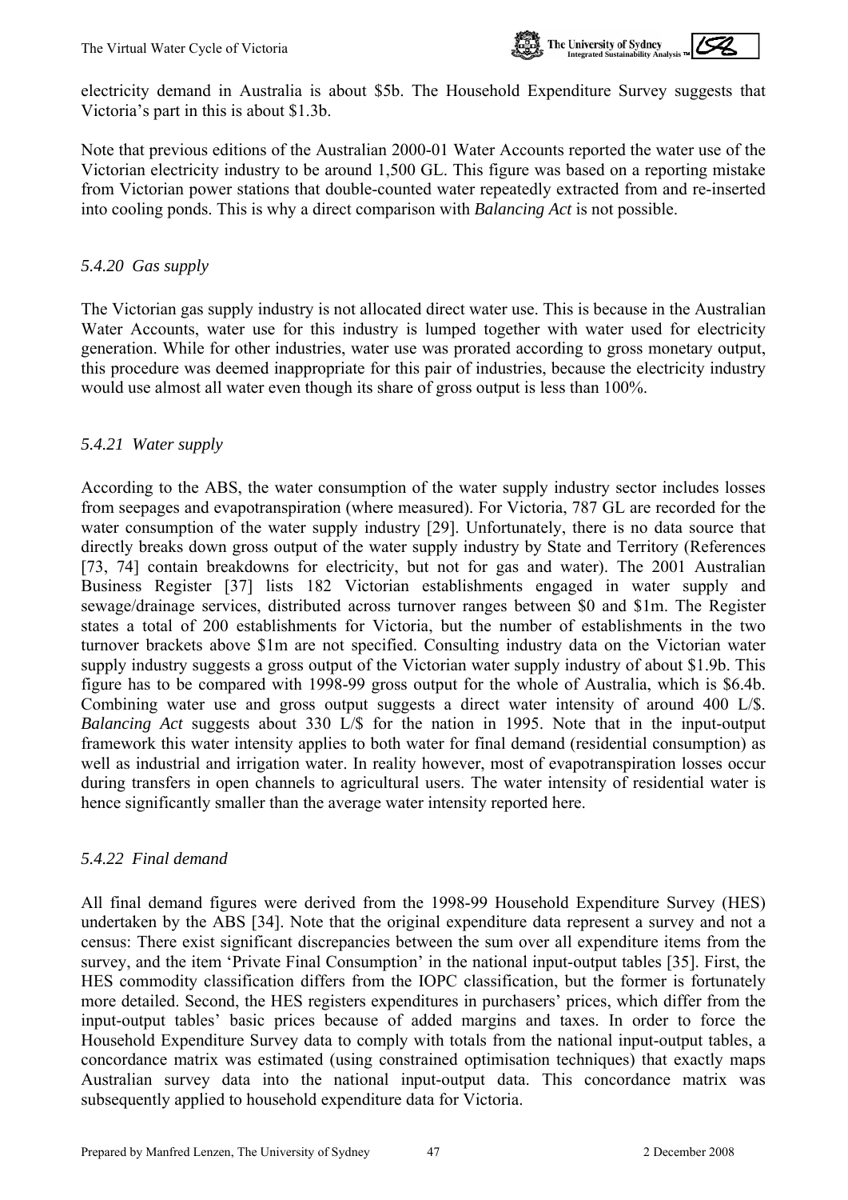electricity demand in Australia is about $5b. The Household Expenditure Survey suggests that Victoria's part in this is about $1.3b.

Note that previous editions of the Australian 2000-01 Water Accounts reported the water use of the Victorian electricity industry to be around 1,500 GL. This figure was based on a reporting mistake from Victorian power stations that double-counted water repeatedly extracted from and re-inserted into cooling ponds. This is why a direct comparison with *Balancing Act* is not possible.

### *5.4.20 Gas supply*

The Victorian gas supply industry is not allocated direct water use. This is because in the Australian Water Accounts, water use for this industry is lumped together with water used for electricity generation. While for other industries, water use was prorated according to gross monetary output, this procedure was deemed inappropriate for this pair of industries, because the electricity industry would use almost all water even though its share of gross output is less than 100%.

### *5.4.21 Water supply*

According to the ABS, the water consumption of the water supply industry sector includes losses from seepages and evapotranspiration (where measured). For Victoria, 787 GL are recorded for the water consumption of the water supply industry [29]. Unfortunately, there is no data source that directly breaks down gross output of the water supply industry by State and Territory (References [73, 74] contain breakdowns for electricity, but not for gas and water). The 2001 Australian Business Register [37] lists 182 Victorian establishments engaged in water supply and sewage/drainage services, distributed across turnover ranges between $0 and $1m. The Register states a total of 200 establishments for Victoria, but the number of establishments in the two turnover brackets above $1m are not specified. Consulting industry data on the Victorian water supply industry suggests a gross output of the Victorian water supply industry of about $1.9b. This figure has to be compared with 1998-99 gross output for the whole of Australia, which is $6.4b. Combining water use and gross output suggests a direct water intensity of around 400 L/$. *Balancing Act* suggests about 330 L/$ for the nation in 1995. Note that in the input-output framework this water intensity applies to both water for final demand (residential consumption) as well as industrial and irrigation water. In reality however, most of evapotranspiration losses occur during transfers in open channels to agricultural users. The water intensity of residential water is hence significantly smaller than the average water intensity reported here.

### *5.4.22 Final demand*

All final demand figures were derived from the 1998-99 Household Expenditure Survey (HES) undertaken by the ABS [34]. Note that the original expenditure data represent a survey and not a census: There exist significant discrepancies between the sum over all expenditure items from the survey, and the item 'Private Final Consumption' in the national input-output tables [35]. First, the HES commodity classification differs from the IOPC classification, but the former is fortunately more detailed. Second, the HES registers expenditures in purchasers' prices, which differ from the input-output tables' basic prices because of added margins and taxes. In order to force the Household Expenditure Survey data to comply with totals from the national input-output tables, a concordance matrix was estimated (using constrained optimisation techniques) that exactly maps Australian survey data into the national input-output data. This concordance matrix was subsequently applied to household expenditure data for Victoria.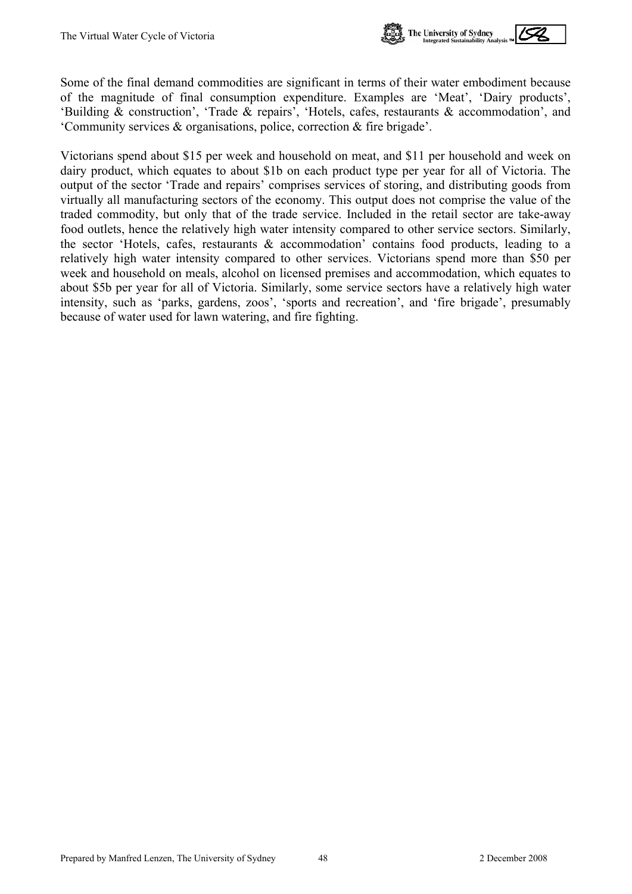Some of the final demand commodities are significant in terms of their water embodiment because of the magnitude of final consumption expenditure. Examples are 'Meat', 'Dairy products', 'Building & construction', 'Trade & repairs', 'Hotels, cafes, restaurants & accommodation', and 'Community services & organisations, police, correction & fire brigade'.

Victorians spend about $15 per week and household on meat, and $11 per household and week on dairy product, which equates to about $1b on each product type per year for all of Victoria. The output of the sector 'Trade and repairs' comprises services of storing, and distributing goods from virtually all manufacturing sectors of the economy. This output does not comprise the value of the traded commodity, but only that of the trade service. Included in the retail sector are take-away food outlets, hence the relatively high water intensity compared to other service sectors. Similarly, the sector 'Hotels, cafes, restaurants & accommodation' contains food products, leading to a relatively high water intensity compared to other services. Victorians spend more than $50 per week and household on meals, alcohol on licensed premises and accommodation, which equates to about $5b per year for all of Victoria. Similarly, some service sectors have a relatively high water intensity, such as 'parks, gardens, zoos', 'sports and recreation', and 'fire brigade', presumably because of water used for lawn watering, and fire fighting.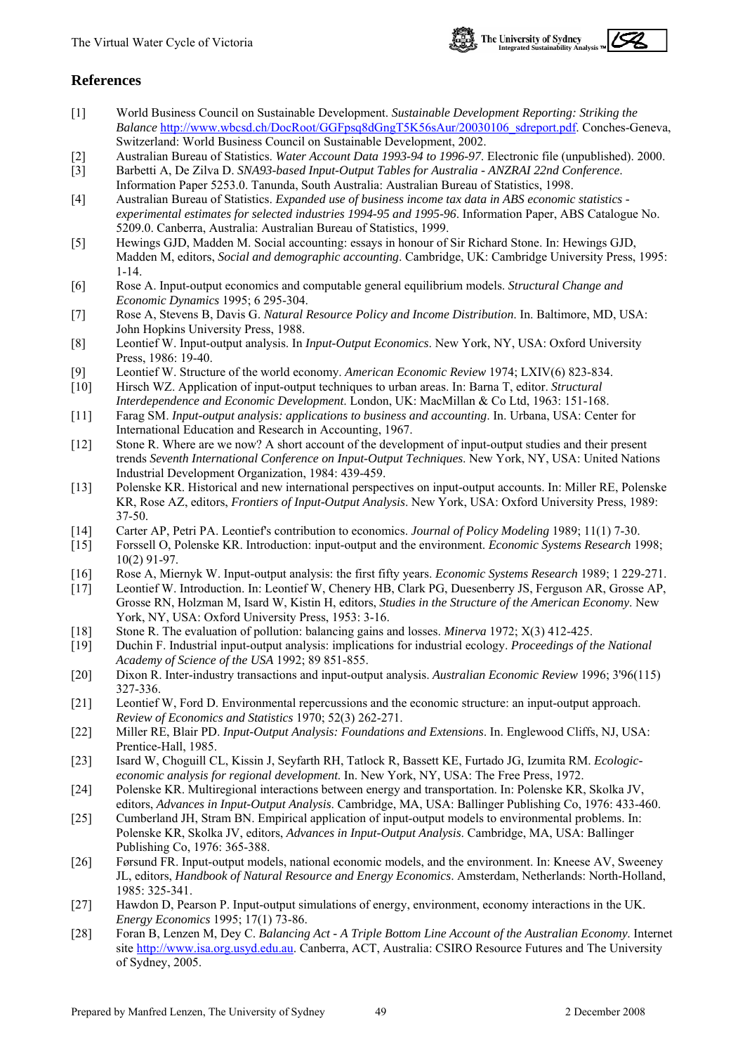## References

[1] World Business Council on Sustainable Development. *Sustainable Development Reporting: Striking the Balance* http://www.wbcsd.ch/DocRoot/GGFpsq8dGngT5K56sAur/20030106_sdreport.pdf. Conches-Geneva, Switzerland: World Business Council on Sustainable Development, 2002.

[2] Australian Bureau of Statistics. *Water Account Data 1993-94 to 1996-97*. Electronic file (unpublished). 2000.

[3] Barbetti A, De Zilva D. *SNA93-based Input-Output Tables for Australia - ANZRAI 22nd Conference*. Information Paper 5253.0. Tanunda, South Australia: Australian Bureau of Statistics, 1998.

[4] Australian Bureau of Statistics. *Expanded use of business income tax data in ABS economic statistics - experimental estimates for selected industries 1994-95 and 1995-96*. Information Paper, ABS Catalogue No. 5209.0. Canberra, Australia: Australian Bureau of Statistics, 1999.

[5] Hewings GJD, Madden M. Social accounting: essays in honour of Sir Richard Stone. In: Hewings GJD, Madden M, editors, *Social and demographic accounting*. Cambridge, UK: Cambridge University Press, 1995: 1-14.

[6] Rose A. Input-output economics and computable general equilibrium models. *Structural Change and Economic Dynamics* 1995; 6 295-304.

[7] Rose A, Stevens B, Davis G. *Natural Resource Policy and Income Distribution*. In. Baltimore, MD, USA: John Hopkins University Press, 1988.

[8] Leontief W. Input-output analysis. In *Input-Output Economics*. New York, NY, USA: Oxford University Press, 1986: 19-40.

[9] Leontief W. Structure of the world economy. *American Economic Review* 1974; LXIV(6) 823-834.

[10] Hirsch WZ. Application of input-output techniques to urban areas. In: Barna T, editor. *Structural Interdependence and Economic Development*. London, UK: MacMillan & Co Ltd, 1963: 151-168.

[11] Farag SM. *Input-output analysis: applications to business and accounting*. In. Urbana, USA: Center for International Education and Research in Accounting, 1967.

[12] Stone R. Where are we now? A short account of the development of input-output studies and their present trends *Seventh International Conference on Input-Output Techniques*. New York, NY, USA: United Nations Industrial Development Organization, 1984: 439-459.

[13] Polenske KR. Historical and new international perspectives on input-output accounts. In: Miller RE, Polenske KR, Rose AZ, editors, *Frontiers of Input-Output Analysis*. New York, USA: Oxford University Press, 1989: 37-50.

[14] Carter AP, Petri PA. Leontief's contribution to economics. *Journal of Policy Modeling* 1989; 11(1) 7-30.

[15] Forssell O, Polenske KR. Introduction: input-output and the environment. *Economic Systems Research* 1998; 10(2) 91-97.

[16] Rose A, Miernyk W. Input-output analysis: the first fifty years. *Economic Systems Research* 1989; 1 229-271.

[17] Leontief W. Introduction. In: Leontief W, Chenery HB, Clark PG, Duesenberry JS, Ferguson AR, Grosse AP, Grosse RN, Holzman M, Isard W, Kistin H, editors, *Studies in the Structure of the American Economy*. New York, NY, USA: Oxford University Press, 1953: 3-16.

[18] Stone R. The evaluation of pollution: balancing gains and losses. *Minerva* 1972; X(3) 412-425.

[19] Duchin F. Industrial input-output analysis: implications for industrial ecology. *Proceedings of the National Academy of Science of the USA* 1992; 89 851-855.

[20] Dixon R. Inter-industry transactions and input-output analysis. *Australian Economic Review* 1996; 3'96(115) 327-336.

[21] Leontief W, Ford D. Environmental repercussions and the economic structure: an input-output approach. *Review of Economics and Statistics* 1970; 52(3) 262-271.

[22] Miller RE, Blair PD. *Input-Output Analysis: Foundations and Extensions*. In. Englewood Cliffs, NJ, USA: Prentice-Hall, 1985.

[23] Isard W, Choguill CL, Kissin J, Seyfarth RH, Tatlock R, Bassett KE, Furtado JG, Izumita RM. *Ecologic-economic analysis for regional development*. In. New York, NY, USA: The Free Press, 1972.

[24] Polenske KR. Multiregional interactions between energy and transportation. In: Polenske KR, Skolka JV, editors, *Advances in Input-Output Analysis*. Cambridge, MA, USA: Ballinger Publishing Co, 1976: 433-460.

[25] Cumberland JH, Stram BN. Empirical application of input-output models to environmental problems. In: Polenske KR, Skolka JV, editors, *Advances in Input-Output Analysis*. Cambridge, MA, USA: Ballinger Publishing Co, 1976: 365-388.

[26] Førsund FR. Input-output models, national economic models, and the environment. In: Kneese AV, Sweeney JL, editors, *Handbook of Natural Resource and Energy Economics*. Amsterdam, Netherlands: North-Holland, 1985: 325-341.

[27] Hawdon D, Pearson P. Input-output simulations of energy, environment, economy interactions in the UK. *Energy Economics* 1995; 17(1) 73-86.

[28] Foran B, Lenzen M, Dey C. *Balancing Act - A Triple Bottom Line Account of the Australian Economy*. Internet site http://www.isa.org.usyd.edu.au. Canberra, ACT, Australia: CSIRO Resource Futures and The University of Sydney, 2005.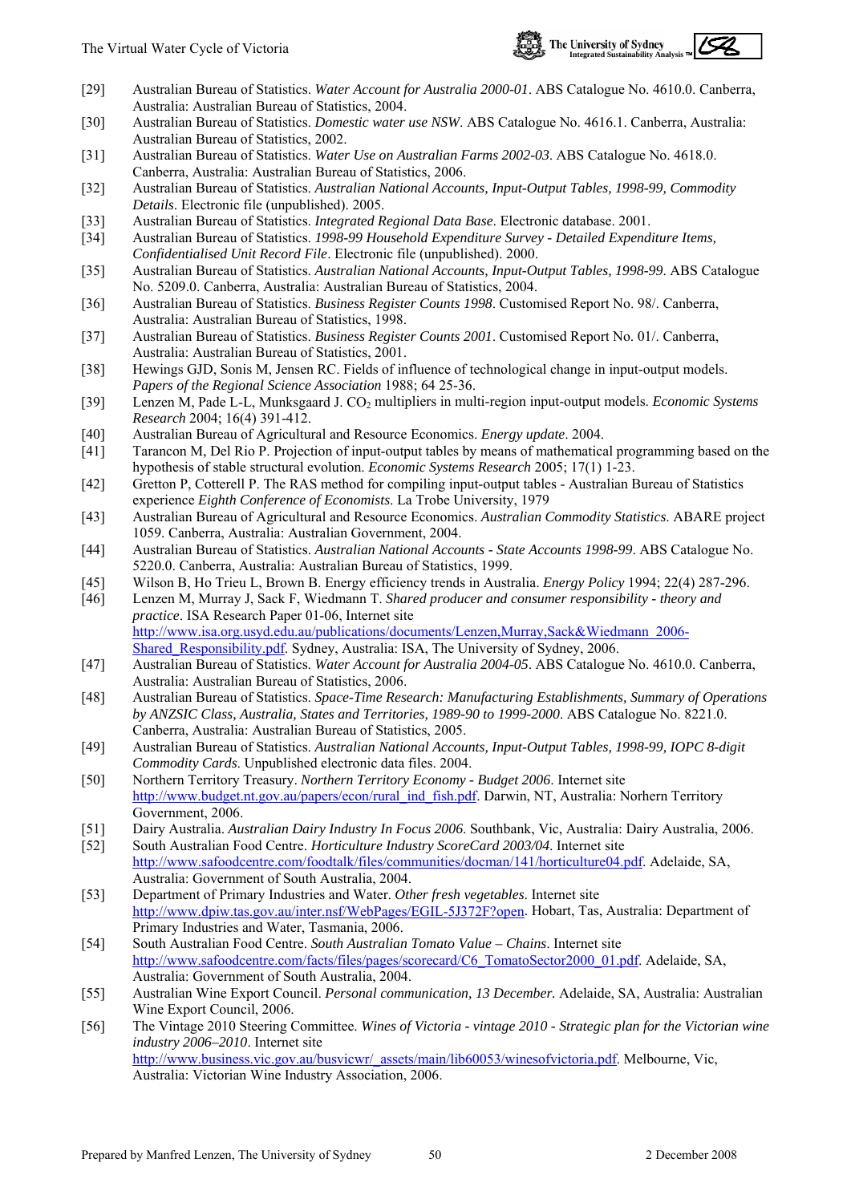[29] Australian Bureau of Statistics. *Water Account for Australia 2000-01*. ABS Catalogue No. 4610.0. Canberra, Australia: Australian Bureau of Statistics, 2004.

[30] Australian Bureau of Statistics. *Domestic water use NSW*. ABS Catalogue No. 4616.1. Canberra, Australia: Australian Bureau of Statistics, 2002.

[31] Australian Bureau of Statistics. *Water Use on Australian Farms 2002-03*. ABS Catalogue No. 4618.0. Canberra, Australia: Australian Bureau of Statistics, 2006.

[32] Australian Bureau of Statistics. *Australian National Accounts, Input-Output Tables, 1998-99, Commodity Details*. Electronic file (unpublished). 2005.

[33] Australian Bureau of Statistics. *Integrated Regional Data Base*. Electronic database. 2001.

[34] Australian Bureau of Statistics. *1998-99 Household Expenditure Survey - Detailed Expenditure Items, Confidentialised Unit Record File*. Electronic file (unpublished). 2000.

[35] Australian Bureau of Statistics. *Australian National Accounts, Input-Output Tables, 1998-99*. ABS Catalogue No. 5209.0. Canberra, Australia: Australian Bureau of Statistics, 2004.

[36] Australian Bureau of Statistics. *Business Register Counts 1998*. Customised Report No. 98/. Canberra, Australia: Australian Bureau of Statistics, 1998.

[37] Australian Bureau of Statistics. *Business Register Counts 2001*. Customised Report No. 01/. Canberra, Australia: Australian Bureau of Statistics, 2001.

[38] Hewings GJD, Sonis M, Jensen RC. Fields of influence of technological change in input-output models. *Papers of the Regional Science Association* 1988; 64 25-36.

[39] Lenzen M, Pade L-L, Munksgaard J. $CO_2$ multipliers in multi-region input-output models. *Economic Systems Research* 2004; 16(4) 391-412.

[40] Australian Bureau of Agricultural and Resource Economics. *Energy update*. 2004.

[41] Tarancon M, Del Rio P. Projection of input-output tables by means of mathematical programming based on the hypothesis of stable structural evolution. *Economic Systems Research* 2005; 17(1) 1-23.

[42] Gretton P, Cotterell P. The RAS method for compiling input-output tables - Australian Bureau of Statistics experience *Eighth Conference of Economists*. La Trobe University, 1979

[43] Australian Bureau of Agricultural and Resource Economics. *Australian Commodity Statistics*. ABARE project 1059. Canberra, Australia: Australian Government, 2004.

[44] Australian Bureau of Statistics. *Australian National Accounts - State Accounts 1998-99*. ABS Catalogue No. 5220.0. Canberra, Australia: Australian Bureau of Statistics, 1999.

[45] Wilson B, Ho Trieu L, Brown B. Energy efficiency trends in Australia. *Energy Policy* 1994; 22(4) 287-296.

[46] Lenzen M, Murray J, Sack F, Wiedmann T. *Shared producer and consumer responsibility - theory and practice*. ISA Research Paper 01-06, Internet site http://www.isa.org.usyd.edu.au/publications/documents/Lenzen,Murray,Sack&Wiedmann_2006-Shared_Responsibility.pdf. Sydney, Australia: ISA, The University of Sydney, 2006.

[47] Australian Bureau of Statistics. *Water Account for Australia 2004-05*. ABS Catalogue No. 4610.0. Canberra, Australia: Australian Bureau of Statistics, 2006.

[48] Australian Bureau of Statistics. *Space-Time Research: Manufacturing Establishments, Summary of Operations by ANZSIC Class, Australia, States and Territories, 1989-90 to 1999-2000*. ABS Catalogue No. 8221.0. Canberra, Australia: Australian Bureau of Statistics, 2005.

[49] Australian Bureau of Statistics. *Australian National Accounts, Input-Output Tables, 1998-99, IOPC 8-digit Commodity Cards*. Unpublished electronic data files. 2004.

[50] Northern Territory Treasury. *Northern Territory Economy - Budget 2006*. Internet site http://www.budget.nt.gov.au/papers/econ/rural_ind_fish.pdf. Darwin, NT, Australia: Norhern Territory Government, 2006.

[51] Dairy Australia. *Australian Dairy Industry In Focus 2006*. Southbank, Vic, Australia: Dairy Australia, 2006.

[52] South Australian Food Centre. *Horticulture Industry ScoreCard 2003/04*. Internet site http://www.safoodcentre.com/foodtalk/files/communities/docman/141/horticulture04.pdf. Adelaide, SA, Australia: Government of South Australia, 2004.

[53] Department of Primary Industries and Water. *Other fresh vegetables*. Internet site http://www.dpiw.tas.gov.au/inter.nsf/WebPages/EGIL-5J372F?open. Hobart, Tas, Australia: Department of Primary Industries and Water, Tasmania, 2006.

[54] South Australian Food Centre. *South Australian Tomato Value – Chains*. Internet site http://www.safoodcentre.com/facts/files/pages/scorecard/C6_TomatoSector2000_01.pdf. Adelaide, SA, Australia: Government of South Australia, 2004.

[55] Australian Wine Export Council. *Personal communication, 13 December.* Adelaide, SA, Australia: Australian Wine Export Council, 2006.

[56] The Vintage 2010 Steering Committee. *Wines of Victoria - vintage 2010 - Strategic plan for the Victorian wine industry 2006–2010*. Internet site http://www.business.vic.gov.au/busvicwr/_assets/main/lib60053/winesofvictoria.pdf. Melbourne, Vic, Australia: Victorian Wine Industry Association, 2006.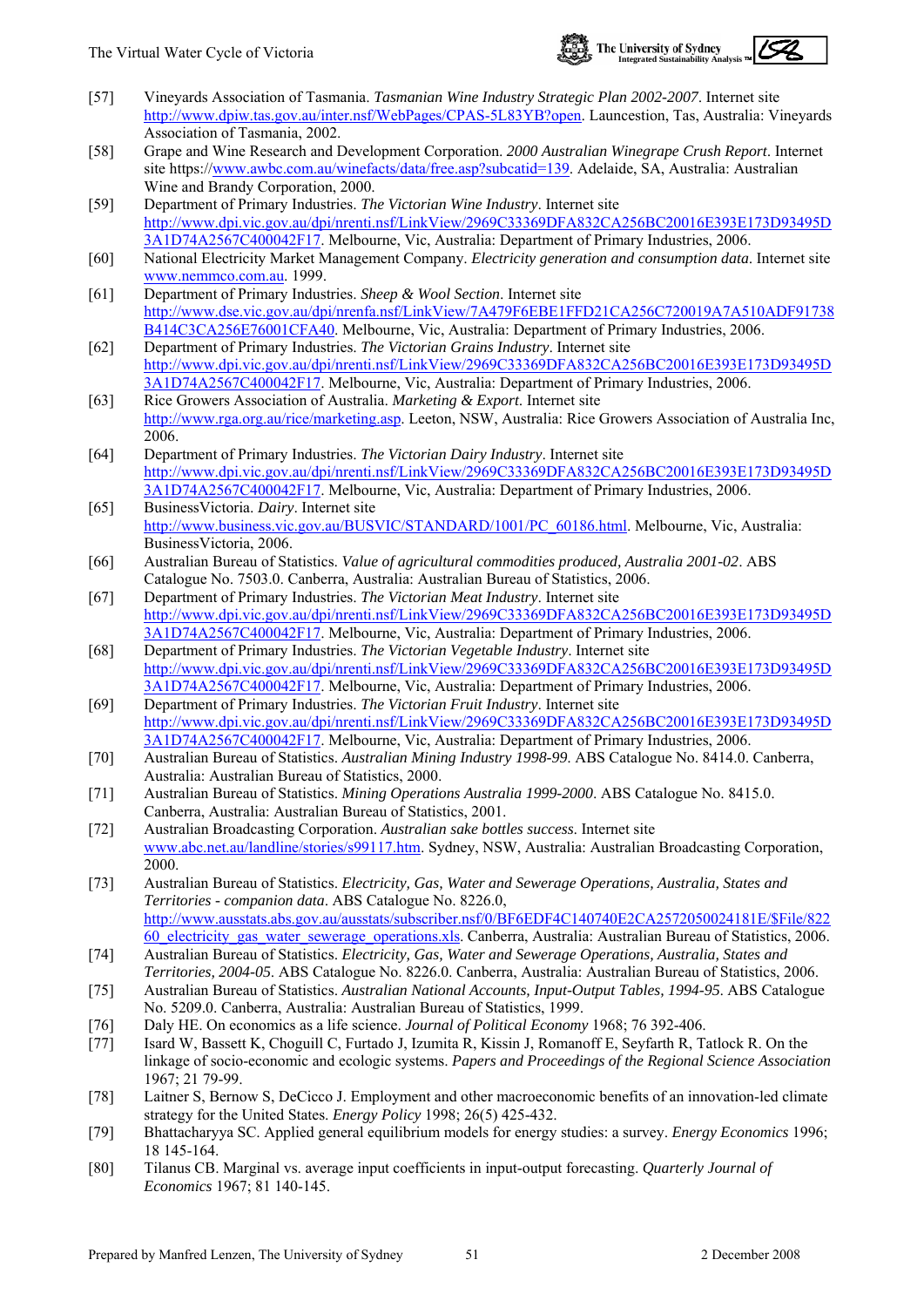[57] Vineyards Association of Tasmania. *Tasmanian Wine Industry Strategic Plan 2002-2007*. Internet site http://www.dpiw.tas.gov.au/inter.nsf/WebPages/CPAS-5L83YB?open. Launceston, Tas, Australia: Vineyards Association of Tasmania, 2002.

[58] Grape and Wine Research and Development Corporation. *2000 Australian Winegrape Crush Report*. Internet site https://www.awbc.com.au/winefacts/data/free.asp?subcatid=139. Adelaide, SA, Australia: Australian Wine and Brandy Corporation, 2000.

[59] Department of Primary Industries. *The Victorian Wine Industry*. Internet site http://www.dpi.vic.gov.au/dpi/nrenti.nsf/LinkView/2969C33369DFA832CA256BC20016E393E173D93495D3A1D74A2567C400042F17. Melbourne, Vic, Australia: Department of Primary Industries, 2006.

[60] National Electricity Market Management Company. *Electricity generation and consumption data*. Internet site www.nemmco.com.au. 1999.

[61] Department of Primary Industries. *Sheep & Wool Section*. Internet site http://www.dse.vic.gov.au/dpi/nrenfa.nsf/LinkView/7A479F6EBE1FFD21CA256C720019A7A510ADF91738B414C3CA256E76001CFA40. Melbourne, Vic, Australia: Department of Primary Industries, 2006.

[62] Department of Primary Industries. *The Victorian Grains Industry*. Internet site http://www.dpi.vic.gov.au/dpi/nrenti.nsf/LinkView/2969C33369DFA832CA256BC20016E393E173D93495D3A1D74A2567C400042F17. Melbourne, Vic, Australia: Department of Primary Industries, 2006.

[63] Rice Growers Association of Australia. *Marketing & Export*. Internet site http://www.rga.org.au/rice/marketing.asp. Leeton, NSW, Australia: Rice Growers Association of Australia Inc, 2006.

[64] Department of Primary Industries. *The Victorian Dairy Industry*. Internet site http://www.dpi.vic.gov.au/dpi/nrenti.nsf/LinkView/2969C33369DFA832CA256BC20016E393E173D93495D3A1D74A2567C400042F17. Melbourne, Vic, Australia: Department of Primary Industries, 2006.

[65] BusinessVictoria. *Dairy*. Internet site http://www.business.vic.gov.au/BUSVIC/STANDARD/1001/PC_60186.html. Melbourne, Vic, Australia: BusinessVictoria, 2006.

[66] Australian Bureau of Statistics. *Value of agricultural commodities produced, Australia 2001-02*. ABS Catalogue No. 7503.0. Canberra, Australia: Australian Bureau of Statistics, 2006.

[67] Department of Primary Industries. *The Victorian Meat Industry*. Internet site http://www.dpi.vic.gov.au/dpi/nrenti.nsf/LinkView/2969C33369DFA832CA256BC20016E393E173D93495D3A1D74A2567C400042F17. Melbourne, Vic, Australia: Department of Primary Industries, 2006.

[68] Department of Primary Industries. *The Victorian Vegetable Industry*. Internet site http://www.dpi.vic.gov.au/dpi/nrenti.nsf/LinkView/2969C33369DFA832CA256BC20016E393E173D93495D3A1D74A2567C400042F17. Melbourne, Vic, Australia: Department of Primary Industries, 2006.

[69] Department of Primary Industries. *The Victorian Fruit Industry*. Internet site http://www.dpi.vic.gov.au/dpi/nrenti.nsf/LinkView/2969C33369DFA832CA256BC20016E393E173D93495D3A1D74A2567C400042F17. Melbourne, Vic, Australia: Department of Primary Industries, 2006.

[70] Australian Bureau of Statistics. *Australian Mining Industry 1998-99*. ABS Catalogue No. 8414.0. Canberra, Australia: Australian Bureau of Statistics, 2000.

[71] Australian Bureau of Statistics. *Mining Operations Australia 1999-2000*. ABS Catalogue No. 8415.0. Canberra, Australia: Australian Bureau of Statistics, 2001.

[72] Australian Broadcasting Corporation. *Australian sake bottles success*. Internet site www.abc.net.au/landline/stories/s99117.htm. Sydney, NSW, Australia: Australian Broadcasting Corporation, 2000.

[73] Australian Bureau of Statistics. *Electricity, Gas, Water and Sewerage Operations, Australia, States and Territories - companion data*. ABS Catalogue No. 8226.0, http://www.ausstats.abs.gov.au/ausstats/subscriber.nsf/0/BF6EDF4C140740E2CA2572050024181E/$File/82260_electricity_gas_water_sewerage_operations.xls. Canberra, Australia: Australian Bureau of Statistics, 2006.

[74] Australian Bureau of Statistics. *Electricity, Gas, Water and Sewerage Operations, Australia, States and Territories, 2004-05*. ABS Catalogue No. 8226.0. Canberra, Australia: Australian Bureau of Statistics, 2006.

[75] Australian Bureau of Statistics. *Australian National Accounts, Input-Output Tables, 1994-95*. ABS Catalogue No. 5209.0. Canberra, Australia: Australian Bureau of Statistics, 1999.

[76] Daly HE. On economics as a life science. *Journal of Political Economy* 1968; 76 392-406.

[77] Isard W, Bassett K, Choguill C, Furtado J, Izumita R, Kissin J, Romanoff E, Seyfarth R, Tatlock R. On the linkage of socio-economic and ecologic systems. *Papers and Proceedings of the Regional Science Association* 1967; 21 79-99.

[78] Laitner S, Bernow S, DeCicco J. Employment and other macroeconomic benefits of an innovation-led climate strategy for the United States. *Energy Policy* 1998; 26(5) 425-432.

[79] Bhattacharyya SC. Applied general equilibrium models for energy studies: a survey. *Energy Economics* 1996; 18 145-164.

[80] Tilanus CB. Marginal vs. average input coefficients in input-output forecasting. *Quarterly Journal of Economics* 1967; 81 140-145.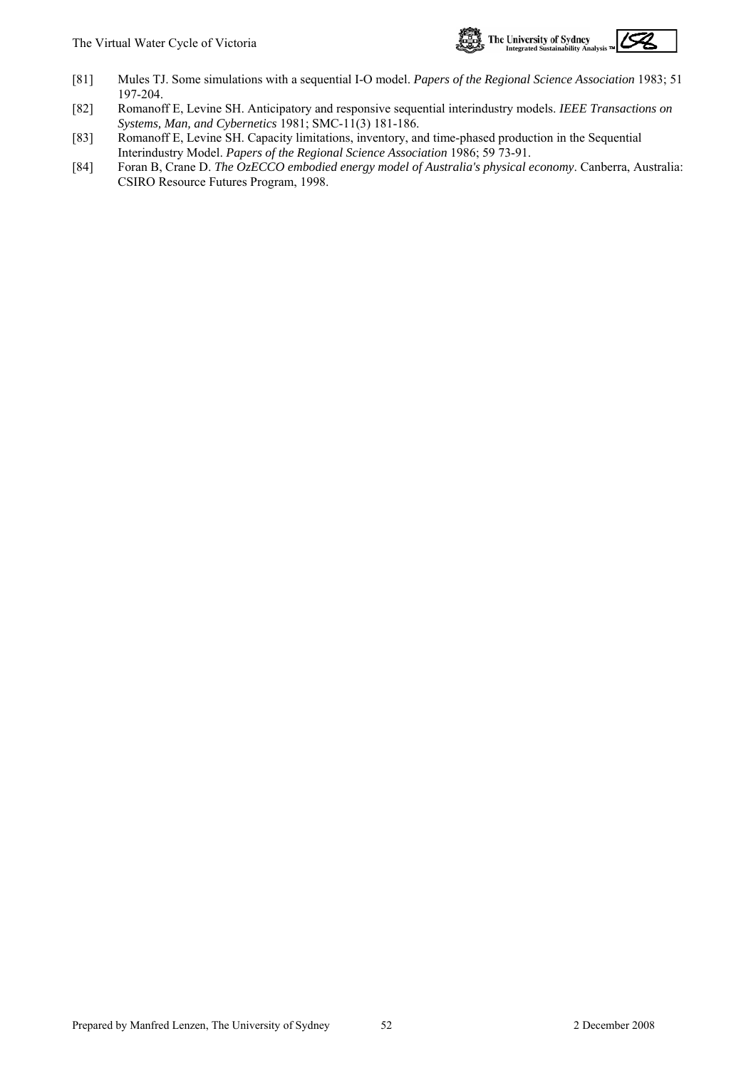[81] Mules TJ. Some simulations with a sequential I-O model. *Papers of the Regional Science Association* 1983; 51 197-204.

[82] Romanoff E, Levine SH. Anticipatory and responsive sequential interindustry models. *IEEE Transactions on Systems, Man, and Cybernetics* 1981; SMC-11(3) 181-186.

[83] Romanoff E, Levine SH. Capacity limitations, inventory, and time-phased production in the Sequential Interindustry Model. *Papers of the Regional Science Association* 1986; 59 73-91.

[84] Foran B, Crane D. *The OzECCO embodied energy model of Australia's physical economy*. Canberra, Australia: CSIRO Resource Futures Program, 1998.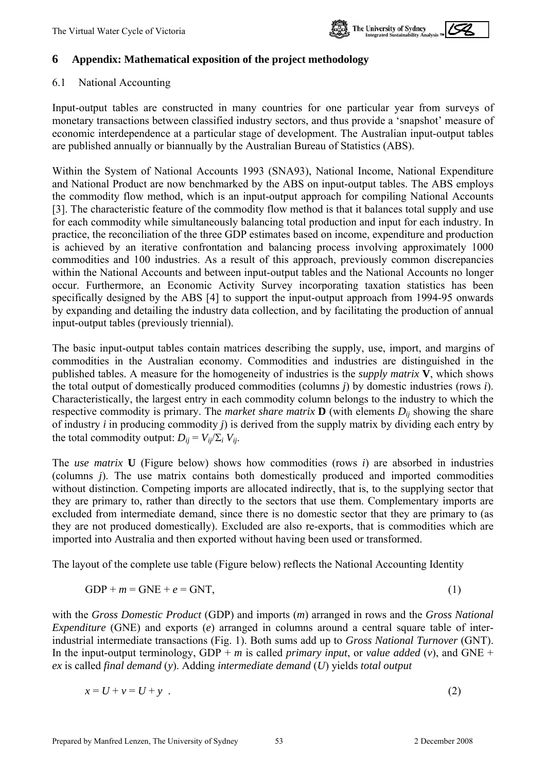# 6 Appendix: Mathematical exposition of the project methodology

## 6.1 National Accounting

Input-output tables are constructed in many countries for one particular year from surveys of monetary transactions between classified industry sectors, and thus provide a 'snapshot' measure of economic interdependence at a particular stage of development. The Australian input-output tables are published annually or biannually by the Australian Bureau of Statistics (ABS).

Within the System of National Accounts 1993 (SNA93), National Income, National Expenditure and National Product are now benchmarked by the ABS on input-output tables. The ABS employs the commodity flow method, which is an input-output approach for compiling National Accounts [3]. The characteristic feature of the commodity flow method is that it balances total supply and use for each commodity while simultaneously balancing total production and input for each industry. In practice, the reconciliation of the three GDP estimates based on income, expenditure and production is achieved by an iterative confrontation and balancing process involving approximately 1000 commodities and 100 industries. As a result of this approach, previously common discrepancies within the National Accounts and between input-output tables and the National Accounts no longer occur. Furthermore, an Economic Activity Survey incorporating taxation statistics has been specifically designed by the ABS [4] to support the input-output approach from 1994-95 onwards by expanding and detailing the industry data collection, and by facilitating the production of annual input-output tables (previously triennial).

The basic input-output tables contain matrices describing the supply, use, import, and margins of commodities in the Australian economy. Commodities and industries are distinguished in the published tables. A measure for the homogeneity of industries is the *supply matrix* **V**, which shows the total output of domestically produced commodities (columns $j$) by domestic industries (rows $i$). Characteristically, the largest entry in each commodity column belongs to the industry to which the respective commodity is primary. The *market share matrix* **D** (with elements $D_{ij}$ showing the share of industry $i$ in producing commodity $j$) is derived from the supply matrix by dividing each entry by the total commodity output: $D_{ij} = V_{ij}/\Sigma_i V_{ij}$.

The *use matrix* **U** (Figure below) shows how commodities (rows $i$) are absorbed in industries (columns $j$). The use matrix contains both domestically produced and imported commodities without distinction. Competing imports are allocated indirectly, that is, to the supplying sector that they are primary to, rather than directly to the sectors that use them. Complementary imports are excluded from intermediate demand, since there is no domestic sector that they are primary to (as they are not produced domestically). Excluded are also re-exports, that is commodities which are imported into Australia and then exported without having been used or transformed.

The layout of the complete use table (Figure below) reflects the National Accounting Identity

$$\text{GDP} + m = \text{GNE} + e = \text{GNT}, \qquad (1)$$

with the *Gross Domestic Product* (GDP) and imports ($m$) arranged in rows and the *Gross National Expenditure* (GNE) and exports ($e$) arranged in columns around a central square table of inter-industrial intermediate transactions (Fig. 1). Both sums add up to *Gross National Turnover* (GNT). In the input-output terminology, GDP + $m$ is called *primary input*, or *value added* ($v$), and GNE + $ex$ is called *final demand* ($y$). Adding *intermediate demand* ($U$) yields *total output*

$$x = U + v = U + y \quad . \qquad (2)$$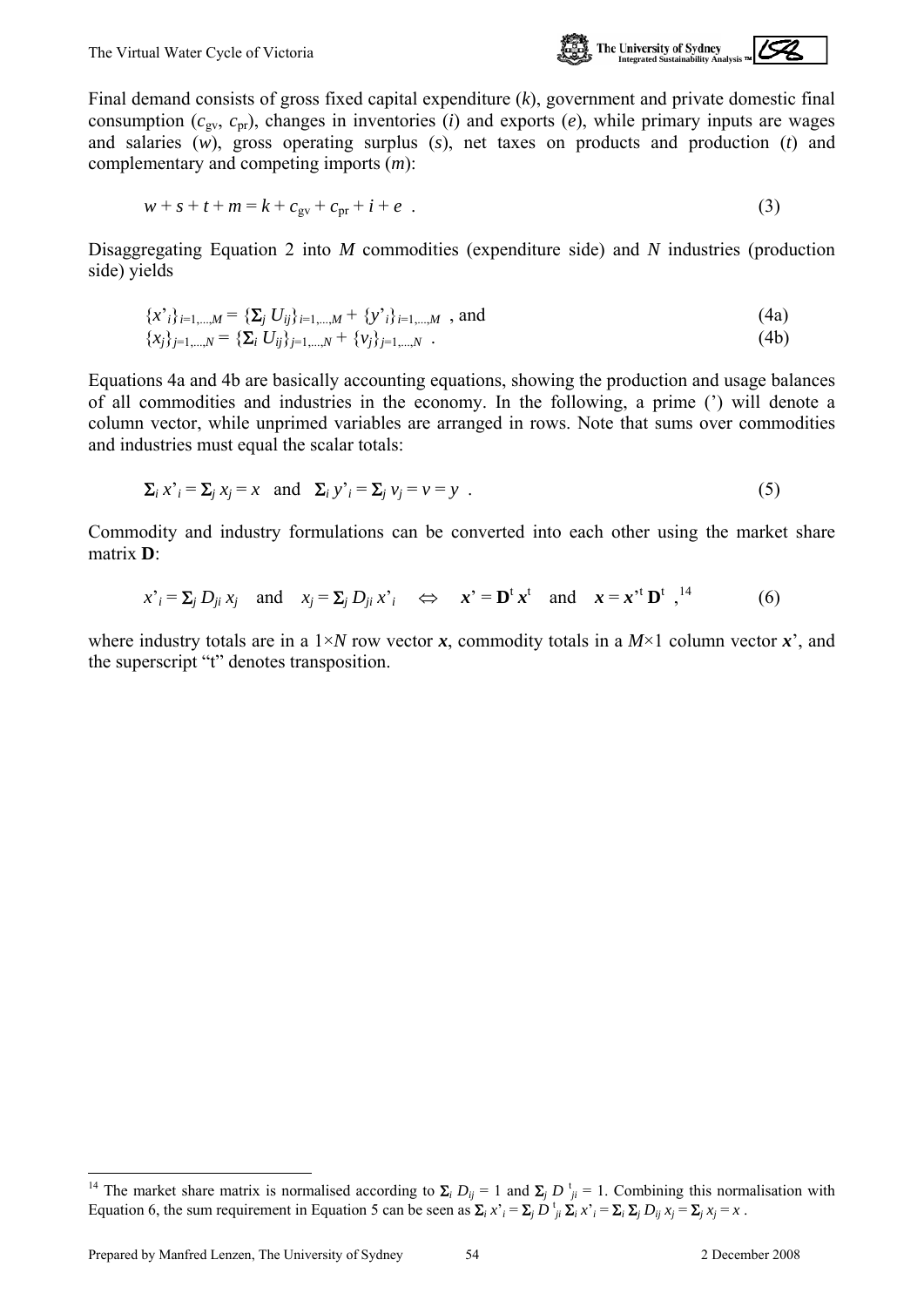Final demand consists of gross fixed capital expenditure ($k$), government and private domestic final consumption ($c_{gv}$, $c_{pr}$), changes in inventories ($i$) and exports ($e$), while primary inputs are wages and salaries ($w$), gross operating surplus ($s$), net taxes on products and production ($t$) and complementary and competing imports ($m$):

$$w + s + t + m = k + c_{gv} + c_{pr} + i + e \ . \tag{3}$$

Disaggregating Equation 2 into $M$ commodities (expenditure side) and $N$ industries (production side) yields

$$\{x'_i\}_{i=1,\ldots,M} = \{\Sigma_j U_{ij}\}_{i=1,\ldots,M} + \{y'_i\}_{i=1,\ldots,M} \text{ , and} \tag{4a}$$

$$\{x_j\}_{j=1,\ldots,N} = \{\Sigma_i U_{ij}\}_{j=1,\ldots,N} + \{v_j\}_{j=1,\ldots,N} \ . \tag{4b}$$

Equations 4a and 4b are basically accounting equations, showing the production and usage balances of all commodities and industries in the economy. In the following, a prime (') will denote a column vector, while unprimed variables are arranged in rows. Note that sums over commodities and industries must equal the scalar totals:

$$\Sigma_i x'_i = \Sigma_j x_j = x \quad \text{and} \quad \Sigma_i y'_i = \Sigma_j v_j = v = y \ . \tag{5}$$

Commodity and industry formulations can be converted into each other using the market share matrix **D**:

$$x'_i = \Sigma_j D_{ji} x_j \quad \text{and} \quad x_j = \Sigma_j D_{ji} x'_i \quad \Leftrightarrow \quad \boldsymbol{x}' = \mathbf{D}^t \boldsymbol{x}^t \quad \text{and} \quad \boldsymbol{x} = \boldsymbol{x}'^t \mathbf{D}^t \ ,\text{[14]} \tag{6}$$

where industry totals are in a $1 \times N$ row vector $\boldsymbol{x}$, commodity totals in a $M \times 1$ column vector $\boldsymbol{x}'$, and the superscript "t" denotes transposition.

---

[14] The market share matrix is normalised according to $\Sigma_i D_{ij} = 1$ and $\Sigma_j D^t_{ji} = 1$. Combining this normalisation with Equation 6, the sum requirement in Equation 5 can be seen as $\Sigma_i x'_i = \Sigma_j D^t_{ji} \Sigma_i x'_i = \Sigma_i \Sigma_j D_{ij} x_j = \Sigma_j x_j = x$ .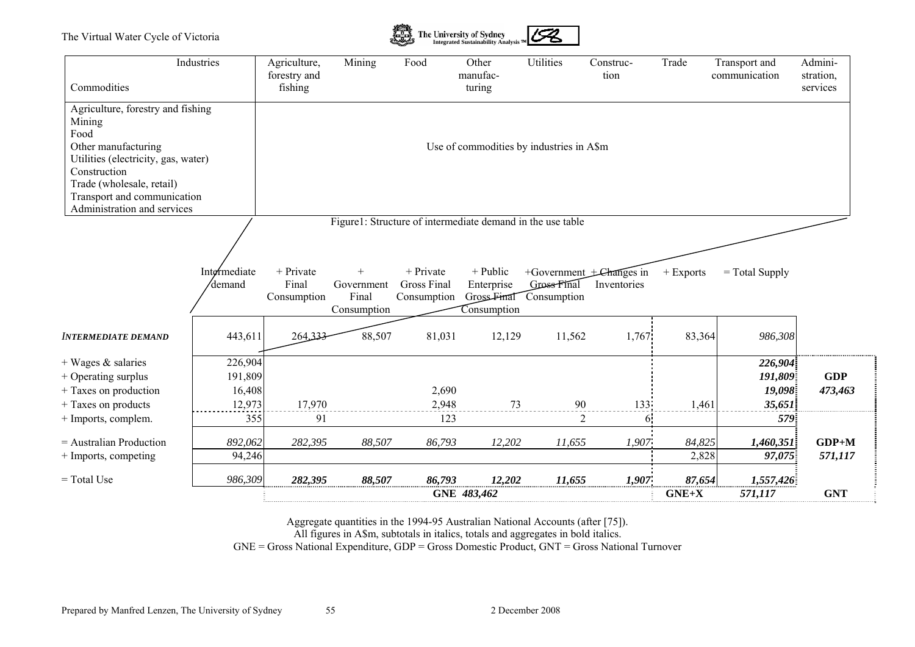| Commodities \ Industries | Agriculture, forestry and fishing | Mining | Food | Other manufacturing | Utilities | Construction | Trade | Transport and communication | Administration, services |
|---|---|---|---|---|---|---|---|---|---|
| Agriculture, forestry and fishing | | | | | | | | | |
| Mining | | | | | | | | | |
| Food | | | | | | | | | |
| Other manufacturing | | | | Use of commodities by industries in A$m | | | | | |
| Utilities (electricity, gas, water) | | | | | | | | | |
| Construction | | | | | | | | | |
| Trade (wholesale, retail) | | | | | | | | | |
| Transport and communication | | | | | | | | | |
| Administration and services | | | | | | | | | |

Figure1: Structure of intermediate demand in the use table

| | Intermediate demand | + Private Final Consumption | + Government Final Consumption | + Private Gross Final Consumption | + Public Enterprise Gross Final Consumption | +Government Gross Final Consumption | + Changes in Inventories | + Exports | = Total Supply | |
|---|---|---|---|---|---|---|---|---|---|---|
| *INTERMEDIATE DEMAND* | 443,611 | 264,333 | 88,507 | 81,031 | 12,129 | 11,562 | 1,767 | 83,364 | *986,308* | |
| + Wages & salaries | 226,904 | | | | | | | | ***226,904*** | |
| + Operating surplus | 191,809 | | | | | | | | ***191,809*** | **GDP** |
| + Taxes on production | 16,408 | | | 2,690 | | | | | ***19,098*** | ***473,463*** |
| + Taxes on products | 12,973 | 17,970 | | 2,948 | 73 | 90 | 133 | 1,461 | ***35,651*** | |
| + Imports, complem. | 355 | 91 | | 123 | | 2 | 6 | | ***579*** | |
| = Australian Production | *892,062* | *282,395* | *88,507* | *86,793* | *12,202* | *11,655* | *1,907* | *84,825* | ***1,460,351*** | **GDP+M** |
| + Imports, competing | 94,246 | | | | | | | 2,828 | ***97,075*** | ***571,117*** |
| = Total Use | *986,309* | ***282,395*** | ***88,507*** | ***86,793*** | ***12,202*** | ***11,655*** | ***1,907*** | ***87,654*** | ***1,557,426*** | |
| | | | | **GNE** ***483,462*** | | | | **GNE+X** | ***571,117*** | **GNT** |

Aggregate quantities in the 1994-95 Australian National Accounts (after [75]).
All figures in A$m, subtotals in italics, totals and aggregates in bold italics.
GNE = Gross National Expenditure, GDP = Gross Domestic Product, GNT = Gross National Turnover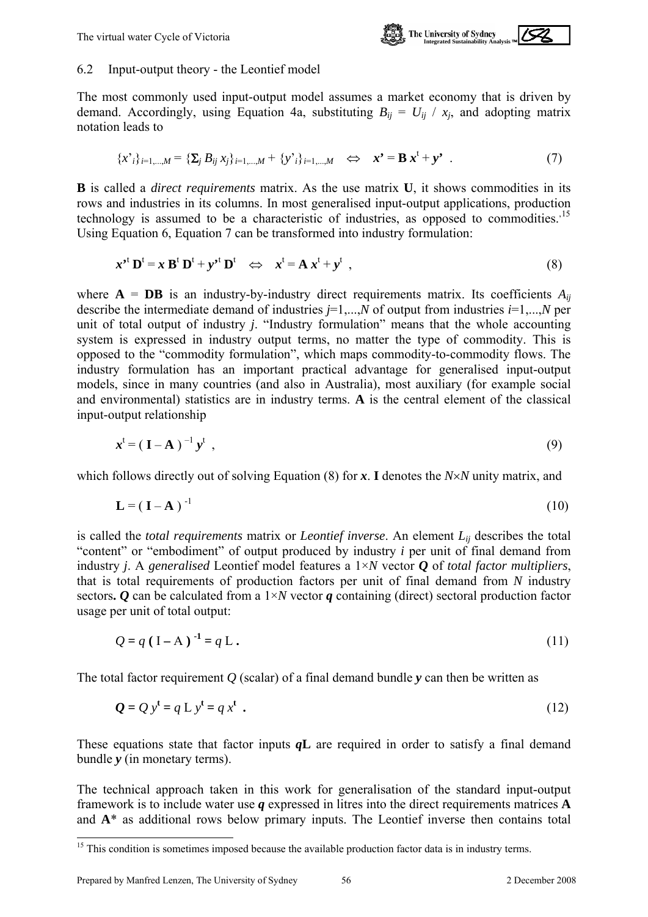### 6.2 Input-output theory - the Leontief model

The most commonly used input-output model assumes a market economy that is driven by demand. Accordingly, using Equation 4a, substituting $B_{ij} = U_{ij} / x_j$, and adopting matrix notation leads to

$$\{x'_i\}_{i=1,\ldots,M} = \{\Sigma_j B_{ij} x_j\}_{i=1,\ldots,M} + \{y'_i\}_{i=1,\ldots,M} \quad \Leftrightarrow \quad \boldsymbol{x'} = \mathbf{B}\, \boldsymbol{x}^{\mathrm{t}} + \boldsymbol{y'} \ . \tag{7}$$

**B** is called a *direct requirements* matrix. As the use matrix **U**, it shows commodities in its rows and industries in its columns. In most generalised input-output applications, production technology is assumed to be a characteristic of industries, as opposed to commodities.'[15] Using Equation 6, Equation 7 can be transformed into industry formulation:

$$\boldsymbol{x'}^{\mathrm{t}}\, \mathbf{D}^{\mathrm{t}} = \boldsymbol{x}\, \mathbf{B}^{\mathrm{t}}\, \mathbf{D}^{\mathrm{t}} + \boldsymbol{y'}^{\mathrm{t}}\, \mathbf{D}^{\mathrm{t}} \quad \Leftrightarrow \quad \boldsymbol{x}^{\mathrm{t}} = \mathbf{A}\, \boldsymbol{x}^{\mathrm{t}} + \boldsymbol{y}^{\mathrm{t}} \ , \tag{8}$$

where $\mathbf{A} = \mathbf{DB}$ is an industry-by-industry direct requirements matrix. Its coefficients $A_{ij}$ describe the intermediate demand of industries $j$=1,...,$N$ of output from industries $i$=1,...,$N$ per unit of total output of industry $j$. "Industry formulation" means that the whole accounting system is expressed in industry output terms, no matter the type of commodity. This is opposed to the "commodity formulation", which maps commodity-to-commodity flows. The industry formulation has an important practical advantage for generalised input-output models, since in many countries (and also in Australia), most auxiliary (for example social and environmental) statistics are in industry terms. **A** is the central element of the classical input-output relationship

$$\boldsymbol{x}^{\mathrm{t}} = (\, \mathbf{I} - \mathbf{A}\,)^{-1}\, \boldsymbol{y}^{\mathrm{t}} \ , \tag{9}$$

which follows directly out of solving Equation (8) for $\boldsymbol{x}$. **I** denotes the $N \times N$ unity matrix, and

$$\mathbf{L} = (\, \mathbf{I} - \mathbf{A}\,)^{-1} \tag{10}$$

is called the *total requirements* matrix or *Leontief inverse*. An element $L_{ij}$ describes the total "content" or "embodiment" of output produced by industry $i$ per unit of final demand from industry $j$. A *generalised* Leontief model features a $1 \times N$ vector $\boldsymbol{Q}$ of *total factor multipliers*, that is total requirements of production factors per unit of final demand from $N$ industry sectors**.** $\boldsymbol{Q}$ can be calculated from a $1 \times N$ vector $\boldsymbol{q}$ containing (direct) sectoral production factor usage per unit of total output:

$$Q = q\, (\, \mathrm{I} - \mathrm{A}\,)^{-1} = q\, \mathrm{L} \ . \tag{11}$$

The total factor requirement $Q$ (scalar) of a final demand bundle $\boldsymbol{y}$ can then be written as

$$\boldsymbol{Q} = Q\, y^{\mathbf{t}} = q\, \mathrm{L}\, y^{\mathbf{t}} = q\, x^{\mathbf{t}} \ . \tag{12}$$

These equations state that factor inputs $\boldsymbol{q}\mathbf{L}$ are required in order to satisfy a final demand bundle $\boldsymbol{y}$ (in monetary terms).

The technical approach taken in this work for generalisation of the standard input-output framework is to include water use $\boldsymbol{q}$ expressed in litres into the direct requirements matrices **A** and **A**\* as additional rows below primary inputs. The Leontief inverse then contains total

---

[15] This condition is sometimes imposed because the available production factor data is in industry terms.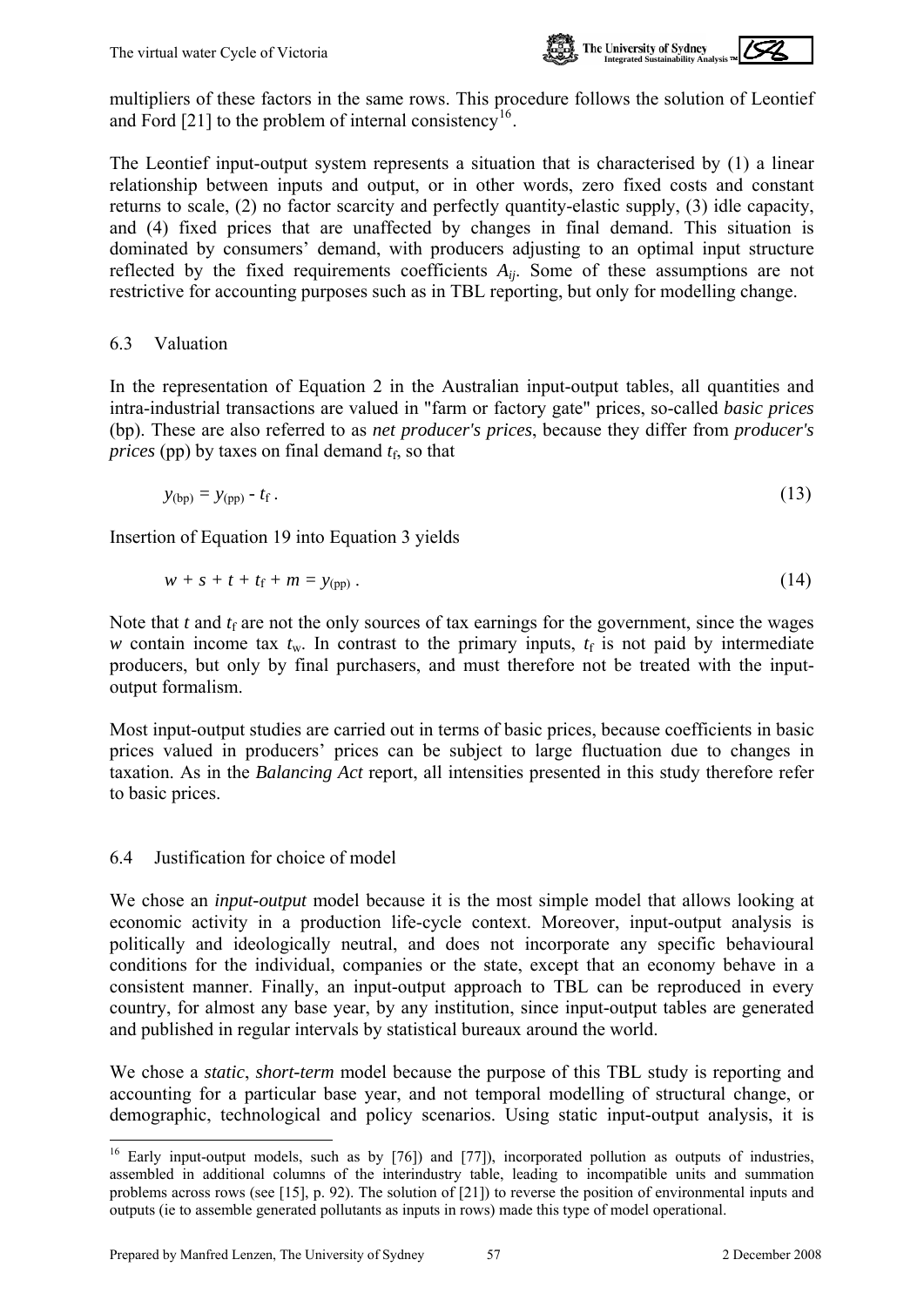multipliers of these factors in the same rows. This procedure follows the solution of Leontief and Ford [21] to the problem of internal consistency[16].

The Leontief input-output system represents a situation that is characterised by (1) a linear relationship between inputs and output, or in other words, zero fixed costs and constant returns to scale, (2) no factor scarcity and perfectly quantity-elastic supply, (3) idle capacity, and (4) fixed prices that are unaffected by changes in final demand. This situation is dominated by consumers' demand, with producers adjusting to an optimal input structure reflected by the fixed requirements coefficients $A_{ij}$. Some of these assumptions are not restrictive for accounting purposes such as in TBL reporting, but only for modelling change.

## 6.3 Valuation

In the representation of Equation 2 in the Australian input-output tables, all quantities and intra-industrial transactions are valued in "farm or factory gate" prices, so-called *basic prices* (bp). These are also referred to as *net producer's prices*, because they differ from *producer's prices* (pp) by taxes on final demand $t_f$, so that

$$y_{(bp)} = y_{(pp)} - t_f \, . \tag{13}$$

Insertion of Equation 19 into Equation 3 yields

$$w + s + t + t_f + m = y_{(pp)} \, . \tag{14}$$

Note that $t$ and $t_f$ are not the only sources of tax earnings for the government, since the wages $w$ contain income tax $t_w$. In contrast to the primary inputs, $t_f$ is not paid by intermediate producers, but only by final purchasers, and must therefore not be treated with the input-output formalism.

Most input-output studies are carried out in terms of basic prices, because coefficients in basic prices valued in producers' prices can be subject to large fluctuation due to changes in taxation. As in the *Balancing Act* report, all intensities presented in this study therefore refer to basic prices.

## 6.4 Justification for choice of model

We chose an *input-output* model because it is the most simple model that allows looking at economic activity in a production life-cycle context. Moreover, input-output analysis is politically and ideologically neutral, and does not incorporate any specific behavioural conditions for the individual, companies or the state, except that an economy behave in a consistent manner. Finally, an input-output approach to TBL can be reproduced in every country, for almost any base year, by any institution, since input-output tables are generated and published in regular intervals by statistical bureaux around the world.

We chose a *static*, *short-term* model because the purpose of this TBL study is reporting and accounting for a particular base year, and not temporal modelling of structural change, or demographic, technological and policy scenarios. Using static input-output analysis, it is

---

[16] Early input-output models, such as by [76]) and [77]), incorporated pollution as outputs of industries, assembled in additional columns of the interindustry table, leading to incompatible units and summation problems across rows (see [15], p. 92). The solution of [21]) to reverse the position of environmental inputs and outputs (ie to assemble generated pollutants as inputs in rows) made this type of model operational.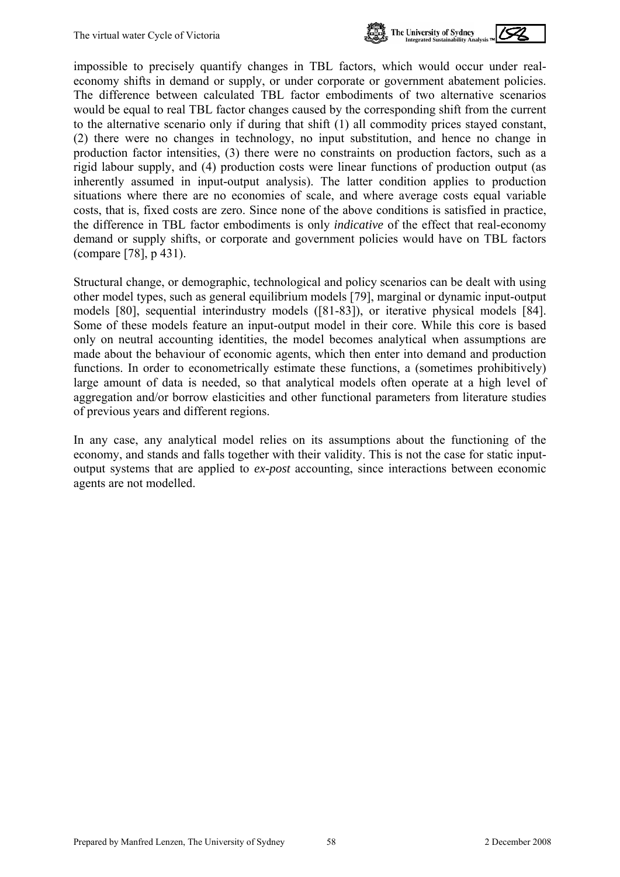impossible to precisely quantify changes in TBL factors, which would occur under real-economy shifts in demand or supply, or under corporate or government abatement policies. The difference between calculated TBL factor embodiments of two alternative scenarios would be equal to real TBL factor changes caused by the corresponding shift from the current to the alternative scenario only if during that shift (1) all commodity prices stayed constant, (2) there were no changes in technology, no input substitution, and hence no change in production factor intensities, (3) there were no constraints on production factors, such as a rigid labour supply, and (4) production costs were linear functions of production output (as inherently assumed in input-output analysis). The latter condition applies to production situations where there are no economies of scale, and where average costs equal variable costs, that is, fixed costs are zero. Since none of the above conditions is satisfied in practice, the difference in TBL factor embodiments is only *indicative* of the effect that real-economy demand or supply shifts, or corporate and government policies would have on TBL factors (compare [78], p 431).

Structural change, or demographic, technological and policy scenarios can be dealt with using other model types, such as general equilibrium models [79], marginal or dynamic input-output models [80], sequential interindustry models ([81-83]), or iterative physical models [84]. Some of these models feature an input-output model in their core. While this core is based only on neutral accounting identities, the model becomes analytical when assumptions are made about the behaviour of economic agents, which then enter into demand and production functions. In order to econometrically estimate these functions, a (sometimes prohibitively) large amount of data is needed, so that analytical models often operate at a high level of aggregation and/or borrow elasticities and other functional parameters from literature studies of previous years and different regions.

In any case, any analytical model relies on its assumptions about the functioning of the economy, and stands and falls together with their validity. This is not the case for static input-output systems that are applied to *ex-post* accounting, since interactions between economic agents are not modelled.